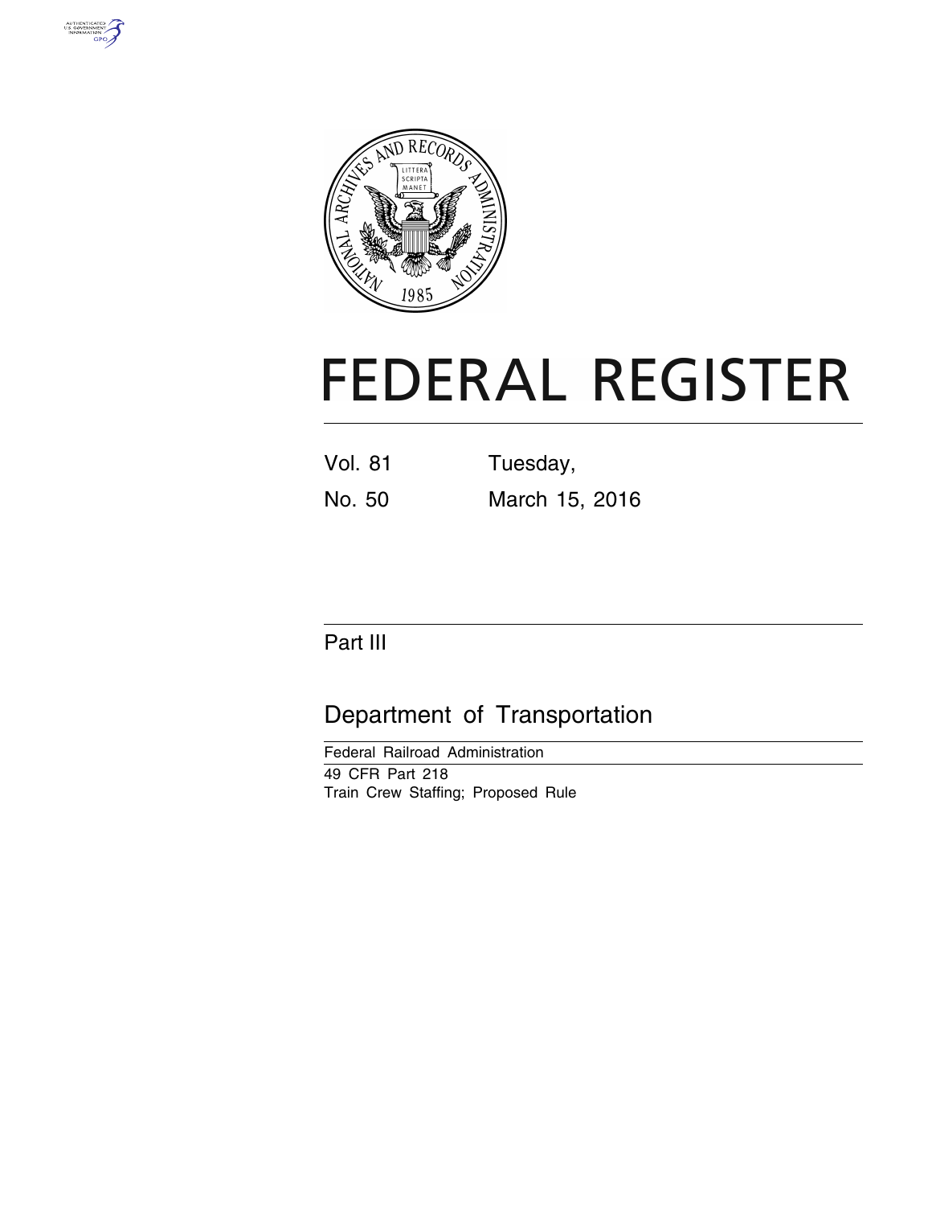# FEDERAL REGISTER

| | |
|---|---|
| Vol. 81 | Tuesday, |
| No. 50 | March 15, 2016 |

## Part III

## Department of Transportation

Federal Railroad Administration

49 CFR Part 218

Train Crew Staffing; Proposed Rule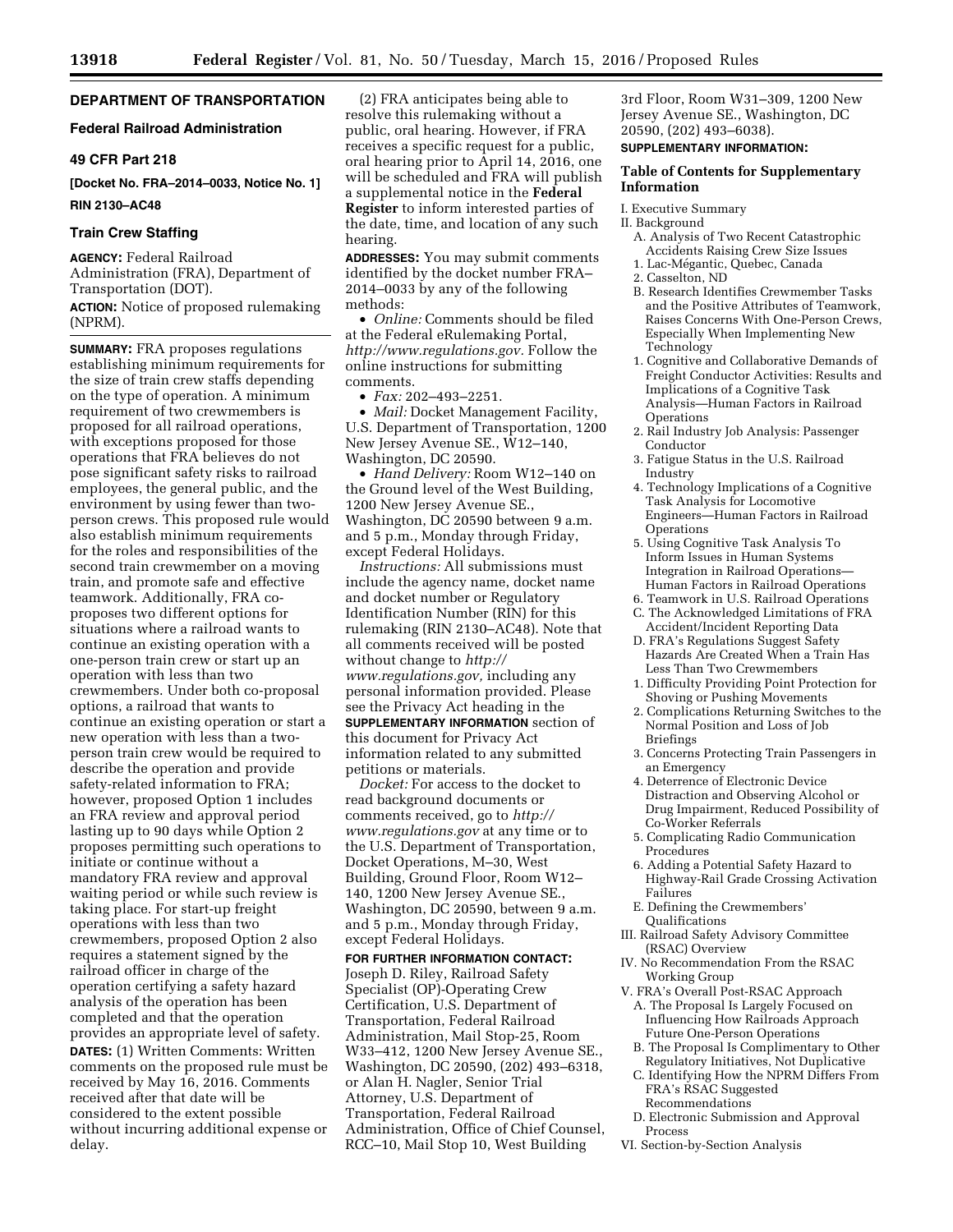## DEPARTMENT OF TRANSPORTATION

### Federal Railroad Administration

### 49 CFR Part 218

**[Docket No. FRA–2014–0033, Notice No. 1]**

**RIN 2130–AC48**

### Train Crew Staffing

**AGENCY:** Federal Railroad Administration (FRA), Department of Transportation (DOT).

**ACTION:** Notice of proposed rulemaking (NPRM).

**SUMMARY:** FRA proposes regulations establishing minimum requirements for the size of train crew staffs depending on the type of operation. A minimum requirement of two crewmembers is proposed for all railroad operations, with exceptions proposed for those operations that FRA believes do not pose significant safety risks to railroad employees, the general public, and the environment by using fewer than two-person crews. This proposed rule would also establish minimum requirements for the roles and responsibilities of the second train crewmember on a moving train, and promote safe and effective teamwork. Additionally, FRA co-proposes two different options for situations where a railroad wants to continue an existing operation with a one-person train crew or start up an operation with less than two crewmembers. Under both co-proposal options, a railroad that wants to continue an existing operation or start a new operation with less than a two-person train crew would be required to describe the operation and provide safety-related information to FRA; however, proposed Option 1 includes an FRA review and approval period lasting up to 90 days while Option 2 proposes permitting such operations to initiate or continue without a mandatory FRA review and approval waiting period or while such review is taking place. For start-up freight operations with less than two crewmembers, proposed Option 2 also requires a statement signed by the railroad officer in charge of the operation certifying a safety hazard analysis of the operation has been completed and that the operation provides an appropriate level of safety.

**DATES:** (1) Written Comments: Written comments on the proposed rule must be received by May 16, 2016. Comments received after that date will be considered to the extent possible without incurring additional expense or delay.

(2) FRA anticipates being able to resolve this rulemaking without a public, oral hearing. However, if FRA receives a specific request for a public, oral hearing prior to April 14, 2016, one will be scheduled and FRA will publish a supplemental notice in the **Federal Register** to inform interested parties of the date, time, and location of any such hearing.

**ADDRESSES:** You may submit comments identified by the docket number FRA–2014–0033 by any of the following methods:

- *Online:* Comments should be filed at the Federal eRulemaking Portal, *http://www.regulations.gov.* Follow the online instructions for submitting comments.
- *Fax:* 202–493–2251.
- *Mail:* Docket Management Facility, U.S. Department of Transportation, 1200 New Jersey Avenue SE., W12–140, Washington, DC 20590.
- *Hand Delivery:* Room W12–140 on the Ground level of the West Building, 1200 New Jersey Avenue SE., Washington, DC 20590 between 9 a.m. and 5 p.m., Monday through Friday, except Federal Holidays.

*Instructions:* All submissions must include the agency name, docket name and docket number or Regulatory Identification Number (RIN) for this rulemaking (RIN 2130–AC48). Note that all comments received will be posted without change to *http://www.regulations.gov,* including any personal information provided. Please see the Privacy Act heading in the **SUPPLEMENTARY INFORMATION** section of this document for Privacy Act information related to any submitted petitions or materials.

*Docket:* For access to the docket to read background documents or comments received, go to *http://www.regulations.gov* at any time or to the U.S. Department of Transportation, Docket Operations, M–30, West Building, Ground Floor, Room W12–140, 1200 New Jersey Avenue SE., Washington, DC 20590, between 9 a.m. and 5 p.m., Monday through Friday, except Federal Holidays.

**FOR FURTHER INFORMATION CONTACT:** Joseph D. Riley, Railroad Safety Specialist (OP)-Operating Crew Certification, U.S. Department of Transportation, Federal Railroad Administration, Mail Stop-25, Room W33–412, 1200 New Jersey Avenue SE., Washington, DC 20590, (202) 493–6318, or Alan H. Nagler, Senior Trial Attorney, U.S. Department of Transportation, Federal Railroad Administration, Office of Chief Counsel, RCC–10, Mail Stop 10, West Building 3rd Floor, Room W31–309, 1200 New Jersey Avenue SE., Washington, DC 20590, (202) 493–6038).

**SUPPLEMENTARY INFORMATION:**

### Table of Contents for Supplementary Information

I. Executive Summary
II. Background
- A. Analysis of Two Recent Catastrophic Accidents Raising Crew Size Issues
  1. Lac-Mégantic, Quebec, Canada
  2. Casselton, ND
- B. Research Identifies Crewmember Tasks and the Positive Attributes of Teamwork, Raises Concerns With One-Person Crews, Especially When Implementing New Technology
  1. Cognitive and Collaborative Demands of Freight Conductor Activities: Results and Implications of a Cognitive Task Analysis—Human Factors in Railroad Operations
  2. Rail Industry Job Analysis: Passenger Conductor
  3. Fatigue Status in the U.S. Railroad Industry
  4. Technology Implications of a Cognitive Task Analysis for Locomotive Engineers—Human Factors in Railroad Operations
  5. Using Cognitive Task Analysis To Inform Issues in Human Systems Integration in Railroad Operations—Human Factors in Railroad Operations
  6. Teamwork in U.S. Railroad Operations
- C. The Acknowledged Limitations of FRA Accident/Incident Reporting Data
- D. FRA's Regulations Suggest Safety Hazards Are Created When a Train Has Less Than Two Crewmembers
  1. Difficulty Providing Point Protection for Shoving or Pushing Movements
  2. Complications Returning Switches to the Normal Position and Loss of Job Briefings
  3. Concerns Protecting Train Passengers in an Emergency
  4. Deterrence of Electronic Device Distraction and Observing Alcohol or Drug Impairment, Reduced Possibility of Co-Worker Referrals
  5. Complicating Radio Communication Procedures
  6. Adding a Potential Safety Hazard to Highway-Rail Grade Crossing Activation Failures
- E. Defining the Crewmembers' Qualifications

III. Railroad Safety Advisory Committee (RSAC) Overview
IV. No Recommendation From the RSAC Working Group
V. FRA's Overall Post-RSAC Approach
- A. The Proposal Is Largely Focused on Influencing How Railroads Approach Future One-Person Operations
- B. The Proposal Is Complimentary to Other Regulatory Initiatives, Not Duplicative
- C. Identifying How the NPRM Differs From FRA's RSAC Suggested Recommendations
- D. Electronic Submission and Approval Process

VI. Section-by-Section Analysis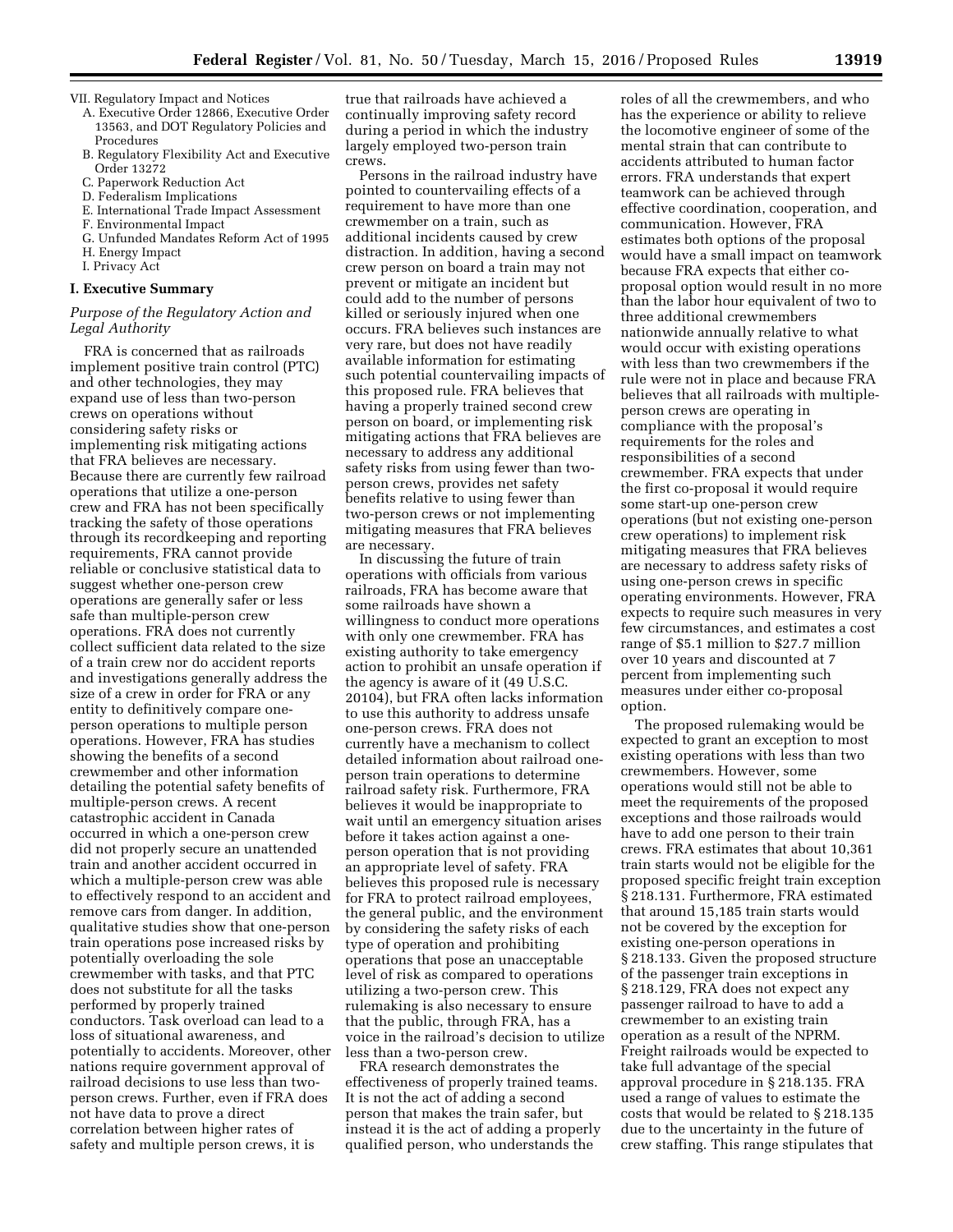VII. Regulatory Impact and Notices
  A. Executive Order 12866, Executive Order 13563, and DOT Regulatory Policies and Procedures
  B. Regulatory Flexibility Act and Executive Order 13272
  C. Paperwork Reduction Act
  D. Federalism Implications
  E. International Trade Impact Assessment
  F. Environmental Impact
  G. Unfunded Mandates Reform Act of 1995
  H. Energy Impact
  I. Privacy Act

## I. Executive Summary

### *Purpose of the Regulatory Action and Legal Authority*

FRA is concerned that as railroads implement positive train control (PTC) and other technologies, they may expand use of less than two-person crews on operations without considering safety risks or implementing risk mitigating actions that FRA believes are necessary. Because there are currently few railroad operations that utilize a one-person crew and FRA has not been specifically tracking the safety of those operations through its recordkeeping and reporting requirements, FRA cannot provide reliable or conclusive statistical data to suggest whether one-person crew operations are generally safer or less safe than multiple-person crew operations. FRA does not currently collect sufficient data related to the size of a train crew nor do accident reports and investigations generally address the size of a crew in order for FRA or any entity to definitively compare one-person operations to multiple person operations. However, FRA has studies showing the benefits of a second crewmember and other information detailing the potential safety benefits of multiple-person crews. A recent catastrophic accident in Canada occurred in which a one-person crew did not properly secure an unattended train and another accident occurred in which a multiple-person crew was able to effectively respond to an accident and remove cars from danger. In addition, qualitative studies show that one-person train operations pose increased risks by potentially overloading the sole crewmember with tasks, and that PTC does not substitute for all the tasks performed by properly trained conductors. Task overload can lead to a loss of situational awareness, and potentially to accidents. Moreover, other nations require government approval of railroad decisions to use less than two-person crews. Further, even if FRA does not have data to prove a direct correlation between higher rates of safety and multiple person crews, it is true that railroads have achieved a continually improving safety record during a period in which the industry largely employed two-person train crews.

Persons in the railroad industry have pointed to countervailing effects of a requirement to have more than one crewmember on a train, such as additional incidents caused by crew distraction. In addition, having a second crew person on board a train may not prevent or mitigate an incident but could add to the number of persons killed or seriously injured when one occurs. FRA believes such instances are very rare, but does not have readily available information for estimating such potential countervailing impacts of this proposed rule. FRA believes that having a properly trained second crew person on board, or implementing risk mitigating actions that FRA believes are necessary to address any additional safety risks from using fewer than two-person crews, provides net safety benefits relative to using fewer than two-person crews or not implementing mitigating measures that FRA believes are necessary.

In discussing the future of train operations with officials from various railroads, FRA has become aware that some railroads have shown a willingness to conduct more operations with only one crewmember. FRA has existing authority to take emergency action to prohibit an unsafe operation if the agency is aware of it (49 U.S.C. 20104), but FRA often lacks information to use this authority to address unsafe one-person crews. FRA does not currently have a mechanism to collect detailed information about railroad one-person train operations to determine railroad safety risk. Furthermore, FRA believes it would be inappropriate to wait until an emergency situation arises before it takes action against a one-person operation that is not providing an appropriate level of safety. FRA believes this proposed rule is necessary for FRA to protect railroad employees, the general public, and the environment by considering the safety risks of each type of operation and prohibiting operations that pose an unacceptable level of risk as compared to operations utilizing a two-person crew. This rulemaking is also necessary to ensure that the public, through FRA, has a voice in the railroad's decision to utilize less than a two-person crew.

FRA research demonstrates the effectiveness of properly trained teams. It is not the act of adding a second person that makes the train safer, but instead it is the act of adding a properly qualified person, who understands the roles of all the crewmembers, and who has the experience or ability to relieve the locomotive engineer of some of the mental strain that can contribute to accidents attributed to human factor errors. FRA understands that expert teamwork can be achieved through effective coordination, cooperation, and communication. However, FRA estimates both options of the proposal would have a small impact on teamwork because FRA expects that either co-proposal option would result in no more than the labor hour equivalent of two to three additional crewmembers nationwide annually relative to what would occur with existing operations with less than two crewmembers if the rule were not in place and because FRA believes that all railroads with multiple-person crews are operating in compliance with the proposal's requirements for the roles and responsibilities of a second crewmember. FRA expects that under the first co-proposal it would require some start-up one-person crew operations (but not existing one-person crew operations) to implement risk mitigating measures that FRA believes are necessary to address safety risks of using one-person crews in specific operating environments. However, FRA expects to require such measures in very few circumstances, and estimates a cost range of $5.1 million to $27.7 million over 10 years and discounted at 7 percent from implementing such measures under either co-proposal option.

The proposed rulemaking would be expected to grant an exception to most existing operations with less than two crewmembers. However, some operations would still not be able to meet the requirements of the proposed exceptions and those railroads would have to add one person to their train crews. FRA estimates that about 10,361 train starts would not be eligible for the proposed specific freight train exception § 218.131. Furthermore, FRA estimated that around 15,185 train starts would not be covered by the exception for existing one-person operations in § 218.133. Given the proposed structure of the passenger train exceptions in § 218.129, FRA does not expect any passenger railroad to have to add a crewmember to an existing train operation as a result of the NPRM. Freight railroads would be expected to take full advantage of the special approval procedure in § 218.135. FRA used a range of values to estimate the costs that would be related to § 218.135 due to the uncertainty in the future of crew staffing. This range stipulates that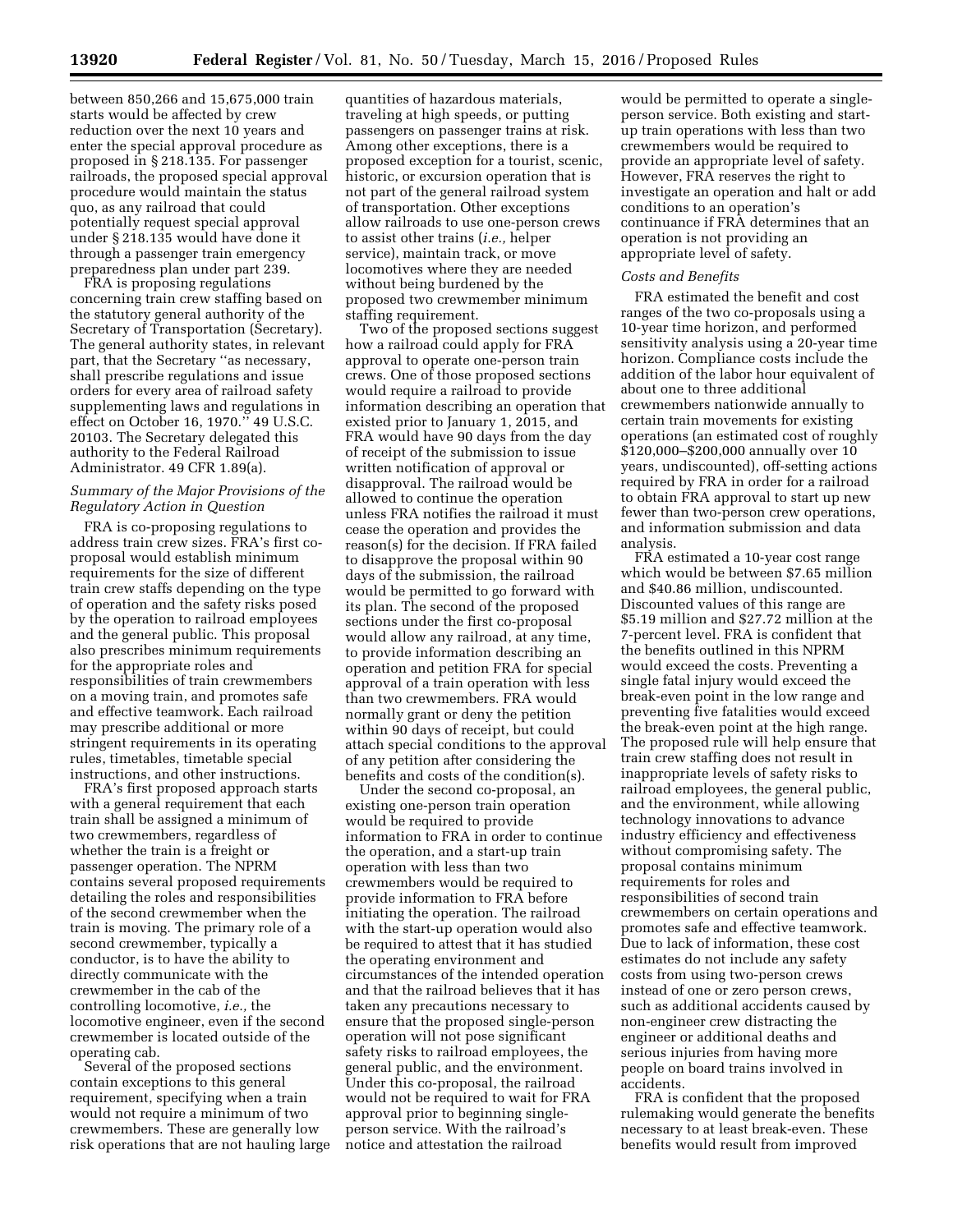between 850,266 and 15,675,000 train starts would be affected by crew reduction over the next 10 years and enter the special approval procedure as proposed in § 218.135. For passenger railroads, the proposed special approval procedure would maintain the status quo, as any railroad that could potentially request special approval under § 218.135 would have done it through a passenger train emergency preparedness plan under part 239.

FRA is proposing regulations concerning train crew staffing based on the statutory general authority of the Secretary of Transportation (Secretary). The general authority states, in relevant part, that the Secretary ''as necessary, shall prescribe regulations and issue orders for every area of railroad safety supplementing laws and regulations in effect on October 16, 1970.'' 49 U.S.C. 20103. The Secretary delegated this authority to the Federal Railroad Administrator. 49 CFR 1.89(a).

### *Summary of the Major Provisions of the Regulatory Action in Question*

FRA is co-proposing regulations to address train crew sizes. FRA's first co-proposal would establish minimum requirements for the size of different train crew staffs depending on the type of operation and the safety risks posed by the operation to railroad employees and the general public. This proposal also prescribes minimum requirements for the appropriate roles and responsibilities of train crewmembers on a moving train, and promotes safe and effective teamwork. Each railroad may prescribe additional or more stringent requirements in its operating rules, timetables, timetable special instructions, and other instructions.

FRA's first proposed approach starts with a general requirement that each train shall be assigned a minimum of two crewmembers, regardless of whether the train is a freight or passenger operation. The NPRM contains several proposed requirements detailing the roles and responsibilities of the second crewmember when the train is moving. The primary role of a second crewmember, typically a conductor, is to have the ability to directly communicate with the crewmember in the cab of the controlling locomotive, *i.e.,* the locomotive engineer, even if the second crewmember is located outside of the operating cab.

Several of the proposed sections contain exceptions to this general requirement, specifying when a train would not require a minimum of two crewmembers. These are generally low risk operations that are not hauling large quantities of hazardous materials, traveling at high speeds, or putting passengers on passenger trains at risk. Among other exceptions, there is a proposed exception for a tourist, scenic, historic, or excursion operation that is not part of the general railroad system of transportation. Other exceptions allow railroads to use one-person crews to assist other trains (*i.e.,* helper service), maintain track, or move locomotives where they are needed without being burdened by the proposed two crewmember minimum staffing requirement.

Two of the proposed sections suggest how a railroad could apply for FRA approval to operate one-person train crews. One of those proposed sections would require a railroad to provide information describing an operation that existed prior to January 1, 2015, and FRA would have 90 days from the day of receipt of the submission to issue written notification of approval or disapproval. The railroad would be allowed to continue the operation unless FRA notifies the railroad it must cease the operation and provides the reason(s) for the decision. If FRA failed to disapprove the proposal within 90 days of the submission, the railroad would be permitted to go forward with its plan. The second of the proposed sections under the first co-proposal would allow any railroad, at any time, to provide information describing an operation and petition FRA for special approval of a train operation with less than two crewmembers. FRA would normally grant or deny the petition within 90 days of receipt, but could attach special conditions to the approval of any petition after considering the benefits and costs of the condition(s).

Under the second co-proposal, an existing one-person train operation would be required to provide information to FRA in order to continue the operation, and a start-up train operation with less than two crewmembers would be required to provide information to FRA before initiating the operation. The railroad with the start-up operation would also be required to attest that it has studied the operating environment and circumstances of the intended operation and that the railroad believes that it has taken any precautions necessary to ensure that the proposed single-person operation will not pose significant safety risks to railroad employees, the general public, and the environment. Under this co-proposal, the railroad would not be required to wait for FRA approval prior to beginning single-person service. With the railroad's notice and attestation the railroad would be permitted to operate a single-person service. Both existing and start-up train operations with less than two crewmembers would be required to provide an appropriate level of safety. However, FRA reserves the right to investigate an operation and halt or add conditions to an operation's continuance if FRA determines that an operation is not providing an appropriate level of safety.

### *Costs and Benefits*

FRA estimated the benefit and cost ranges of the two co-proposals using a 10-year time horizon, and performed sensitivity analysis using a 20-year time horizon. Compliance costs include the addition of the labor hour equivalent of about one to three additional crewmembers nationwide annually to certain train movements for existing operations (an estimated cost of roughly $120,000–$200,000 annually over 10 years, undiscounted), off-setting actions required by FRA in order for a railroad to obtain FRA approval to start up new fewer than two-person crew operations, and information submission and data analysis.

FRA estimated a 10-year cost range which would be between $7.65 million and $40.86 million, undiscounted. Discounted values of this range are $5.19 million and $27.72 million at the 7-percent level. FRA is confident that the benefits outlined in this NPRM would exceed the costs. Preventing a single fatal injury would exceed the break-even point in the low range and preventing five fatalities would exceed the break-even point at the high range. The proposed rule will help ensure that train crew staffing does not result in inappropriate levels of safety risks to railroad employees, the general public, and the environment, while allowing technology innovations to advance industry efficiency and effectiveness without compromising safety. The proposal contains minimum requirements for roles and responsibilities of second train crewmembers on certain operations and promotes safe and effective teamwork. Due to lack of information, these cost estimates do not include any safety costs from using two-person crews instead of one or zero person crews, such as additional accidents caused by non-engineer crew distracting the engineer or additional deaths and serious injuries from having more people on board trains involved in accidents.

FRA is confident that the proposed rulemaking would generate the benefits necessary to at least break-even. These benefits would result from improved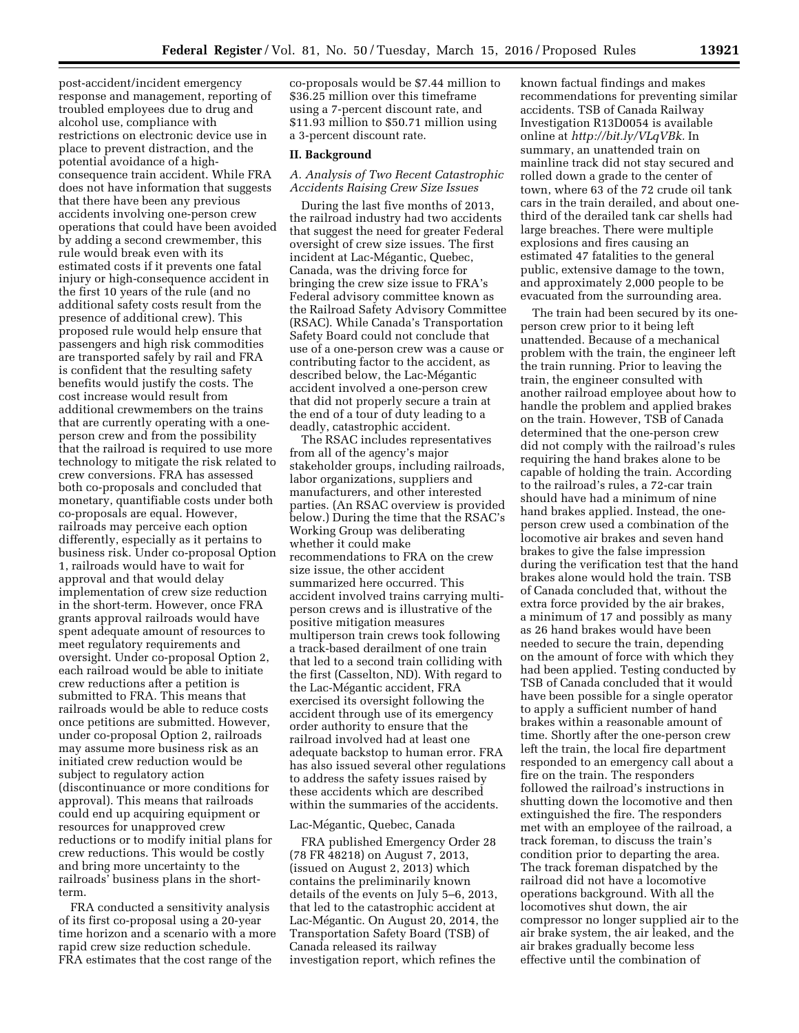post-accident/incident emergency response and management, reporting of troubled employees due to drug and alcohol use, compliance with restrictions on electronic device use in place to prevent distraction, and the potential avoidance of a high-consequence train accident. While FRA does not have information that suggests that there have been any previous accidents involving one-person crew operations that could have been avoided by adding a second crewmember, this rule would break even with its estimated costs if it prevents one fatal injury or high-consequence accident in the first 10 years of the rule (and no additional safety costs result from the presence of additional crew). This proposed rule would help ensure that passengers and high risk commodities are transported safely by rail and FRA is confident that the resulting safety benefits would justify the costs. The cost increase would result from additional crewmembers on the trains that are currently operating with a one-person crew and from the possibility that the railroad is required to use more technology to mitigate the risk related to crew conversions. FRA has assessed both co-proposals and concluded that monetary, quantifiable costs under both co-proposals are equal. However, railroads may perceive each option differently, especially as it pertains to business risk. Under co-proposal Option 1, railroads would have to wait for approval and that would delay implementation of crew size reduction in the short-term. However, once FRA grants approval railroads would have spent adequate amount of resources to meet regulatory requirements and oversight. Under co-proposal Option 2, each railroad would be able to initiate crew reductions after a petition is submitted to FRA. This means that railroads would be able to reduce costs once petitions are submitted. However, under co-proposal Option 2, railroads may assume more business risk as an initiated crew reduction would be subject to regulatory action (discontinuance or more conditions for approval). This means that railroads could end up acquiring equipment or resources for unapproved crew reductions or to modify initial plans for crew reductions. This would be costly and bring more uncertainty to the railroads' business plans in the short-term.

FRA conducted a sensitivity analysis of its first co-proposal using a 20-year time horizon and a scenario with a more rapid crew size reduction schedule. FRA estimates that the cost range of the co-proposals would be $7.44 million to $36.25 million over this timeframe using a 7-percent discount rate, and $11.93 million to $50.71 million using a 3-percent discount rate.

## II. Background

### A. Analysis of Two Recent Catastrophic Accidents Raising Crew Size Issues

During the last five months of 2013, the railroad industry had two accidents that suggest the need for greater Federal oversight of crew size issues. The first incident at Lac-Mégantic, Quebec, Canada, was the driving force for bringing the crew size issue to FRA's Federal advisory committee known as the Railroad Safety Advisory Committee (RSAC). While Canada's Transportation Safety Board could not conclude that use of a one-person crew was a cause or contributing factor to the accident, as described below, the Lac-Mégantic accident involved a one-person crew that did not properly secure a train at the end of a tour of duty leading to a deadly, catastrophic accident.

The RSAC includes representatives from all of the agency's major stakeholder groups, including railroads, labor organizations, suppliers and manufacturers, and other interested parties. (An RSAC overview is provided below.) During the time that the RSAC's Working Group was deliberating whether it could make recommendations to FRA on the crew size issue, the other accident summarized here occurred. This accident involved trains carrying multi-person crews and is illustrative of the positive mitigation measures multiperson train crews took following a track-based derailment of one train that led to a second train colliding with the first (Casselton, ND). With regard to the Lac-Mégantic accident, FRA exercised its oversight following the accident through use of its emergency order authority to ensure that the railroad involved had at least one adequate backstop to human error. FRA has also issued several other regulations to address the safety issues raised by these accidents which are described within the summaries of the accidents.

#### Lac-Mégantic, Quebec, Canada

FRA published Emergency Order 28 (78 FR 48218) on August 7, 2013, (issued on August 2, 2013) which contains the preliminarily known details of the events on July 5–6, 2013, that led to the catastrophic accident at Lac-Mégantic. On August 20, 2014, the Transportation Safety Board (TSB) of Canada released its railway investigation report, which refines the known factual findings and makes recommendations for preventing similar accidents. TSB of Canada Railway Investigation R13D0054 is available online at *http://bit.ly/VLqVBk.* In summary, an unattended train on mainline track did not stay secured and rolled down a grade to the center of town, where 63 of the 72 crude oil tank cars in the train derailed, and about one-third of the derailed tank car shells had large breaches. There were multiple explosions and fires causing an estimated 47 fatalities to the general public, extensive damage to the town, and approximately 2,000 people to be evacuated from the surrounding area.

The train had been secured by its one-person crew prior to it being left unattended. Because of a mechanical problem with the train, the engineer left the train running. Prior to leaving the train, the engineer consulted with another railroad employee about how to handle the problem and applied brakes on the train. However, TSB of Canada determined that the one-person crew did not comply with the railroad's rules requiring the hand brakes alone to be capable of holding the train. According to the railroad's rules, a 72-car train should have had a minimum of nine hand brakes applied. Instead, the one-person crew used a combination of the locomotive air brakes and seven hand brakes to give the false impression during the verification test that the hand brakes alone would hold the train. TSB of Canada concluded that, without the extra force provided by the air brakes, a minimum of 17 and possibly as many as 26 hand brakes would have been needed to secure the train, depending on the amount of force with which they had been applied. Testing conducted by TSB of Canada concluded that it would have been possible for a single operator to apply a sufficient number of hand brakes within a reasonable amount of time. Shortly after the one-person crew left the train, the local fire department responded to an emergency call about a fire on the train. The responders followed the railroad's instructions in shutting down the locomotive and then extinguished the fire. The responders met with an employee of the railroad, a track foreman, to discuss the train's condition prior to departing the area. The track foreman dispatched by the railroad did not have a locomotive operations background. With all the locomotives shut down, the air compressor no longer supplied air to the air brake system, the air leaked, and the air brakes gradually become less effective until the combination of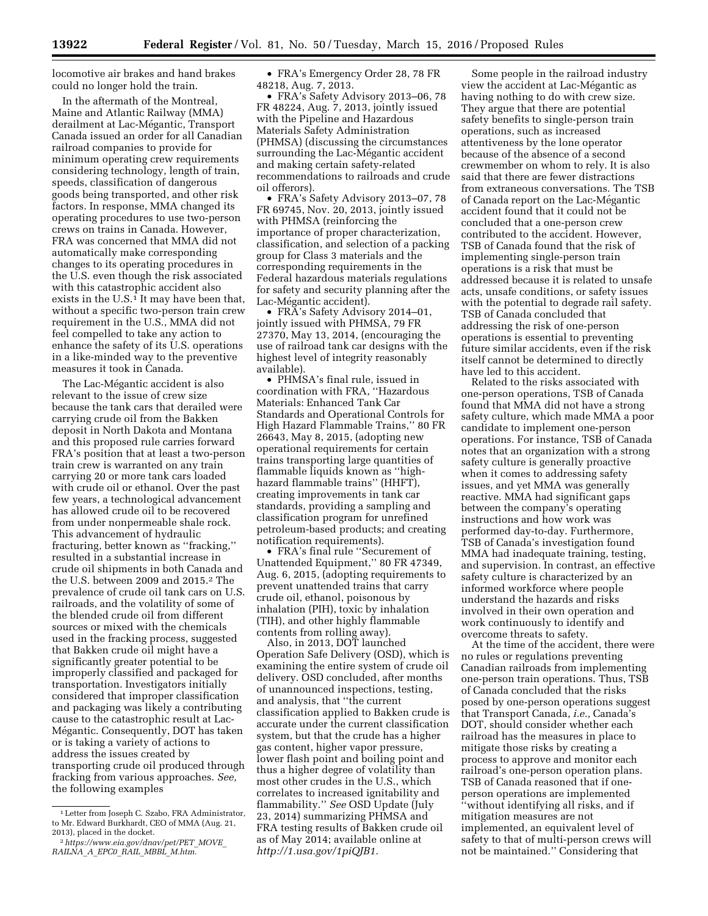locomotive air brakes and hand brakes could no longer hold the train.

In the aftermath of the Montreal, Maine and Atlantic Railway (MMA) derailment at Lac-Mégantic, Transport Canada issued an order for all Canadian railroad companies to provide for minimum operating crew requirements considering technology, length of train, speeds, classification of dangerous goods being transported, and other risk factors. In response, MMA changed its operating procedures to use two-person crews on trains in Canada. However, FRA was concerned that MMA did not automatically make corresponding changes to its operating procedures in the U.S. even though the risk associated with this catastrophic accident also exists in the U.S.[1] It may have been that, without a specific two-person train crew requirement in the U.S., MMA did not feel compelled to take any action to enhance the safety of its U.S. operations in a like-minded way to the preventive measures it took in Canada.

The Lac-Mégantic accident is also relevant to the issue of crew size because the tank cars that derailed were carrying crude oil from the Bakken deposit in North Dakota and Montana and this proposed rule carries forward FRA's position that at least a two-person train crew is warranted on any train carrying 20 or more tank cars loaded with crude oil or ethanol. Over the past few years, a technological advancement has allowed crude oil to be recovered from under nonpermeable shale rock. This advancement of hydraulic fracturing, better known as "fracking," resulted in a substantial increase in crude oil shipments in both Canada and the U.S. between 2009 and 2015.[2] The prevalence of crude oil tank cars on U.S. railroads, and the volatility of some of the blended crude oil from different sources or mixed with the chemicals used in the fracking process, suggested that Bakken crude oil might have a significantly greater potential to be improperly classified and packaged for transportation. Investigators initially considered that improper classification and packaging was likely a contributing cause to the catastrophic result at Lac-Mégantic. Consequently, DOT has taken or is taking a variety of actions to address the issues created by transporting crude oil produced through fracking from various approaches. *See,* the following examples

- FRA's Emergency Order 28, 78 FR 48218, Aug. 7, 2013.
- FRA's Safety Advisory 2013–06, 78 FR 48224, Aug. 7, 2013, jointly issued with the Pipeline and Hazardous Materials Safety Administration (PHMSA) (discussing the circumstances surrounding the Lac-Mégantic accident and making certain safety-related recommendations to railroads and crude oil offerors).
- FRA's Safety Advisory 2013–07, 78 FR 69745, Nov. 20, 2013, jointly issued with PHMSA (reinforcing the importance of proper characterization, classification, and selection of a packing group for Class 3 materials and the corresponding requirements in the Federal hazardous materials regulations for safety and security planning after the Lac-Mégantic accident).
- FRA's Safety Advisory 2014–01, jointly issued with PHMSA, 79 FR 27370, May 13, 2014, (encouraging the use of railroad tank car designs with the highest level of integrity reasonably available).
- PHMSA's final rule, issued in coordination with FRA, "Hazardous Materials: Enhanced Tank Car Standards and Operational Controls for High Hazard Flammable Trains," 80 FR 26643, May 8, 2015, (adopting new operational requirements for certain trains transporting large quantities of flammable liquids known as "high-hazard flammable trains" (HHFT), creating improvements in tank car standards, providing a sampling and classification program for unrefined petroleum-based products; and creating notification requirements).
- FRA's final rule "Securement of Unattended Equipment," 80 FR 47349, Aug. 6, 2015, (adopting requirements to prevent unattended trains that carry crude oil, ethanol, poisonous by inhalation (PIH), toxic by inhalation (TIH), and other highly flammable contents from rolling away).

Also, in 2013, DOT launched Operation Safe Delivery (OSD), which is examining the entire system of crude oil delivery. OSD concluded, after months of unannounced inspections, testing, and analysis, that "the current classification applied to Bakken crude is accurate under the current classification system, but that the crude has a higher gas content, higher vapor pressure, lower flash point and boiling point and thus a higher degree of volatility than most other crudes in the U.S., which correlates to increased ignitability and flammability." *See* OSD Update (July 23, 2014) summarizing PHMSA and FRA testing results of Bakken crude oil as of May 2014; available online at *http://1.usa.gov/1piQJB1.*

Some people in the railroad industry view the accident at Lac-Mégantic as having nothing to do with crew size. They argue that there are potential safety benefits to single-person train operations, such as increased attentiveness by the lone operator because of the absence of a second crewmember on whom to rely. It is also said that there are fewer distractions from extraneous conversations. The TSB of Canada report on the Lac-Mégantic accident found that it could not be concluded that a one-person crew contributed to the accident. However, TSB of Canada found that the risk of implementing single-person train operations is a risk that must be addressed because it is related to unsafe acts, unsafe conditions, or safety issues with the potential to degrade rail safety. TSB of Canada concluded that addressing the risk of one-person operations is essential to preventing future similar accidents, even if the risk itself cannot be determined to directly have led to this accident.

Related to the risks associated with one-person operations, TSB of Canada found that MMA did not have a strong safety culture, which made MMA a poor candidate to implement one-person operations. For instance, TSB of Canada notes that an organization with a strong safety culture is generally proactive when it comes to addressing safety issues, and yet MMA was generally reactive. MMA had significant gaps between the company's operating instructions and how work was performed day-to-day. Furthermore, TSB of Canada's investigation found MMA had inadequate training, testing, and supervision. In contrast, an effective safety culture is characterized by an informed workforce where people understand the hazards and risks involved in their own operation and work continuously to identify and overcome threats to safety.

At the time of the accident, there were no rules or regulations preventing Canadian railroads from implementing one-person train operations. Thus, TSB of Canada concluded that the risks posed by one-person operations suggest that Transport Canada, *i.e.,* Canada's DOT, should consider whether each railroad has the measures in place to mitigate those risks by creating a process to approve and monitor each railroad's one-person operation plans. TSB of Canada reasoned that if one-person operations are implemented "without identifying all risks, and if mitigation measures are not implemented, an equivalent level of safety to that of multi-person crews will not be maintained." Considering that

[1] Letter from Joseph C. Szabo, FRA Administrator, to Mr. Edward Burkhardt, CEO of MMA (Aug. 21, 2013), placed in the docket.

[2] *https://www.eia.gov/dnav/pet/PET_MOVE_RAILNA_A_EPC0_RAIL_MBBL_M.htm.*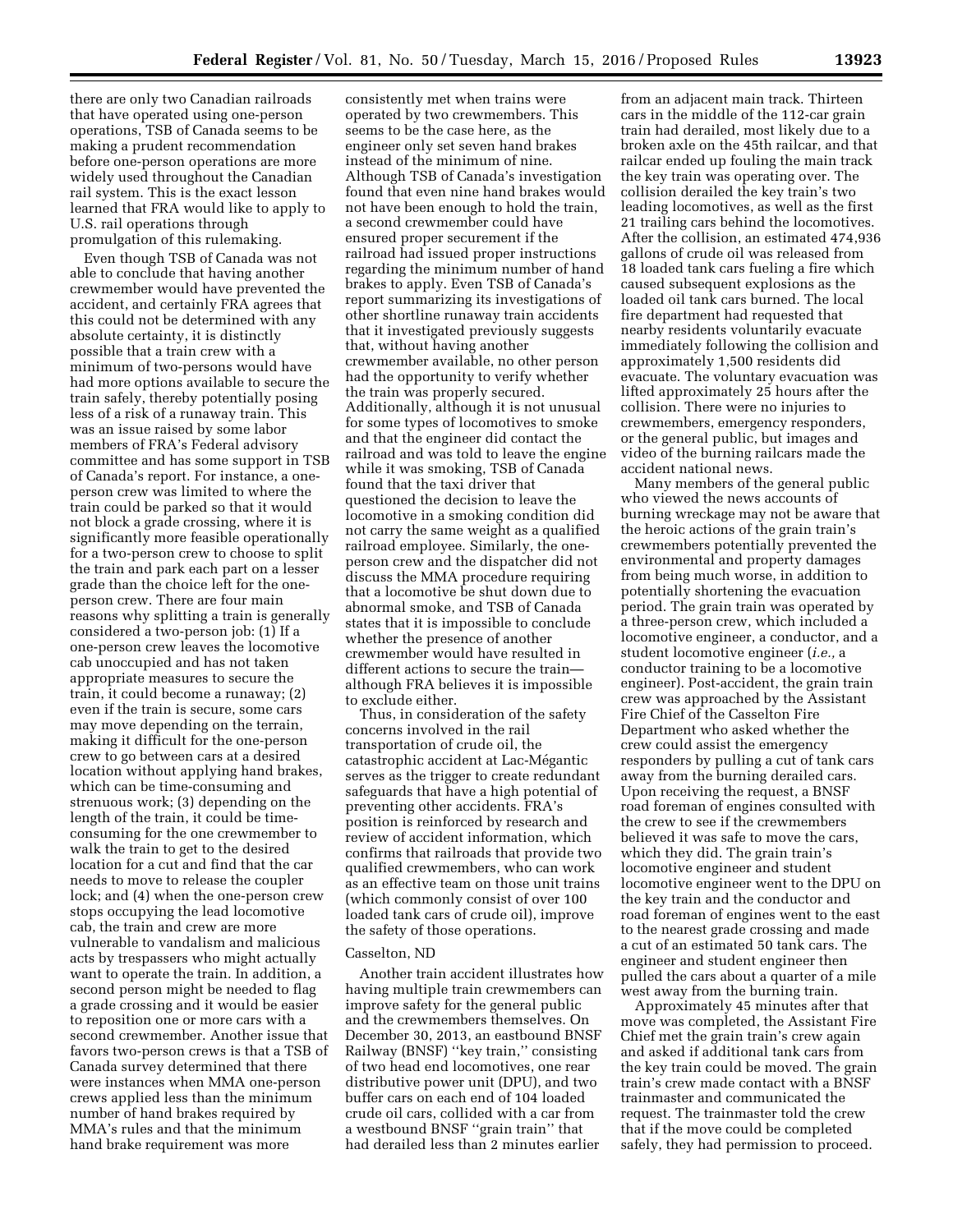there are only two Canadian railroads that have operated using one-person operations, TSB of Canada seems to be making a prudent recommendation before one-person operations are more widely used throughout the Canadian rail system. This is the exact lesson learned that FRA would like to apply to U.S. rail operations through promulgation of this rulemaking.

Even though TSB of Canada was not able to conclude that having another crewmember would have prevented the accident, and certainly FRA agrees that this could not be determined with any absolute certainty, it is distinctly possible that a train crew with a minimum of two-persons would have had more options available to secure the train safely, thereby potentially posing less of a risk of a runaway train. This was an issue raised by some labor members of FRA's Federal advisory committee and has some support in TSB of Canada's report. For instance, a one-person crew was limited to where the train could be parked so that it would not block a grade crossing, where it is significantly more feasible operationally for a two-person crew to choose to split the train and park each part on a lesser grade than the choice left for the one-person crew. There are four main reasons why splitting a train is generally considered a two-person job: (1) If a one-person crew leaves the locomotive cab unoccupied and has not taken appropriate measures to secure the train, it could become a runaway; (2) even if the train is secure, some cars may move depending on the terrain, making it difficult for the one-person crew to go between cars at a desired location without applying hand brakes, which can be time-consuming and strenuous work; (3) depending on the length of the train, it could be time-consuming for the one crewmember to walk the train to get to the desired location for a cut and find that the car needs to move to release the coupler lock; and (4) when the one-person crew stops occupying the lead locomotive cab, the train and crew are more vulnerable to vandalism and malicious acts by trespassers who might actually want to operate the train. In addition, a second person might be needed to flag a grade crossing and it would be easier to reposition one or more cars with a second crewmember. Another issue that favors two-person crews is that a TSB of Canada survey determined that there were instances when MMA one-person crews applied less than the minimum number of hand brakes required by MMA's rules and that the minimum hand brake requirement was more consistently met when trains were operated by two crewmembers. This seems to be the case here, as the engineer only set seven hand brakes instead of the minimum of nine. Although TSB of Canada's investigation found that even nine hand brakes would not have been enough to hold the train, a second crewmember could have ensured proper securement if the railroad had issued proper instructions regarding the minimum number of hand brakes to apply. Even TSB of Canada's report summarizing its investigations of other shortline runaway train accidents that it investigated previously suggests that, without having another crewmember available, no other person had the opportunity to verify whether the train was properly secured. Additionally, although it is not unusual for some types of locomotives to smoke and that the engineer did contact the railroad and was told to leave the engine while it was smoking, TSB of Canada found that the taxi driver that questioned the decision to leave the locomotive in a smoking condition did not carry the same weight as a qualified railroad employee. Similarly, the one-person crew and the dispatcher did not discuss the MMA procedure requiring that a locomotive be shut down due to abnormal smoke, and TSB of Canada states that it is impossible to conclude whether the presence of another crewmember would have resulted in different actions to secure the train—although FRA believes it is impossible to exclude either.

Thus, in consideration of the safety concerns involved in the rail transportation of crude oil, the catastrophic accident at Lac-Mégantic serves as the trigger to create redundant safeguards that have a high potential of preventing other accidents. FRA's position is reinforced by research and review of accident information, which confirms that railroads that provide two qualified crewmembers, who can work as an effective team on those unit trains (which commonly consist of over 100 loaded tank cars of crude oil), improve the safety of those operations.

Casselton, ND

Another train accident illustrates how having multiple train crewmembers can improve safety for the general public and the crewmembers themselves. On December 30, 2013, an eastbound BNSF Railway (BNSF) ''key train,'' consisting of two head end locomotives, one rear distributive power unit (DPU), and two buffer cars on each end of 104 loaded crude oil cars, collided with a car from a westbound BNSF ''grain train'' that had derailed less than 2 minutes earlier from an adjacent main track. Thirteen cars in the middle of the 112-car grain train had derailed, most likely due to a broken axle on the 45th railcar, and that railcar ended up fouling the main track the key train was operating over. The collision derailed the key train's two leading locomotives, as well as the first 21 trailing cars behind the locomotives. After the collision, an estimated 474,936 gallons of crude oil was released from 18 loaded tank cars fueling a fire which caused subsequent explosions as the loaded oil tank cars burned. The local fire department had requested that nearby residents voluntarily evacuate immediately following the collision and approximately 1,500 residents did evacuate. The voluntary evacuation was lifted approximately 25 hours after the collision. There were no injuries to crewmembers, emergency responders, or the general public, but images and video of the burning railcars made the accident national news.

Many members of the general public who viewed the news accounts of burning wreckage may not be aware that the heroic actions of the grain train's crewmembers potentially prevented the environmental and property damages from being much worse, in addition to potentially shortening the evacuation period. The grain train was operated by a three-person crew, which included a locomotive engineer, a conductor, and a student locomotive engineer (*i.e.,* a conductor training to be a locomotive engineer). Post-accident, the grain train crew was approached by the Assistant Fire Chief of the Casselton Fire Department who asked whether the crew could assist the emergency responders by pulling a cut of tank cars away from the burning derailed cars. Upon receiving the request, a BNSF road foreman of engines consulted with the crew to see if the crewmembers believed it was safe to move the cars, which they did. The grain train's locomotive engineer and student locomotive engineer went to the DPU on the key train and the conductor and road foreman of engines went to the east to the nearest grade crossing and made a cut of an estimated 50 tank cars. The engineer and student engineer then pulled the cars about a quarter of a mile west away from the burning train.

Approximately 45 minutes after that move was completed, the Assistant Fire Chief met the grain train's crew again and asked if additional tank cars from the key train could be moved. The grain train's crew made contact with a BNSF trainmaster and communicated the request. The trainmaster told the crew that if the move could be completed safely, they had permission to proceed.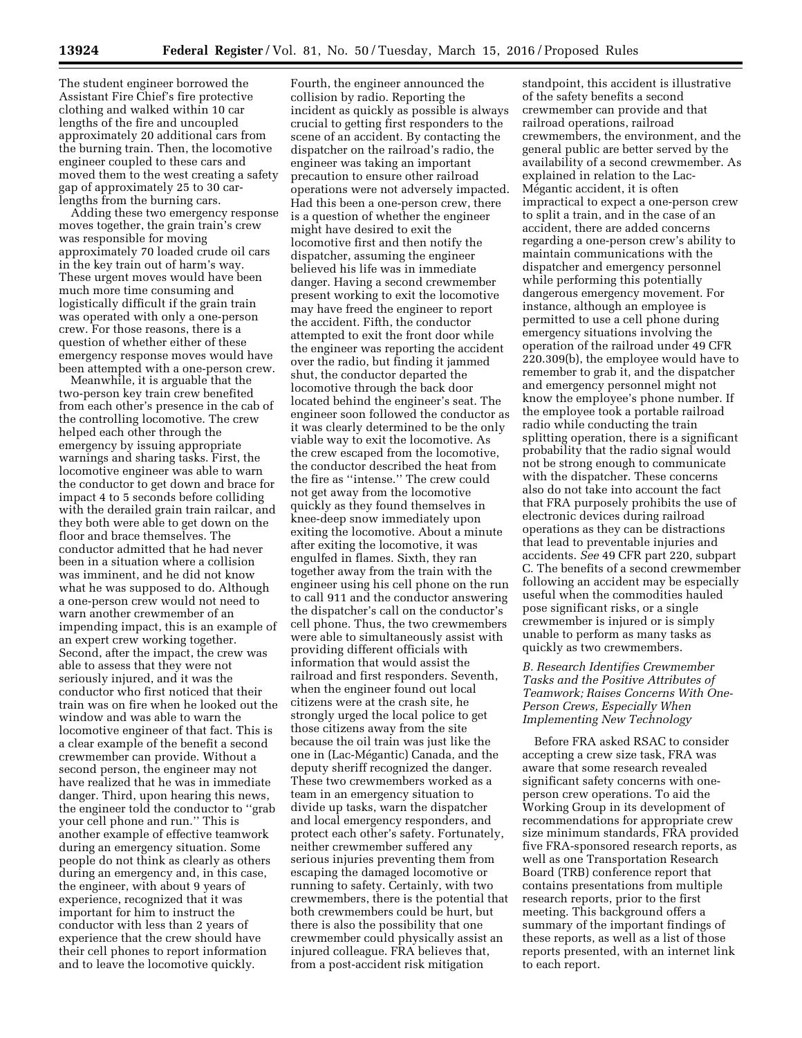The student engineer borrowed the Assistant Fire Chief's fire protective clothing and walked within 10 car lengths of the fire and uncoupled approximately 20 additional cars from the burning train. Then, the locomotive engineer coupled to these cars and moved them to the west creating a safety gap of approximately 25 to 30 car-lengths from the burning cars.

Adding these two emergency response moves together, the grain train's crew was responsible for moving approximately 70 loaded crude oil cars in the key train out of harm's way. These urgent moves would have been much more time consuming and logistically difficult if the grain train was operated with only a one-person crew. For those reasons, there is a question of whether either of these emergency response moves would have been attempted with a one-person crew.

Meanwhile, it is arguable that the two-person key train crew benefited from each other's presence in the cab of the controlling locomotive. The crew helped each other through the emergency by issuing appropriate warnings and sharing tasks. First, the locomotive engineer was able to warn the conductor to get down and brace for impact 4 to 5 seconds before colliding with the derailed grain train railcar, and they both were able to get down on the floor and brace themselves. The conductor admitted that he had never been in a situation where a collision was imminent, and he did not know what he was supposed to do. Although a one-person crew would not need to warn another crewmember of an impending impact, this is an example of an expert crew working together. Second, after the impact, the crew was able to assess that they were not seriously injured, and it was the conductor who first noticed that their train was on fire when he looked out the window and was able to warn the locomotive engineer of that fact. This is a clear example of the benefit a second crewmember can provide. Without a second person, the engineer may not have realized that he was in immediate danger. Third, upon hearing this news, the engineer told the conductor to ''grab your cell phone and run.'' This is another example of effective teamwork during an emergency situation. Some people do not think as clearly as others during an emergency and, in this case, the engineer, with about 9 years of experience, recognized that it was important for him to instruct the conductor with less than 2 years of experience that the crew should have their cell phones to report information and to leave the locomotive quickly. Fourth, the engineer announced the collision by radio. Reporting the incident as quickly as possible is always crucial to getting first responders to the scene of an accident. By contacting the dispatcher on the railroad's radio, the engineer was taking an important precaution to ensure other railroad operations were not adversely impacted. Had this been a one-person crew, there is a question of whether the engineer might have desired to exit the locomotive first and then notify the dispatcher, assuming the engineer believed his life was in immediate danger. Having a second crewmember present working to exit the locomotive may have freed the engineer to report the accident. Fifth, the conductor attempted to exit the front door while the engineer was reporting the accident over the radio, but finding it jammed shut, the conductor departed the locomotive through the back door located behind the engineer's seat. The engineer soon followed the conductor as it was clearly determined to be the only viable way to exit the locomotive. As the crew escaped from the locomotive, the conductor described the heat from the fire as ''intense.'' The crew could not get away from the locomotive quickly as they found themselves in knee-deep snow immediately upon exiting the locomotive. About a minute after exiting the locomotive, it was engulfed in flames. Sixth, they ran together away from the train with the engineer using his cell phone on the run to call 911 and the conductor answering the dispatcher's call on the conductor's cell phone. Thus, the two crewmembers were able to simultaneously assist with providing different officials with information that would assist the railroad and first responders. Seventh, when the engineer found out local citizens were at the crash site, he strongly urged the local police to get those citizens away from the site because the oil train was just like the one in (Lac-Mégantic) Canada, and the deputy sheriff recognized the danger. These two crewmembers worked as a team in an emergency situation to divide up tasks, warn the dispatcher and local emergency responders, and protect each other's safety. Fortunately, neither crewmember suffered any serious injuries preventing them from escaping the damaged locomotive or running to safety. Certainly, with two crewmembers, there is the potential that both crewmembers could be hurt, but there is also the possibility that one crewmember could physically assist an injured colleague. FRA believes that, from a post-accident risk mitigation standpoint, this accident is illustrative of the safety benefits a second crewmember can provide and that railroad operations, railroad crewmembers, the environment, and the general public are better served by the availability of a second crewmember. As explained in relation to the Lac-Mégantic accident, it is often impractical to expect a one-person crew to split a train, and in the case of an accident, there are added concerns regarding a one-person crew's ability to maintain communications with the dispatcher and emergency personnel while performing this potentially dangerous emergency movement. For instance, although an employee is permitted to use a cell phone during emergency situations involving the operation of the railroad under 49 CFR 220.309(b), the employee would have to remember to grab it, and the dispatcher and emergency personnel might not know the employee's phone number. If the employee took a portable railroad radio while conducting the train splitting operation, there is a significant probability that the radio signal would not be strong enough to communicate with the dispatcher. These concerns also do not take into account the fact that FRA purposely prohibits the use of electronic devices during railroad operations as they can be distractions that lead to preventable injuries and accidents. *See* 49 CFR part 220, subpart C. The benefits of a second crewmember following an accident may be especially useful when the commodities hauled pose significant risks, or a single crewmember is injured or is simply unable to perform as many tasks as quickly as two crewmembers.

### *B. Research Identifies Crewmember Tasks and the Positive Attributes of Teamwork; Raises Concerns With One-Person Crews, Especially When Implementing New Technology*

Before FRA asked RSAC to consider accepting a crew size task, FRA was aware that some research revealed significant safety concerns with one-person crew operations. To aid the Working Group in its development of recommendations for appropriate crew size minimum standards, FRA provided five FRA-sponsored research reports, as well as one Transportation Research Board (TRB) conference report that contains presentations from multiple research reports, prior to the first meeting. This background offers a summary of the important findings of these reports, as well as a list of those reports presented, with an internet link to each report.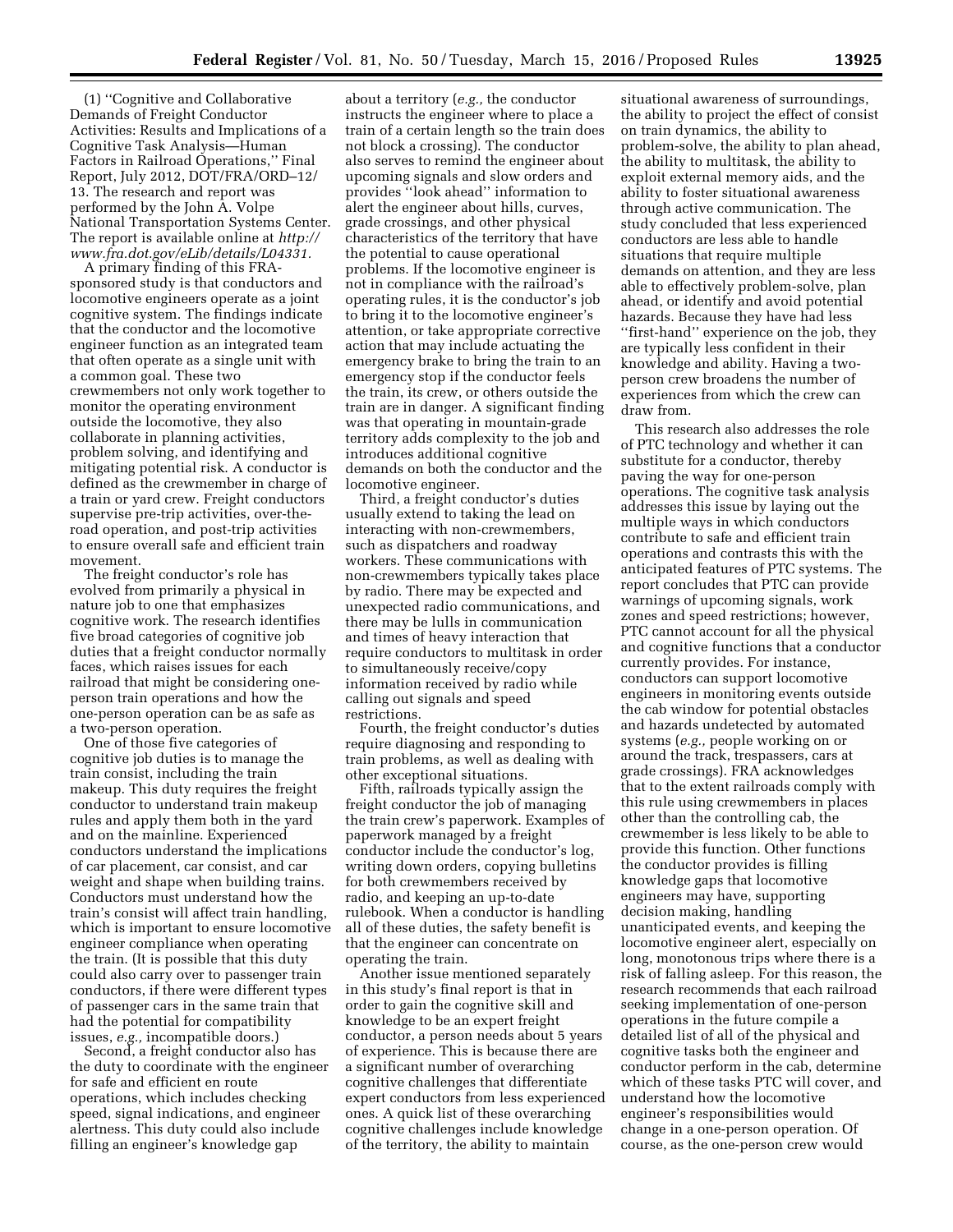(1) ''Cognitive and Collaborative Demands of Freight Conductor Activities: Results and Implications of a Cognitive Task Analysis—Human Factors in Railroad Operations,'' Final Report, July 2012, DOT/FRA/ORD–12/13. The research and report was performed by the John A. Volpe National Transportation Systems Center. The report is available online at *http://www.fra.dot.gov/eLib/details/L04331*.

A primary finding of this FRA-sponsored study is that conductors and locomotive engineers operate as a joint cognitive system. The findings indicate that the conductor and the locomotive engineer function as an integrated team that often operate as a single unit with a common goal. These two crewmembers not only work together to monitor the operating environment outside the locomotive, they also collaborate in planning activities, problem solving, and identifying and mitigating potential risk. A conductor is defined as the crewmember in charge of a train or yard crew. Freight conductors supervise pre-trip activities, over-the-road operation, and post-trip activities to ensure overall safe and efficient train movement.

The freight conductor's role has evolved from primarily a physical in nature job to one that emphasizes cognitive work. The research identifies five broad categories of cognitive job duties that a freight conductor normally faces, which raises issues for each railroad that might be considering one-person train operations and how the one-person operation can be as safe as a two-person operation.

One of those five categories of cognitive job duties is to manage the train consist, including the train makeup. This duty requires the freight conductor to understand train makeup rules and apply them both in the yard and on the mainline. Experienced conductors understand the implications of car placement, car consist, and car weight and shape when building trains. Conductors must understand how the train's consist will affect train handling, which is important to ensure locomotive engineer compliance when operating the train. (It is possible that this duty could also carry over to passenger train conductors, if there were different types of passenger cars in the same train that had the potential for compatibility issues, *e.g.,* incompatible doors.)

Second, a freight conductor also has the duty to coordinate with the engineer for safe and efficient en route operations, which includes checking speed, signal indications, and engineer alertness. This duty could also include filling an engineer's knowledge gap about a territory (*e.g.,* the conductor instructs the engineer where to place a train of a certain length so the train does not block a crossing). The conductor also serves to remind the engineer about upcoming signals and slow orders and provides ''look ahead'' information to alert the engineer about hills, curves, grade crossings, and other physical characteristics of the territory that have the potential to cause operational problems. If the locomotive engineer is not in compliance with the railroad's operating rules, it is the conductor's job to bring it to the locomotive engineer's attention, or take appropriate corrective action that may include actuating the emergency brake to bring the train to an emergency stop if the conductor feels the train, its crew, or others outside the train are in danger. A significant finding was that operating in mountain-grade territory adds complexity to the job and introduces additional cognitive demands on both the conductor and the locomotive engineer.

Third, a freight conductor's duties usually extend to taking the lead on interacting with non-crewmembers, such as dispatchers and roadway workers. These communications with non-crewmembers typically takes place by radio. There may be expected and unexpected radio communications, and there may be lulls in communication and times of heavy interaction that require conductors to multitask in order to simultaneously receive/copy information received by radio while calling out signals and speed restrictions.

Fourth, the freight conductor's duties require diagnosing and responding to train problems, as well as dealing with other exceptional situations.

Fifth, railroads typically assign the freight conductor the job of managing the train crew's paperwork. Examples of paperwork managed by a freight conductor include the conductor's log, writing down orders, copying bulletins for both crewmembers received by radio, and keeping an up-to-date rulebook. When a conductor is handling all of these duties, the safety benefit is that the engineer can concentrate on operating the train.

Another issue mentioned separately in this study's final report is that in order to gain the cognitive skill and knowledge to be an expert freight conductor, a person needs about 5 years of experience. This is because there are a significant number of overarching cognitive challenges that differentiate expert conductors from less experienced ones. A quick list of these overarching cognitive challenges include knowledge of the territory, the ability to maintain situational awareness of surroundings, the ability to project the effect of consist on train dynamics, the ability to problem-solve, the ability to plan ahead, the ability to multitask, the ability to exploit external memory aids, and the ability to foster situational awareness through active communication. The study concluded that less experienced conductors are less able to handle situations that require multiple demands on attention, and they are less able to effectively problem-solve, plan ahead, or identify and avoid potential hazards. Because they have had less ''first-hand'' experience on the job, they are typically less confident in their knowledge and ability. Having a two-person crew broadens the number of experiences from which the crew can draw from.

This research also addresses the role of PTC technology and whether it can substitute for a conductor, thereby paving the way for one-person operations. The cognitive task analysis addresses this issue by laying out the multiple ways in which conductors contribute to safe and efficient train operations and contrasts this with the anticipated features of PTC systems. The report concludes that PTC can provide warnings of upcoming signals, work zones and speed restrictions; however, PTC cannot account for all the physical and cognitive functions that a conductor currently provides. For instance, conductors can support locomotive engineers in monitoring events outside the cab window for potential obstacles and hazards undetected by automated systems (*e.g.,* people working on or around the track, trespassers, cars at grade crossings). FRA acknowledges that to the extent railroads comply with this rule using crewmembers in places other than the controlling cab, the crewmember is less likely to be able to provide this function. Other functions the conductor provides is filling knowledge gaps that locomotive engineers may have, supporting decision making, handling unanticipated events, and keeping the locomotive engineer alert, especially on long, monotonous trips where there is a risk of falling asleep. For this reason, the research recommends that each railroad seeking implementation of one-person operations in the future compile a detailed list of all of the physical and cognitive tasks both the engineer and conductor perform in the cab, determine which of these tasks PTC will cover, and understand how the locomotive engineer's responsibilities would change in a one-person operation. Of course, as the one-person crew would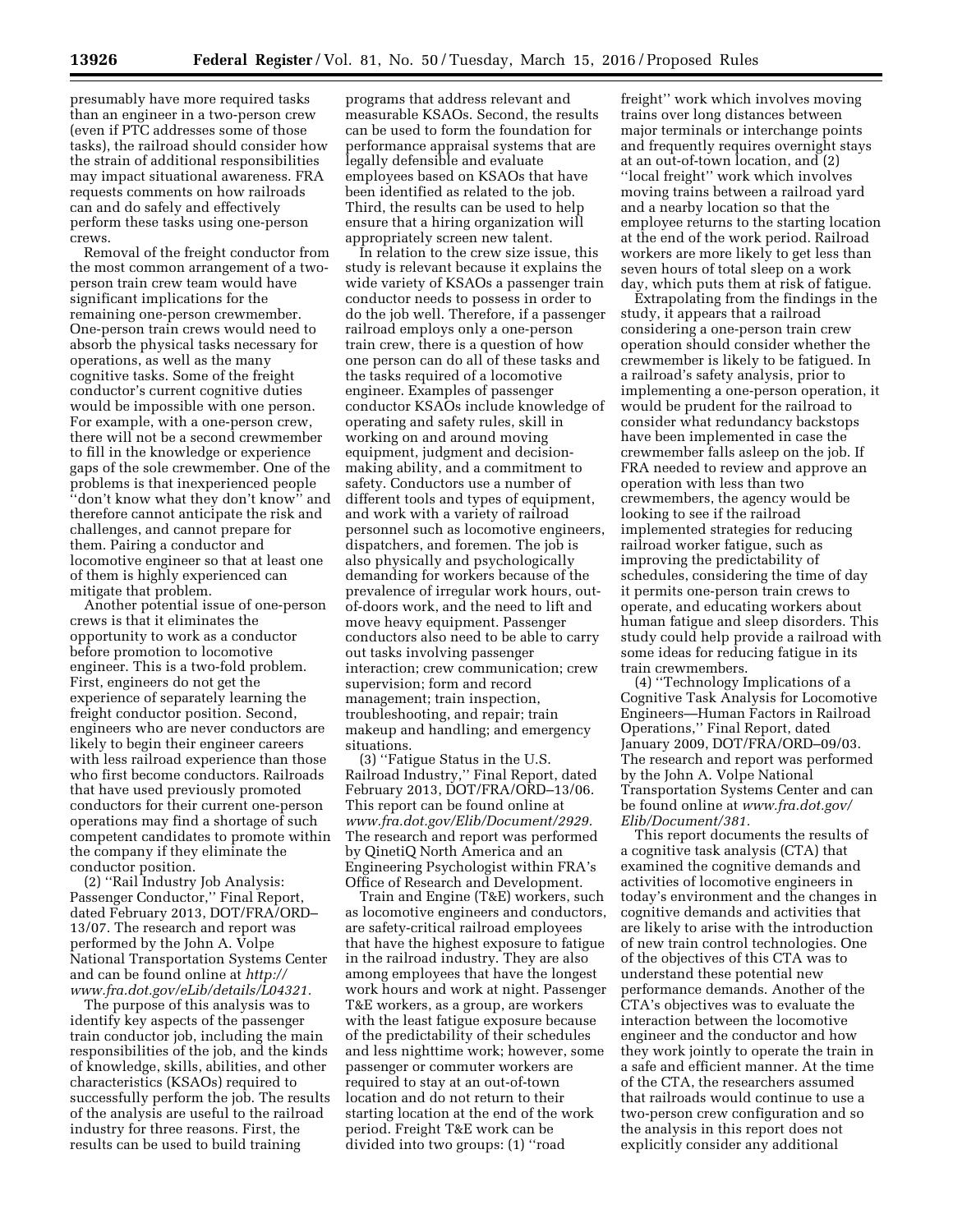presumably have more required tasks than an engineer in a two-person crew (even if PTC addresses some of those tasks), the railroad should consider how the strain of additional responsibilities may impact situational awareness. FRA requests comments on how railroads can and do safely and effectively perform these tasks using one-person crews.

Removal of the freight conductor from the most common arrangement of a two-person train crew team would have significant implications for the remaining one-person crewmember. One-person train crews would need to absorb the physical tasks necessary for operations, as well as the many cognitive tasks. Some of the freight conductor's current cognitive duties would be impossible with one person. For example, with a one-person crew, there will not be a second crewmember to fill in the knowledge or experience gaps of the sole crewmember. One of the problems is that inexperienced people ''don't know what they don't know'' and therefore cannot anticipate the risk and challenges, and cannot prepare for them. Pairing a conductor and locomotive engineer so that at least one of them is highly experienced can mitigate that problem.

Another potential issue of one-person crews is that it eliminates the opportunity to work as a conductor before promotion to locomotive engineer. This is a two-fold problem. First, engineers do not get the experience of separately learning the freight conductor position. Second, engineers who are never conductors are likely to begin their engineer careers with less railroad experience than those who first become conductors. Railroads that have used previously promoted conductors for their current one-person operations may find a shortage of such competent candidates to promote within the company if they eliminate the conductor position.

(2) ''Rail Industry Job Analysis: Passenger Conductor,'' Final Report, dated February 2013, DOT/FRA/ORD–13/07. The research and report was performed by the John A. Volpe National Transportation Systems Center and can be found online at *http://www.fra.dot.gov/eLib/details/L04321.*

The purpose of this analysis was to identify key aspects of the passenger train conductor job, including the main responsibilities of the job, and the kinds of knowledge, skills, abilities, and other characteristics (KSAOs) required to successfully perform the job. The results of the analysis are useful to the railroad industry for three reasons. First, the results can be used to build training programs that address relevant and measurable KSAOs. Second, the results can be used to form the foundation for performance appraisal systems that are legally defensible and evaluate employees based on KSAOs that have been identified as related to the job. Third, the results can be used to help ensure that a hiring organization will appropriately screen new talent.

In relation to the crew size issue, this study is relevant because it explains the wide variety of KSAOs a passenger train conductor needs to possess in order to do the job well. Therefore, if a passenger railroad employs only a one-person train crew, there is a question of how one person can do all of these tasks and the tasks required of a locomotive engineer. Examples of passenger conductor KSAOs include knowledge of operating and safety rules, skill in working on and around moving equipment, judgment and decision-making ability, and a commitment to safety. Conductors use a number of different tools and types of equipment, and work with a variety of railroad personnel such as locomotive engineers, dispatchers, and foremen. The job is also physically and psychologically demanding for workers because of the prevalence of irregular work hours, out-of-doors work, and the need to lift and move heavy equipment. Passenger conductors also need to be able to carry out tasks involving passenger interaction; crew communication; crew supervision; form and record management; train inspection, troubleshooting, and repair; train makeup and handling; and emergency situations.

(3) ''Fatigue Status in the U.S. Railroad Industry,'' Final Report, dated February 2013, DOT/FRA/ORD–13/06. This report can be found online at *www.fra.dot.gov/Elib/Document/2929.* The research and report was performed by QinetiQ North America and an Engineering Psychologist within FRA's Office of Research and Development.

Train and Engine (T&E) workers, such as locomotive engineers and conductors, are safety-critical railroad employees that have the highest exposure to fatigue in the railroad industry. They are also among employees that have the longest work hours and work at night. Passenger T&E workers, as a group, are workers with the least fatigue exposure because of the predictability of their schedules and less nighttime work; however, some passenger or commuter workers are required to stay at an out-of-town location and do not return to their starting location at the end of the work period. Freight T&E work can be divided into two groups: (1) ''road freight'' work which involves moving trains over long distances between major terminals or interchange points and frequently requires overnight stays at an out-of-town location, and (2) ''local freight'' work which involves moving trains between a railroad yard and a nearby location so that the employee returns to the starting location at the end of the work period. Railroad workers are more likely to get less than seven hours of total sleep on a work day, which puts them at risk of fatigue.

Extrapolating from the findings in the study, it appears that a railroad considering a one-person train crew operation should consider whether the crewmember is likely to be fatigued. In a railroad's safety analysis, prior to implementing a one-person operation, it would be prudent for the railroad to consider what redundancy backstops have been implemented in case the crewmember falls asleep on the job. If FRA needed to review and approve an operation with less than two crewmembers, the agency would be looking to see if the railroad implemented strategies for reducing railroad worker fatigue, such as improving the predictability of schedules, considering the time of day it permits one-person train crews to operate, and educating workers about human fatigue and sleep disorders. This study could help provide a railroad with some ideas for reducing fatigue in its train crewmembers.

(4) ''Technology Implications of a Cognitive Task Analysis for Locomotive Engineers—Human Factors in Railroad Operations,'' Final Report, dated January 2009, DOT/FRA/ORD–09/03. The research and report was performed by the John A. Volpe National Transportation Systems Center and can be found online at *www.fra.dot.gov/Elib/Document/381.*

This report documents the results of a cognitive task analysis (CTA) that examined the cognitive demands and activities of locomotive engineers in today's environment and the changes in cognitive demands and activities that are likely to arise with the introduction of new train control technologies. One of the objectives of this CTA was to understand these potential new performance demands. Another of the CTA's objectives was to evaluate the interaction between the locomotive engineer and the conductor and how they work jointly to operate the train in a safe and efficient manner. At the time of the CTA, the researchers assumed that railroads would continue to use a two-person crew configuration and so the analysis in this report does not explicitly consider any additional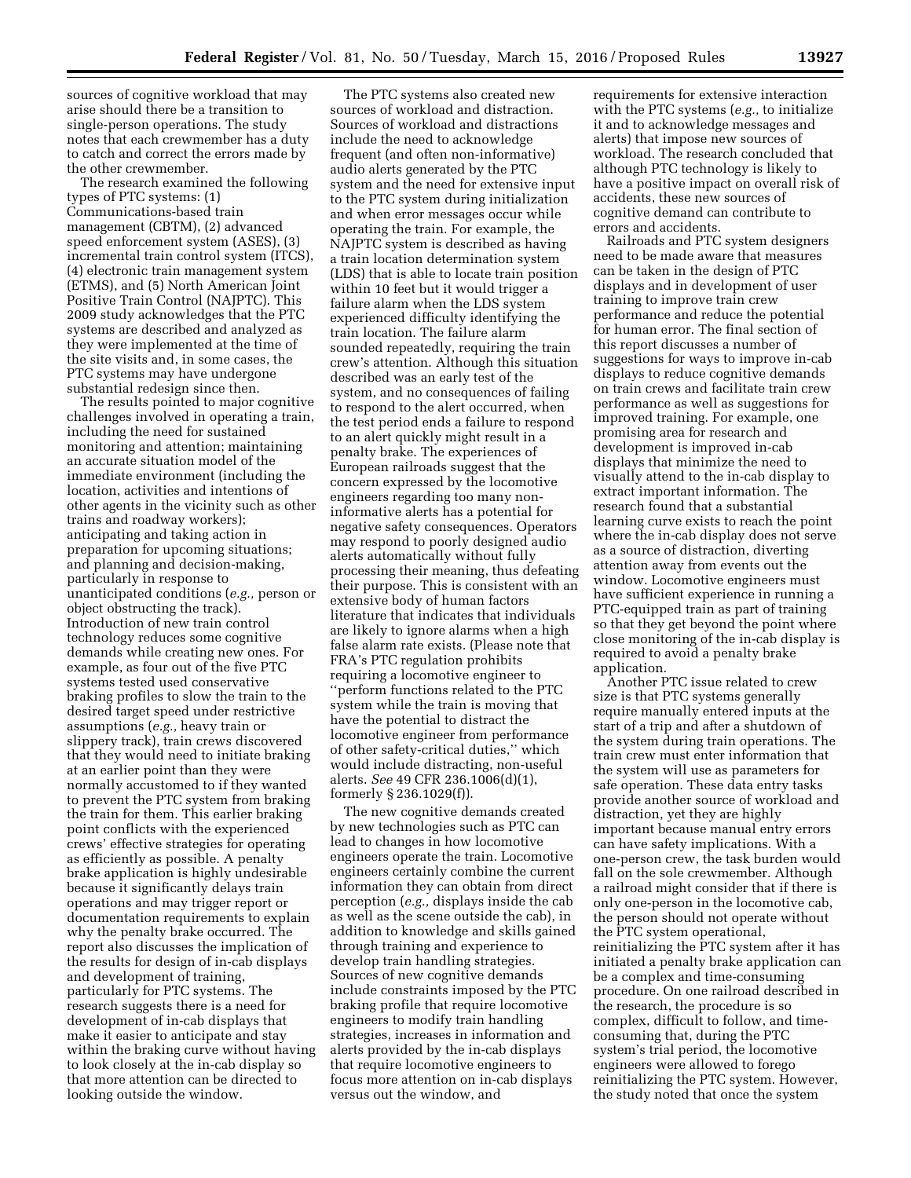sources of cognitive workload that may arise should there be a transition to single-person operations. The study notes that each crewmember has a duty to catch and correct the errors made by the other crewmember.

The research examined the following types of PTC systems: (1) Communications-based train management (CBTM), (2) advanced speed enforcement system (ASES), (3) incremental train control system (ITCS), (4) electronic train management system (ETMS), and (5) North American Joint Positive Train Control (NAJPTC). This 2009 study acknowledges that the PTC systems are described and analyzed as they were implemented at the time of the site visits and, in some cases, the PTC systems may have undergone substantial redesign since then.

The results pointed to major cognitive challenges involved in operating a train, including the need for sustained monitoring and attention; maintaining an accurate situation model of the immediate environment (including the location, activities and intentions of other agents in the vicinity such as other trains and roadway workers); anticipating and taking action in preparation for upcoming situations; and planning and decision-making, particularly in response to unanticipated conditions (*e.g.,* person or object obstructing the track). Introduction of new train control technology reduces some cognitive demands while creating new ones. For example, as four out of the five PTC systems tested used conservative braking profiles to slow the train to the desired target speed under restrictive assumptions (*e.g.,* heavy train or slippery track), train crews discovered that they would need to initiate braking at an earlier point than they were normally accustomed to if they wanted to prevent the PTC system from braking the train for them. This earlier braking point conflicts with the experienced crews' effective strategies for operating as efficiently as possible. A penalty brake application is highly undesirable because it significantly delays train operations and may trigger report or documentation requirements to explain why the penalty brake occurred. The report also discusses the implication of the results for design of in-cab displays and development of training, particularly for PTC systems. The research suggests there is a need for development of in-cab displays that make it easier to anticipate and stay within the braking curve without having to look closely at the in-cab display so that more attention can be directed to looking outside the window.

The PTC systems also created new sources of workload and distraction. Sources of workload and distractions include the need to acknowledge frequent (and often non-informative) audio alerts generated by the PTC system and the need for extensive input to the PTC system during initialization and when error messages occur while operating the train. For example, the NAJPTC system is described as having a train location determination system (LDS) that is able to locate train position within 10 feet but it would trigger a failure alarm when the LDS system experienced difficulty identifying the train location. The failure alarm sounded repeatedly, requiring the train crew's attention. Although this situation described was an early test of the system, and no consequences of failing to respond to the alert occurred, when the test period ends a failure to respond to an alert quickly might result in a penalty brake. The experiences of European railroads suggest that the concern expressed by the locomotive engineers regarding too many non-informative alerts has a potential for negative safety consequences. Operators may respond to poorly designed audio alerts automatically without fully processing their meaning, thus defeating their purpose. This is consistent with an extensive body of human factors literature that indicates that individuals are likely to ignore alarms when a high false alarm rate exists. (Please note that FRA's PTC regulation prohibits requiring a locomotive engineer to "perform functions related to the PTC system while the train is moving that have the potential to distract the locomotive engineer from performance of other safety-critical duties," which would include distracting, non-useful alerts. *See* 49 CFR 236.1006(d)(1), formerly § 236.1029(f)).

The new cognitive demands created by new technologies such as PTC can lead to changes in how locomotive engineers operate the train. Locomotive engineers certainly combine the current information they can obtain from direct perception (*e.g.,* displays inside the cab as well as the scene outside the cab), in addition to knowledge and skills gained through training and experience to develop train handling strategies. Sources of new cognitive demands include constraints imposed by the PTC braking profile that require locomotive engineers to modify train handling strategies, increases in information and alerts provided by the in-cab displays that require locomotive engineers to focus more attention on in-cab displays versus out the window, and requirements for extensive interaction with the PTC systems (*e.g.,* to initialize it and to acknowledge messages and alerts) that impose new sources of workload. The research concluded that although PTC technology is likely to have a positive impact on overall risk of accidents, these new sources of cognitive demand can contribute to errors and accidents.

Railroads and PTC system designers need to be made aware that measures can be taken in the design of PTC displays and in development of user training to improve train crew performance and reduce the potential for human error. The final section of this report discusses a number of suggestions for ways to improve in-cab displays to reduce cognitive demands on train crews and facilitate train crew performance as well as suggestions for improved training. For example, one promising area for research and development is improved in-cab displays that minimize the need to visually attend to the in-cab display to extract important information. The research found that a substantial learning curve exists to reach the point where the in-cab display does not serve as a source of distraction, diverting attention away from events out the window. Locomotive engineers must have sufficient experience in running a PTC-equipped train as part of training so that they get beyond the point where close monitoring of the in-cab display is required to avoid a penalty brake application.

Another PTC issue related to crew size is that PTC systems generally require manually entered inputs at the start of a trip and after a shutdown of the system during train operations. The train crew must enter information that the system will use as parameters for safe operation. These data entry tasks provide another source of workload and distraction, yet they are highly important because manual entry errors can have safety implications. With a one-person crew, the task burden would fall on the sole crewmember. Although a railroad might consider that if there is only one-person in the locomotive cab, the person should not operate without the PTC system operational, reinitializing the PTC system after it has initiated a penalty brake application can be a complex and time-consuming procedure. On one railroad described in the research, the procedure is so complex, difficult to follow, and time-consuming that, during the PTC system's trial period, the locomotive engineers were allowed to forego reinitializing the PTC system. However, the study noted that once the system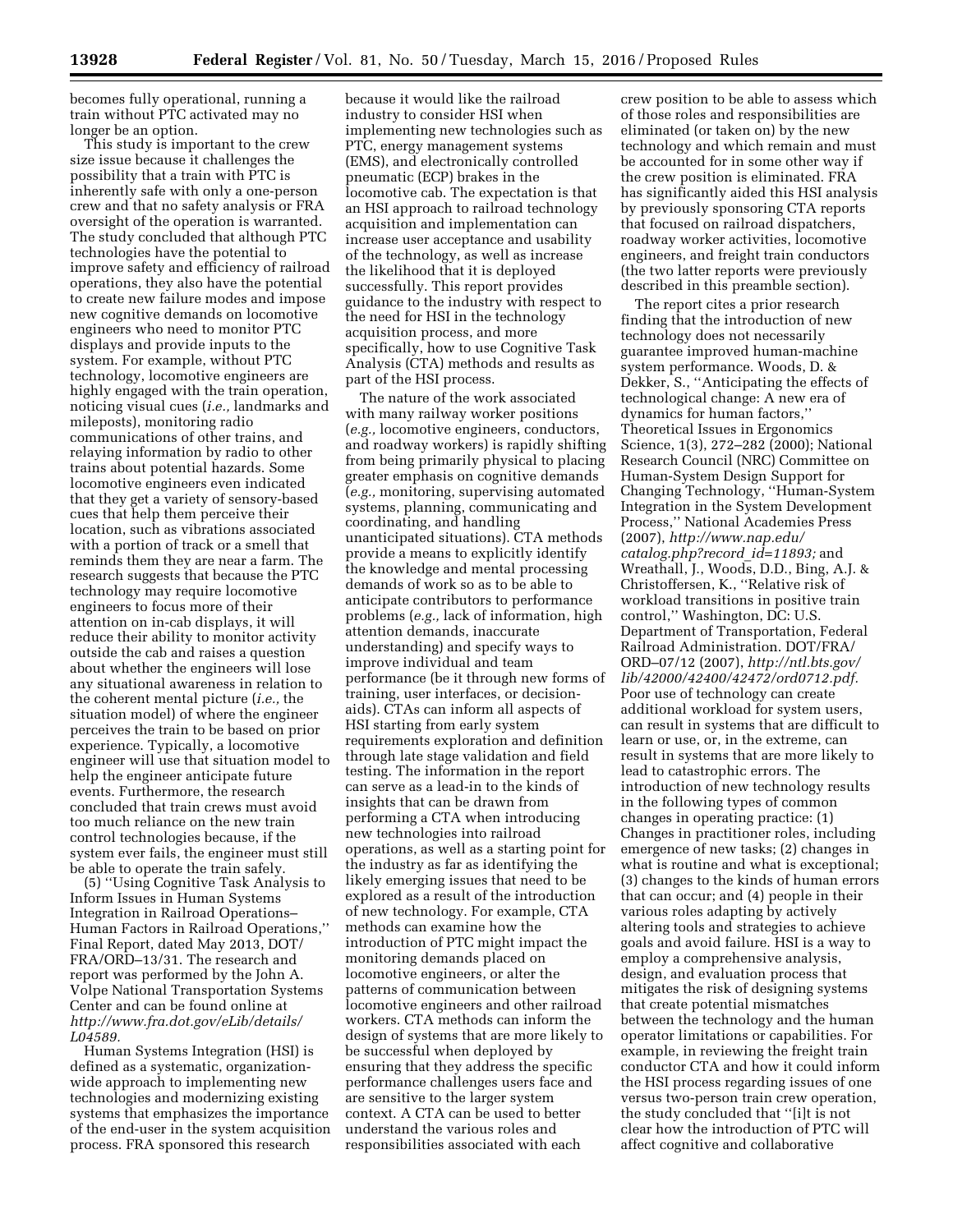becomes fully operational, running a train without PTC activated may no longer be an option.

This study is important to the crew size issue because it challenges the possibility that a train with PTC is inherently safe with only a one-person crew and that no safety analysis or FRA oversight of the operation is warranted. The study concluded that although PTC technologies have the potential to improve safety and efficiency of railroad operations, they also have the potential to create new failure modes and impose new cognitive demands on locomotive engineers who need to monitor PTC displays and provide inputs to the system. For example, without PTC technology, locomotive engineers are highly engaged with the train operation, noticing visual cues (*i.e.,* landmarks and mileposts), monitoring radio communications of other trains, and relaying information by radio to other trains about potential hazards. Some locomotive engineers even indicated that they get a variety of sensory-based cues that help them perceive their location, such as vibrations associated with a portion of track or a smell that reminds them they are near a farm. The research suggests that because the PTC technology may require locomotive engineers to focus more of their attention on in-cab displays, it will reduce their ability to monitor activity outside the cab and raises a question about whether the engineers will lose any situational awareness in relation to the coherent mental picture (*i.e.,* the situation model) of where the engineer perceives the train to be based on prior experience. Typically, a locomotive engineer will use that situation model to help the engineer anticipate future events. Furthermore, the research concluded that train crews must avoid too much reliance on the new train control technologies because, if the system ever fails, the engineer must still be able to operate the train safely.

(5) ''Using Cognitive Task Analysis to Inform Issues in Human Systems Integration in Railroad Operations– Human Factors in Railroad Operations,'' Final Report, dated May 2013, DOT/FRA/ORD–13/31. The research and report was performed by the John A. Volpe National Transportation Systems Center and can be found online at *http://www.fra.dot.gov/eLib/details/L04589.*

Human Systems Integration (HSI) is defined as a systematic, organization-wide approach to implementing new technologies and modernizing existing systems that emphasizes the importance of the end-user in the system acquisition process. FRA sponsored this research because it would like the railroad industry to consider HSI when implementing new technologies such as PTC, energy management systems (EMS), and electronically controlled pneumatic (ECP) brakes in the locomotive cab. The expectation is that an HSI approach to railroad technology acquisition and implementation can increase user acceptance and usability of the technology, as well as increase the likelihood that it is deployed successfully. This report provides guidance to the industry with respect to the need for HSI in the technology acquisition process, and more specifically, how to use Cognitive Task Analysis (CTA) methods and results as part of the HSI process.

The nature of the work associated with many railway worker positions (*e.g.,* locomotive engineers, conductors, and roadway workers) is rapidly shifting from being primarily physical to placing greater emphasis on cognitive demands (*e.g.,* monitoring, supervising automated systems, planning, communicating and coordinating, and handling unanticipated situations). CTA methods provide a means to explicitly identify the knowledge and mental processing demands of work so as to be able to anticipate contributors to performance problems (*e.g.,* lack of information, high attention demands, inaccurate understanding) and specify ways to improve individual and team performance (be it through new forms of training, user interfaces, or decision-aids). CTAs can inform all aspects of HSI starting from early system requirements exploration and definition through late stage validation and field testing. The information in the report can serve as a lead-in to the kinds of insights that can be drawn from performing a CTA when introducing new technologies into railroad operations, as well as a starting point for the industry as far as identifying the likely emerging issues that need to be explored as a result of the introduction of new technology. For example, CTA methods can examine how the introduction of PTC might impact the monitoring demands placed on locomotive engineers, or alter the patterns of communication between locomotive engineers and other railroad workers. CTA methods can inform the design of systems that are more likely to be successful when deployed by ensuring that they address the specific performance challenges users face and are sensitive to the larger system context. A CTA can be used to better understand the various roles and responsibilities associated with each crew position to be able to assess which of those roles and responsibilities are eliminated (or taken on) by the new technology and which remain and must be accounted for in some other way if the crew position is eliminated. FRA has significantly aided this HSI analysis by previously sponsoring CTA reports that focused on railroad dispatchers, roadway worker activities, locomotive engineers, and freight train conductors (the two latter reports were previously described in this preamble section).

The report cites a prior research finding that the introduction of new technology does not necessarily guarantee improved human-machine system performance. Woods, D. & Dekker, S., ''Anticipating the effects of technological change: A new era of dynamics for human factors,'' Theoretical Issues in Ergonomics Science, 1(3), 272–282 (2000); National Research Council (NRC) Committee on Human-System Design Support for Changing Technology, ''Human-System Integration in the System Development Process,'' National Academies Press (2007), *http://www.nap.edu/catalog.php?record_id=11893;* and Wreathall, J., Woods, D.D., Bing, A.J. & Christoffersen, K., ''Relative risk of workload transitions in positive train control,'' Washington, DC: U.S. Department of Transportation, Federal Railroad Administration. DOT/FRA/ORD–07/12 (2007), *http://ntl.bts.gov/lib/42000/42400/42472/ord0712.pdf.* Poor use of technology can create additional workload for system users, can result in systems that are difficult to learn or use, or, in the extreme, can result in systems that are more likely to lead to catastrophic errors. The introduction of new technology results in the following types of common changes in operating practice: (1) Changes in practitioner roles, including emergence of new tasks; (2) changes in what is routine and what is exceptional; (3) changes to the kinds of human errors that can occur; and (4) people in their various roles adapting by actively altering tools and strategies to achieve goals and avoid failure. HSI is a way to employ a comprehensive analysis, design, and evaluation process that mitigates the risk of designing systems that create potential mismatches between the technology and the human operator limitations or capabilities. For example, in reviewing the freight train conductor CTA and how it could inform the HSI process regarding issues of one versus two-person train crew operation, the study concluded that ''[i]t is not clear how the introduction of PTC will affect cognitive and collaborative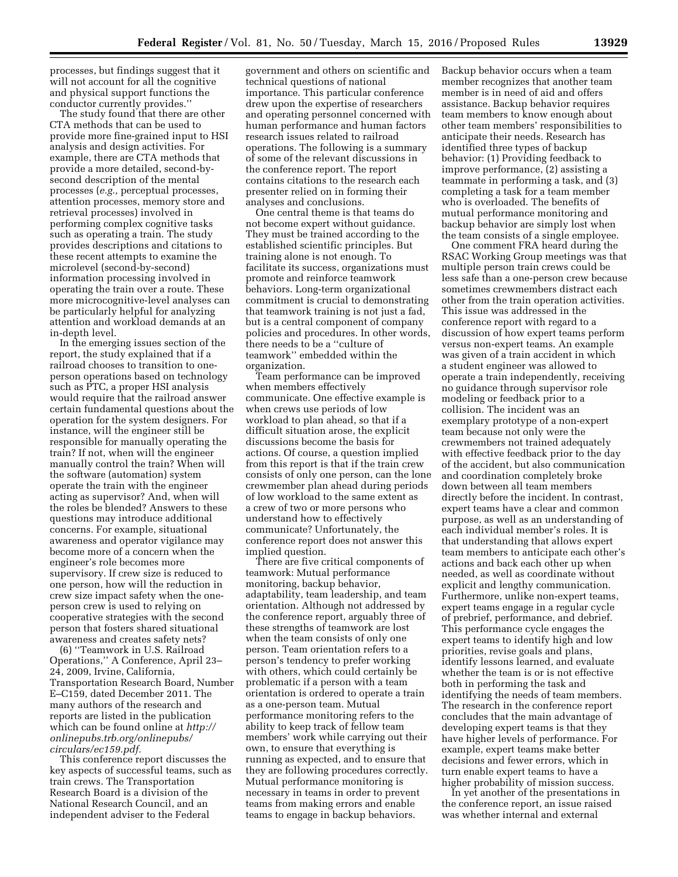processes, but findings suggest that it will not account for all the cognitive and physical support functions the conductor currently provides.''

The study found that there are other CTA methods that can be used to provide more fine-grained input to HSI analysis and design activities. For example, there are CTA methods that provide a more detailed, second-by-second description of the mental processes (*e.g.,* perceptual processes, attention processes, memory store and retrieval processes) involved in performing complex cognitive tasks such as operating a train. The study provides descriptions and citations to these recent attempts to examine the microlevel (second-by-second) information processing involved in operating the train over a route. These more microcognitive-level analyses can be particularly helpful for analyzing attention and workload demands at an in-depth level.

In the emerging issues section of the report, the study explained that if a railroad chooses to transition to one-person operations based on technology such as PTC, a proper HSI analysis would require that the railroad answer certain fundamental questions about the operation for the system designers. For instance, will the engineer still be responsible for manually operating the train? If not, when will the engineer manually control the train? When will the software (automation) system operate the train with the engineer acting as supervisor? And, when will the roles be blended? Answers to these questions may introduce additional concerns. For example, situational awareness and operator vigilance may become more of a concern when the engineer's role becomes more supervisory. If crew size is reduced to one person, how will the reduction in crew size impact safety when the one-person crew is used to relying on cooperative strategies with the second person that fosters shared situational awareness and creates safety nets?

(6) ''Teamwork in U.S. Railroad Operations,'' A Conference, April 23–24, 2009, Irvine, California, Transportation Research Board, Number E–C159, dated December 2011. The many authors of the research and reports are listed in the publication which can be found online at *http://onlinepubs.trb.org/onlinepubs/circulars/ec159.pdf.*

This conference report discusses the key aspects of successful teams, such as train crews. The Transportation Research Board is a division of the National Research Council, and an independent adviser to the Federal government and others on scientific and technical questions of national importance. This particular conference drew upon the expertise of researchers and operating personnel concerned with human performance and human factors research issues related to railroad operations. The following is a summary of some of the relevant discussions in the conference report. The report contains citations to the research each presenter relied on in forming their analyses and conclusions.

One central theme is that teams do not become expert without guidance. They must be trained according to the established scientific principles. But training alone is not enough. To facilitate its success, organizations must promote and reinforce teamwork behaviors. Long-term organizational commitment is crucial to demonstrating that teamwork training is not just a fad, but is a central component of company policies and procedures. In other words, there needs to be a ''culture of teamwork'' embedded within the organization.

Team performance can be improved when members effectively communicate. One effective example is when crews use periods of low workload to plan ahead, so that if a difficult situation arose, the explicit discussions become the basis for actions. Of course, a question implied from this report is that if the train crew consists of only one person, can the lone crewmember plan ahead during periods of low workload to the same extent as a crew of two or more persons who understand how to effectively communicate? Unfortunately, the conference report does not answer this implied question.

There are five critical components of teamwork: Mutual performance monitoring, backup behavior, adaptability, team leadership, and team orientation. Although not addressed by the conference report, arguably three of these strengths of teamwork are lost when the team consists of only one person. Team orientation refers to a person's tendency to prefer working with others, which could certainly be problematic if a person with a team orientation is ordered to operate a train as a one-person team. Mutual performance monitoring refers to the ability to keep track of fellow team members' work while carrying out their own, to ensure that everything is running as expected, and to ensure that they are following procedures correctly. Mutual performance monitoring is necessary in teams in order to prevent teams from making errors and enable teams to engage in backup behaviors. Backup behavior occurs when a team member recognizes that another team member is in need of aid and offers assistance. Backup behavior requires team members to know enough about other team members' responsibilities to anticipate their needs. Research has identified three types of backup behavior: (1) Providing feedback to improve performance, (2) assisting a teammate in performing a task, and (3) completing a task for a team member who is overloaded. The benefits of mutual performance monitoring and backup behavior are simply lost when the team consists of a single employee.

One comment FRA heard during the RSAC Working Group meetings was that multiple person train crews could be less safe than a one-person crew because sometimes crewmembers distract each other from the train operation activities. This issue was addressed in the conference report with regard to a discussion of how expert teams perform versus non-expert teams. An example was given of a train accident in which a student engineer was allowed to operate a train independently, receiving no guidance through supervisor role modeling or feedback prior to a collision. The incident was an exemplary prototype of a non-expert team because not only were the crewmembers not trained adequately with effective feedback prior to the day of the accident, but also communication and coordination completely broke down between all team members directly before the incident. In contrast, expert teams have a clear and common purpose, as well as an understanding of each individual member's roles. It is that understanding that allows expert team members to anticipate each other's actions and back each other up when needed, as well as coordinate without explicit and lengthy communication. Furthermore, unlike non-expert teams, expert teams engage in a regular cycle of prebrief, performance, and debrief. This performance cycle engages the expert teams to identify high and low priorities, revise goals and plans, identify lessons learned, and evaluate whether the team is or is not effective both in performing the task and identifying the needs of team members. The research in the conference report concludes that the main advantage of developing expert teams is that they have higher levels of performance. For example, expert teams make better decisions and fewer errors, which in turn enable expert teams to have a higher probability of mission success.

In yet another of the presentations in the conference report, an issue raised was whether internal and external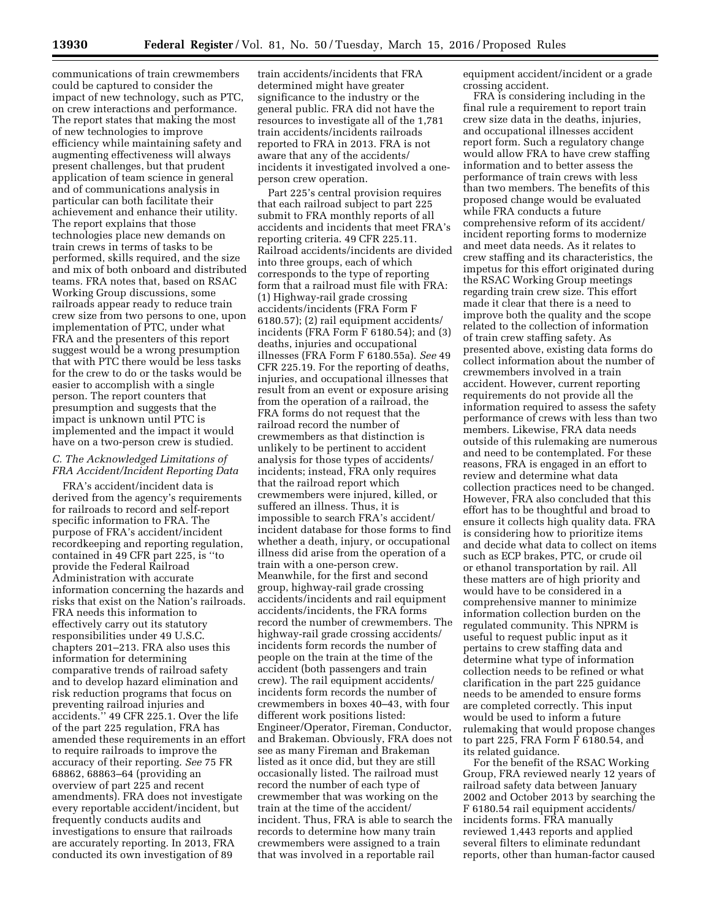communications of train crewmembers could be captured to consider the impact of new technology, such as PTC, on crew interactions and performance. The report states that making the most of new technologies to improve efficiency while maintaining safety and augmenting effectiveness will always present challenges, but that prudent application of team science in general and of communications analysis in particular can both facilitate their achievement and enhance their utility. The report explains that those technologies place new demands on train crews in terms of tasks to be performed, skills required, and the size and mix of both onboard and distributed teams. FRA notes that, based on RSAC Working Group discussions, some railroads appear ready to reduce train crew size from two persons to one, upon implementation of PTC, under what FRA and the presenters of this report suggest would be a wrong presumption that with PTC there would be less tasks for the crew to do or the tasks would be easier to accomplish with a single person. The report counters that presumption and suggests that the impact is unknown until PTC is implemented and the impact it would have on a two-person crew is studied.

### *C. The Acknowledged Limitations of FRA Accident/Incident Reporting Data*

FRA's accident/incident data is derived from the agency's requirements for railroads to record and self-report specific information to FRA. The purpose of FRA's accident/incident recordkeeping and reporting regulation, contained in 49 CFR part 225, is "to provide the Federal Railroad Administration with accurate information concerning the hazards and risks that exist on the Nation's railroads. FRA needs this information to effectively carry out its statutory responsibilities under 49 U.S.C. chapters 201–213. FRA also uses this information for determining comparative trends of railroad safety and to develop hazard elimination and risk reduction programs that focus on preventing railroad injuries and accidents." 49 CFR 225.1. Over the life of the part 225 regulation, FRA has amended these requirements in an effort to require railroads to improve the accuracy of their reporting. *See* 75 FR 68862, 68863–64 (providing an overview of part 225 and recent amendments). FRA does not investigate every reportable accident/incident, but frequently conducts audits and investigations to ensure that railroads are accurately reporting. In 2013, FRA conducted its own investigation of 89 train accidents/incidents that FRA determined might have greater significance to the industry or the general public. FRA did not have the resources to investigate all of the 1,781 train accidents/incidents railroads reported to FRA in 2013. FRA is not aware that any of the accidents/incidents it investigated involved a one-person crew operation.

Part 225's central provision requires that each railroad subject to part 225 submit to FRA monthly reports of all accidents and incidents that meet FRA's reporting criteria. 49 CFR 225.11. Railroad accidents/incidents are divided into three groups, each of which corresponds to the type of reporting form that a railroad must file with FRA: (1) Highway-rail grade crossing accidents/incidents (FRA Form F 6180.57); (2) rail equipment accidents/incidents (FRA Form F 6180.54); and (3) deaths, injuries and occupational illnesses (FRA Form F 6180.55a). *See* 49 CFR 225.19. For the reporting of deaths, injuries, and occupational illnesses that result from an event or exposure arising from the operation of a railroad, the FRA forms do not request that the railroad record the number of crewmembers as that distinction is unlikely to be pertinent to accident analysis for those types of accidents/incidents; instead, FRA only requires that the railroad report which crewmembers were injured, killed, or suffered an illness. Thus, it is impossible to search FRA's accident/incident database for those forms to find whether a death, injury, or occupational illness did arise from the operation of a train with a one-person crew. Meanwhile, for the first and second group, highway-rail grade crossing accidents/incidents and rail equipment accidents/incidents, the FRA forms record the number of crewmembers. The highway-rail grade crossing accidents/incidents form records the number of people on the train at the time of the accident (both passengers and train crew). The rail equipment accidents/incidents form records the number of crewmembers in boxes 40–43, with four different work positions listed: Engineer/Operator, Fireman, Conductor, and Brakeman. Obviously, FRA does not see as many Fireman and Brakeman listed as it once did, but they are still occasionally listed. The railroad must record the number of each type of crewmember that was working on the train at the time of the accident/incident. Thus, FRA is able to search the records to determine how many train crewmembers were assigned to a train that was involved in a reportable rail equipment accident/incident or a grade crossing accident.

FRA is considering including in the final rule a requirement to report train crew size data in the deaths, injuries, and occupational illnesses accident report form. Such a regulatory change would allow FRA to have crew staffing information and to better assess the performance of train crews with less than two members. The benefits of this proposed change would be evaluated while FRA conducts a future comprehensive reform of its accident/incident reporting forms to modernize and meet data needs. As it relates to crew staffing and its characteristics, the impetus for this effort originated during the RSAC Working Group meetings regarding train crew size. This effort made it clear that there is a need to improve both the quality and the scope related to the collection of information of train crew staffing safety. As presented above, existing data forms do collect information about the number of crewmembers involved in a train accident. However, current reporting requirements do not provide all the information required to assess the safety performance of crews with less than two members. Likewise, FRA data needs outside of this rulemaking are numerous and need to be contemplated. For these reasons, FRA is engaged in an effort to review and determine what data collection practices need to be changed. However, FRA also concluded that this effort has to be thoughtful and broad to ensure it collects high quality data. FRA is considering how to prioritize items and decide what data to collect on items such as ECP brakes, PTC, or crude oil or ethanol transportation by rail. All these matters are of high priority and would have to be considered in a comprehensive manner to minimize information collection burden on the regulated community. This NPRM is useful to request public input as it pertains to crew staffing data and determine what type of information collection needs to be refined or what clarification in the part 225 guidance needs to be amended to ensure forms are completed correctly. This input would be used to inform a future rulemaking that would propose changes to part 225, FRA Form F 6180.54, and its related guidance.

For the benefit of the RSAC Working Group, FRA reviewed nearly 12 years of railroad safety data between January 2002 and October 2013 by searching the F 6180.54 rail equipment accidents/incidents forms. FRA manually reviewed 1,443 reports and applied several filters to eliminate redundant reports, other than human-factor caused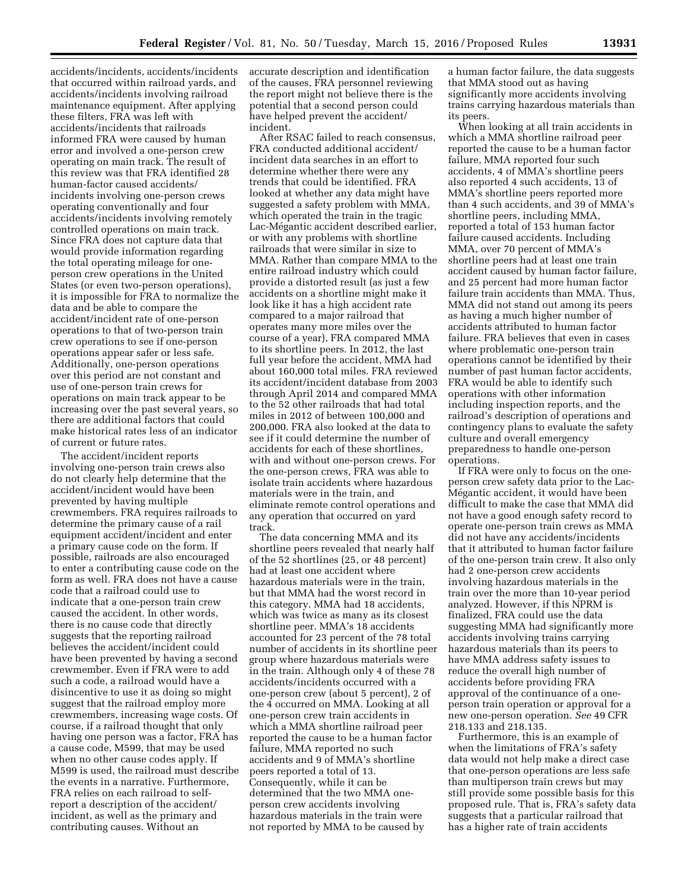accidents/incidents, accidents/incidents that occurred within railroad yards, and accidents/incidents involving railroad maintenance equipment. After applying these filters, FRA was left with accidents/incidents that railroads informed FRA were caused by human error and involved a one-person crew operating on main track. The result of this review was that FRA identified 28 human-factor caused accidents/incidents involving one-person crews operating conventionally and four accidents/incidents involving remotely controlled operations on main track. Since FRA does not capture data that would provide information regarding the total operating mileage for one-person crew operations in the United States (or even two-person operations), it is impossible for FRA to normalize the data and be able to compare the accident/incident rate of one-person operations to that of two-person train crew operations to see if one-person operations appear safer or less safe. Additionally, one-person operations over this period are not constant and use of one-person train crews for operations on main track appear to be increasing over the past several years, so there are additional factors that could make historical rates less of an indicator of current or future rates.

The accident/incident reports involving one-person train crews also do not clearly help determine that the accident/incident would have been prevented by having multiple crewmembers. FRA requires railroads to determine the primary cause of a rail equipment accident/incident and enter a primary cause code on the form. If possible, railroads are also encouraged to enter a contributing cause code on the form as well. FRA does not have a cause code that a railroad could use to indicate that a one-person train crew caused the accident. In other words, there is no cause code that directly suggests that the reporting railroad believes the accident/incident could have been prevented by having a second crewmember. Even if FRA were to add such a code, a railroad would have a disincentive to use it as doing so might suggest that the railroad employ more crewmembers, increasing wage costs. Of course, if a railroad thought that only having one person was a factor, FRA has a cause code, M599, that may be used when no other cause codes apply. If M599 is used, the railroad must describe the events in a narrative. Furthermore, FRA relies on each railroad to self-report a description of the accident/incident, as well as the primary and contributing causes. Without an accurate description and identification of the causes, FRA personnel reviewing the report might not believe there is the potential that a second person could have helped prevent the accident/incident.

After RSAC failed to reach consensus, FRA conducted additional accident/incident data searches in an effort to determine whether there were any trends that could be identified. FRA looked at whether any data might have suggested a safety problem with MMA, which operated the train in the tragic Lac-Mégantic accident described earlier, or with any problems with shortline railroads that were similar in size to MMA. Rather than compare MMA to the entire railroad industry which could provide a distorted result (as just a few accidents on a shortline might make it look like it has a high accident rate compared to a major railroad that operates many more miles over the course of a year), FRA compared MMA to its shortline peers. In 2012, the last full year before the accident, MMA had about 160,000 total miles. FRA reviewed its accident/incident database from 2003 through April 2014 and compared MMA to the 52 other railroads that had total miles in 2012 of between 100,000 and 200,000. FRA also looked at the data to see if it could determine the number of accidents for each of these shortlines, with and without one-person crews. For the one-person crews, FRA was able to isolate train accidents where hazardous materials were in the train, and eliminate remote control operations and any operation that occurred on yard track.

The data concerning MMA and its shortline peers revealed that nearly half of the 52 shortlines (25, or 48 percent) had at least one accident where hazardous materials were in the train, but that MMA had the worst record in this category. MMA had 18 accidents, which was twice as many as its closest shortline peer. MMA's 18 accidents accounted for 23 percent of the 78 total number of accidents in its shortline peer group where hazardous materials were in the train. Although only 4 of these 78 accidents/incidents occurred with a one-person crew (about 5 percent), 2 of the 4 occurred on MMA. Looking at all one-person crew train accidents in which a MMA shortline railroad peer reported the cause to be a human factor failure, MMA reported no such accidents and 9 of MMA's shortline peers reported a total of 13. Consequently, while it can be determined that the two MMA one-person crew accidents involving hazardous materials in the train were not reported by MMA to be caused by a human factor failure, the data suggests that MMA stood out as having significantly more accidents involving trains carrying hazardous materials than its peers.

When looking at all train accidents in which a MMA shortline railroad peer reported the cause to be a human factor failure, MMA reported four such accidents, 4 of MMA's shortline peers also reported 4 such accidents, 13 of MMA's shortline peers reported more than 4 such accidents, and 39 of MMA's shortline peers, including MMA, reported a total of 153 human factor failure caused accidents. Including MMA, over 70 percent of MMA's shortline peers had at least one train accident caused by human factor failure, and 25 percent had more human factor failure train accidents than MMA. Thus, MMA did not stand out among its peers as having a much higher number of accidents attributed to human factor failure. FRA believes that even in cases where problematic one-person train operations cannot be identified by their number of past human factor accidents, FRA would be able to identify such operations with other information including inspection reports, and the railroad's description of operations and contingency plans to evaluate the safety culture and overall emergency preparedness to handle one-person operations.

If FRA were only to focus on the one-person crew safety data prior to the Lac-Mégantic accident, it would have been difficult to make the case that MMA did not have a good enough safety record to operate one-person train crews as MMA did not have any accidents/incidents that it attributed to human factor failure of the one-person train crew. It also only had 2 one-person crew accidents involving hazardous materials in the train over the more than 10-year period analyzed. However, if this NPRM is finalized, FRA could use the data suggesting MMA had significantly more accidents involving trains carrying hazardous materials than its peers to have MMA address safety issues to reduce the overall high number of accidents before providing FRA approval of the continuance of a one-person train operation or approval for a new one-person operation. *See* 49 CFR 218.133 and 218.135.

Furthermore, this is an example of when the limitations of FRA's safety data would not help make a direct case that one-person operations are less safe than multiperson train crews but may still provide some possible basis for this proposed rule. That is, FRA's safety data suggests that a particular railroad that has a higher rate of train accidents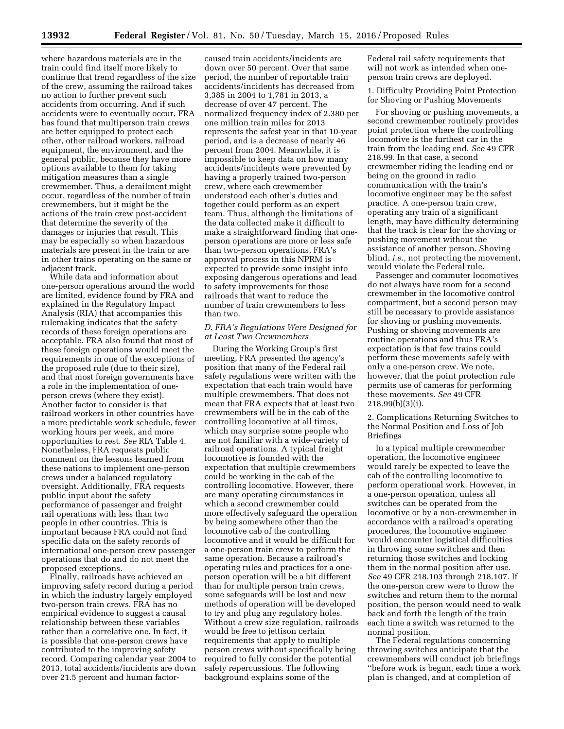where hazardous materials are in the train could find itself more likely to continue that trend regardless of the size of the crew, assuming the railroad takes no action to further prevent such accidents from occurring. And if such accidents were to eventually occur, FRA has found that multiperson train crews are better equipped to protect each other, other railroad workers, railroad equipment, the environment, and the general public, because they have more options available to them for taking mitigation measures than a single crewmember. Thus, a derailment might occur, regardless of the number of train crewmembers, but it might be the actions of the train crew post-accident that determine the severity of the damages or injuries that result. This may be especially so when hazardous materials are present in the train or are in other trains operating on the same or adjacent track.

While data and information about one-person operations around the world are limited, evidence found by FRA and explained in the Regulatory Impact Analysis (RIA) that accompanies this rulemaking indicates that the safety records of these foreign operations are acceptable. FRA also found that most of these foreign operations would meet the requirements in one of the exceptions of the proposed rule (due to their size), and that most foreign governments have a role in the implementation of one-person crews (where they exist). Another factor to consider is that railroad workers in other countries have a more predictable work schedule, fewer working hours per week, and more opportunities to rest. *See* RIA Table 4. Nonetheless, FRA requests public comment on the lessons learned from these nations to implement one-person crews under a balanced regulatory oversight. Additionally, FRA requests public input about the safety performance of passenger and freight rail operations with less than two people in other countries. This is important because FRA could not find specific data on the safety records of international one-person crew passenger operations that do and do not meet the proposed exceptions.

Finally, railroads have achieved an improving safety record during a period in which the industry largely employed two-person train crews. FRA has no empirical evidence to suggest a causal relationship between these variables rather than a correlative one. In fact, it is possible that one-person crews have contributed to the improving safety record. Comparing calendar year 2004 to 2013, total accidents/incidents are down over 21.5 percent and human factor-caused train accidents/incidents are down over 50 percent. Over that same period, the number of reportable train accidents/incidents has decreased from 3,385 in 2004 to 1,781 in 2013, a decrease of over 47 percent. The normalized frequency index of 2.380 per one million train miles for 2013 represents the safest year in that 10-year period, and is a decrease of nearly 46 percent from 2004. Meanwhile, it is impossible to keep data on how many accidents/incidents were prevented by having a properly trained two-person crew, where each crewmember understood each other's duties and together could perform as an expert team. Thus, although the limitations of the data collected make it difficult to make a straightforward finding that one-person operations are more or less safe than two-person operations, FRA's approval process in this NPRM is expected to provide some insight into exposing dangerous operations and lead to safety improvements for those railroads that want to reduce the number of train crewmembers to less than two.

### *D. FRA's Regulations Were Designed for at Least Two Crewmembers*

During the Working Group's first meeting, FRA presented the agency's position that many of the Federal rail safety regulations were written with the expectation that each train would have multiple crewmembers. That does not mean that FRA expects that at least two crewmembers will be in the cab of the controlling locomotive at all times, which may surprise some people who are not familiar with a wide-variety of railroad operations. A typical freight locomotive is founded with the expectation that multiple crewmembers could be working in the cab of the controlling locomotive. However, there are many operating circumstances in which a second crewmember could more effectively safeguard the operation by being somewhere other than the locomotive cab of the controlling locomotive and it would be difficult for a one-person train crew to perform the same operation. Because a railroad's operating rules and practices for a one-person operation will be a bit different than for multiple person train crews, some safeguards will be lost and new methods of operation will be developed to try and plug any regulatory holes. Without a crew size regulation, railroads would be free to jettison certain requirements that apply to multiple person crews without specifically being required to fully consider the potential safety repercussions. The following background explains some of the Federal rail safety requirements that will not work as intended when one-person train crews are deployed.

#### 1. Difficulty Providing Point Protection for Shoving or Pushing Movements

For shoving or pushing movements, a second crewmember routinely provides point protection where the controlling locomotive is the furthest car in the train from the leading end. *See* 49 CFR 218.99. In that case, a second crewmember riding the leading end or being on the ground in radio communication with the train's locomotive engineer may be the safest practice. A one-person train crew, operating any train of a significant length, may have difficulty determining that the track is clear for the shoving or pushing movement without the assistance of another person. Shoving blind, *i.e.,* not protecting the movement, would violate the Federal rule.

Passenger and commuter locomotives do not always have room for a second crewmember in the locomotive control compartment, but a second person may still be necessary to provide assistance for shoving or pushing movements. Pushing or shoving movements are routine operations and thus FRA's expectation is that few trains could perform these movements safely with only a one-person crew. We note, however, that the point protection rule permits use of cameras for performing these movements. *See* 49 CFR 218.99(b)(3)(i).

#### 2. Complications Returning Switches to the Normal Position and Loss of Job Briefings

In a typical multiple crewmember operation, the locomotive engineer would rarely be expected to leave the cab of the controlling locomotive to perform operational work. However, in a one-person operation, unless all switches can be operated from the locomotive or by a non-crewmember in accordance with a railroad's operating procedures, the locomotive engineer would encounter logistical difficulties in throwing some switches and then returning those switches and locking them in the normal position after use. *See* 49 CFR 218.103 through 218.107. If the one-person crew were to throw the switches and return them to the normal position, the person would need to walk back and forth the length of the train each time a switch was returned to the normal position.

The Federal regulations concerning throwing switches anticipate that the crewmembers will conduct job briefings "before work is begun, each time a work plan is changed, and at completion of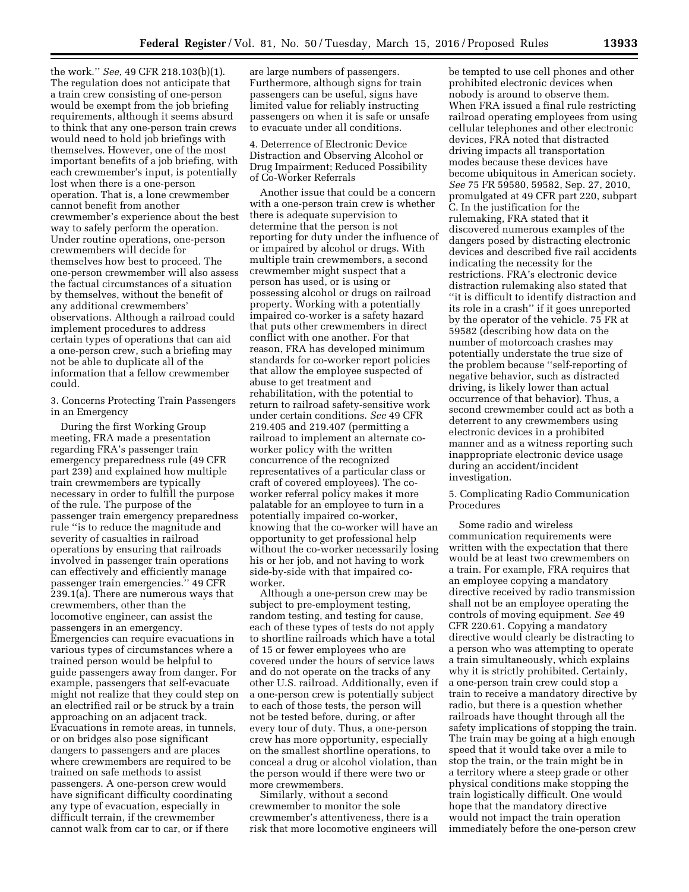the work.'' *See,* 49 CFR 218.103(b)(1). The regulation does not anticipate that a train crew consisting of one-person would be exempt from the job briefing requirements, although it seems absurd to think that any one-person train crews would need to hold job briefings with themselves. However, one of the most important benefits of a job briefing, with each crewmember's input, is potentially lost when there is a one-person operation. That is, a lone crewmember cannot benefit from another crewmember's experience about the best way to safely perform the operation. Under routine operations, one-person crewmembers will decide for themselves how best to proceed. The one-person crewmember will also assess the factual circumstances of a situation by themselves, without the benefit of any additional crewmembers' observations. Although a railroad could implement procedures to address certain types of operations that can aid a one-person crew, such a briefing may not be able to duplicate all of the information that a fellow crewmember could.

3. Concerns Protecting Train Passengers in an Emergency

During the first Working Group meeting, FRA made a presentation regarding FRA's passenger train emergency preparedness rule (49 CFR part 239) and explained how multiple train crewmembers are typically necessary in order to fulfill the purpose of the rule. The purpose of the passenger train emergency preparedness rule ''is to reduce the magnitude and severity of casualties in railroad operations by ensuring that railroads involved in passenger train operations can effectively and efficiently manage passenger train emergencies.'' 49 CFR 239.1(a). There are numerous ways that crewmembers, other than the locomotive engineer, can assist the passengers in an emergency. Emergencies can require evacuations in various types of circumstances where a trained person would be helpful to guide passengers away from danger. For example, passengers that self-evacuate might not realize that they could step on an electrified rail or be struck by a train approaching on an adjacent track. Evacuations in remote areas, in tunnels, or on bridges also pose significant dangers to passengers and are places where crewmembers are required to be trained on safe methods to assist passengers. A one-person crew would have significant difficulty coordinating any type of evacuation, especially in difficult terrain, if the crewmember cannot walk from car to car, or if there are large numbers of passengers. Furthermore, although signs for train passengers can be useful, signs have limited value for reliably instructing passengers on when it is safe or unsafe to evacuate under all conditions.

4. Deterrence of Electronic Device Distraction and Observing Alcohol or Drug Impairment; Reduced Possibility of Co-Worker Referrals

Another issue that could be a concern with a one-person train crew is whether there is adequate supervision to determine that the person is not reporting for duty under the influence of or impaired by alcohol or drugs. With multiple train crewmembers, a second crewmember might suspect that a person has used, or is using or possessing alcohol or drugs on railroad property. Working with a potentially impaired co-worker is a safety hazard that puts other crewmembers in direct conflict with one another. For that reason, FRA has developed minimum standards for co-worker report policies that allow the employee suspected of abuse to get treatment and rehabilitation, with the potential to return to railroad safety-sensitive work under certain conditions. *See* 49 CFR 219.405 and 219.407 (permitting a railroad to implement an alternate co-worker policy with the written concurrence of the recognized representatives of a particular class or craft of covered employees). The co-worker referral policy makes it more palatable for an employee to turn in a potentially impaired co-worker, knowing that the co-worker will have an opportunity to get professional help without the co-worker necessarily losing his or her job, and not having to work side-by-side with that impaired co-worker.

Although a one-person crew may be subject to pre-employment testing, random testing, and testing for cause, each of these types of tests do not apply to shortline railroads which have a total of 15 or fewer employees who are covered under the hours of service laws and do not operate on the tracks of any other U.S. railroad. Additionally, even if a one-person crew is potentially subject to each of those tests, the person will not be tested before, during, or after every tour of duty. Thus, a one-person crew has more opportunity, especially on the smallest shortline operations, to conceal a drug or alcohol violation, than the person would if there were two or more crewmembers.

Similarly, without a second crewmember to monitor the sole crewmember's attentiveness, there is a risk that more locomotive engineers will be tempted to use cell phones and other prohibited electronic devices when nobody is around to observe them. When FRA issued a final rule restricting railroad operating employees from using cellular telephones and other electronic devices, FRA noted that distracted driving impacts all transportation modes because these devices have become ubiquitous in American society. *See* 75 FR 59580, 59582, Sep. 27, 2010, promulgated at 49 CFR part 220, subpart C. In the justification for the rulemaking, FRA stated that it discovered numerous examples of the dangers posed by distracting electronic devices and described five rail accidents indicating the necessity for the restrictions. FRA's electronic device distraction rulemaking also stated that ''it is difficult to identify distraction and its role in a crash'' if it goes unreported by the operator of the vehicle. 75 FR at 59582 (describing how data on the number of motorcoach crashes may potentially understate the true size of the problem because ''self-reporting of negative behavior, such as distracted driving, is likely lower than actual occurrence of that behavior). Thus, a second crewmember could act as both a deterrent to any crewmembers using electronic devices in a prohibited manner and as a witness reporting such inappropriate electronic device usage during an accident/incident investigation.

5. Complicating Radio Communication Procedures

Some radio and wireless communication requirements were written with the expectation that there would be at least two crewmembers on a train. For example, FRA requires that an employee copying a mandatory directive received by radio transmission shall not be an employee operating the controls of moving equipment. *See* 49 CFR 220.61. Copying a mandatory directive would clearly be distracting to a person who was attempting to operate a train simultaneously, which explains why it is strictly prohibited. Certainly, a one-person train crew could stop a train to receive a mandatory directive by radio, but there is a question whether railroads have thought through all the safety implications of stopping the train. The train may be going at a high enough speed that it would take over a mile to stop the train, or the train might be in a territory where a steep grade or other physical conditions make stopping the train logistically difficult. One would hope that the mandatory directive would not impact the train operation immediately before the one-person crew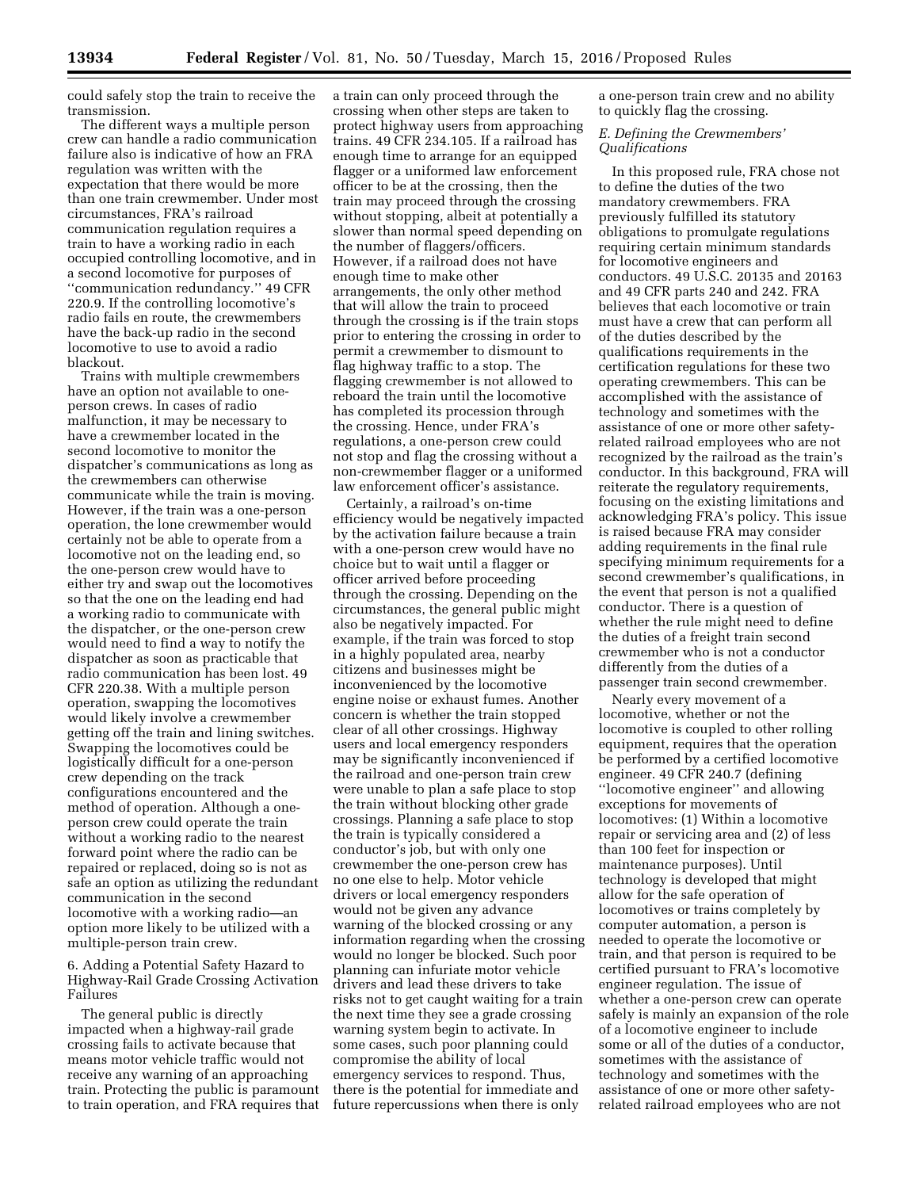could safely stop the train to receive the transmission.

The different ways a multiple person crew can handle a radio communication failure also is indicative of how an FRA regulation was written with the expectation that there would be more than one train crewmember. Under most circumstances, FRA's railroad communication regulation requires a train to have a working radio in each occupied controlling locomotive, and in a second locomotive for purposes of "communication redundancy." 49 CFR 220.9. If the controlling locomotive's radio fails en route, the crewmembers have the back-up radio in the second locomotive to use to avoid a radio blackout.

Trains with multiple crewmembers have an option not available to one-person crews. In cases of radio malfunction, it may be necessary to have a crewmember located in the second locomotive to monitor the dispatcher's communications as long as the crewmembers can otherwise communicate while the train is moving. However, if the train was a one-person operation, the lone crewmember would certainly not be able to operate from a locomotive not on the leading end, so the one-person crew would have to either try and swap out the locomotives so that the one on the leading end had a working radio to communicate with the dispatcher, or the one-person crew would need to find a way to notify the dispatcher as soon as practicable that radio communication has been lost. 49 CFR 220.38. With a multiple person operation, swapping the locomotives would likely involve a crewmember getting off the train and lining switches. Swapping the locomotives could be logistically difficult for a one-person crew depending on the track configurations encountered and the method of operation. Although a one-person crew could operate the train without a working radio to the nearest forward point where the radio can be repaired or replaced, doing so is not as safe an option as utilizing the redundant communication in the second locomotive with a working radio—an option more likely to be utilized with a multiple-person train crew.

6. Adding a Potential Safety Hazard to Highway-Rail Grade Crossing Activation Failures

The general public is directly impacted when a highway-rail grade crossing fails to activate because that means motor vehicle traffic would not receive any warning of an approaching train. Protecting the public is paramount to train operation, and FRA requires that a train can only proceed through the crossing when other steps are taken to protect highway users from approaching trains. 49 CFR 234.105. If a railroad has enough time to arrange for an equipped flagger or a uniformed law enforcement officer to be at the crossing, then the train may proceed through the crossing without stopping, albeit at potentially a slower than normal speed depending on the number of flaggers/officers. However, if a railroad does not have enough time to make other arrangements, the only other method that will allow the train to proceed through the crossing is if the train stops prior to entering the crossing in order to permit a crewmember to dismount to flag highway traffic to a stop. The flagging crewmember is not allowed to reboard the train until the locomotive has completed its procession through the crossing. Hence, under FRA's regulations, a one-person crew could not stop and flag the crossing without a non-crewmember flagger or a uniformed law enforcement officer's assistance.

Certainly, a railroad's on-time efficiency would be negatively impacted by the activation failure because a train with a one-person crew would have no choice but to wait until a flagger or officer arrived before proceeding through the crossing. Depending on the circumstances, the general public might also be negatively impacted. For example, if the train was forced to stop in a highly populated area, nearby citizens and businesses might be inconvenienced by the locomotive engine noise or exhaust fumes. Another concern is whether the train stopped clear of all other crossings. Highway users and local emergency responders may be significantly inconvenienced if the railroad and one-person train crew were unable to plan a safe place to stop the train without blocking other grade crossings. Planning a safe place to stop the train is typically considered a conductor's job, but with only one crewmember the one-person crew has no one else to help. Motor vehicle drivers or local emergency responders would not be given any advance warning of the blocked crossing or any information regarding when the crossing would no longer be blocked. Such poor planning can infuriate motor vehicle drivers and lead these drivers to take risks not to get caught waiting for a train the next time they see a grade crossing warning system begin to activate. In some cases, such poor planning could compromise the ability of local emergency services to respond. Thus, there is the potential for immediate and future repercussions when there is only a one-person train crew and no ability to quickly flag the crossing.

*E. Defining the Crewmembers' Qualifications*

In this proposed rule, FRA chose not to define the duties of the two mandatory crewmembers. FRA previously fulfilled its statutory obligations to promulgate regulations requiring certain minimum standards for locomotive engineers and conductors. 49 U.S.C. 20135 and 20163 and 49 CFR parts 240 and 242. FRA believes that each locomotive or train must have a crew that can perform all of the duties described by the qualifications requirements in the certification regulations for these two operating crewmembers. This can be accomplished with the assistance of technology and sometimes with the assistance of one or more other safety-related railroad employees who are not recognized by the railroad as the train's conductor. In this background, FRA will reiterate the regulatory requirements, focusing on the existing limitations and acknowledging FRA's policy. This issue is raised because FRA may consider adding requirements in the final rule specifying minimum requirements for a second crewmember's qualifications, in the event that person is not a qualified conductor. There is a question of whether the rule might need to define the duties of a freight train second crewmember who is not a conductor differently from the duties of a passenger train second crewmember.

Nearly every movement of a locomotive, whether or not the locomotive is coupled to other rolling equipment, requires that the operation be performed by a certified locomotive engineer. 49 CFR 240.7 (defining "locomotive engineer" and allowing exceptions for movements of locomotives: (1) Within a locomotive repair or servicing area and (2) of less than 100 feet for inspection or maintenance purposes). Until technology is developed that might allow for the safe operation of locomotives or trains completely by computer automation, a person is needed to operate the locomotive or train, and that person is required to be certified pursuant to FRA's locomotive engineer regulation. The issue of whether a one-person crew can operate safely is mainly an expansion of the role of a locomotive engineer to include some or all of the duties of a conductor, sometimes with the assistance of technology and sometimes with the assistance of one or more other safety-related railroad employees who are not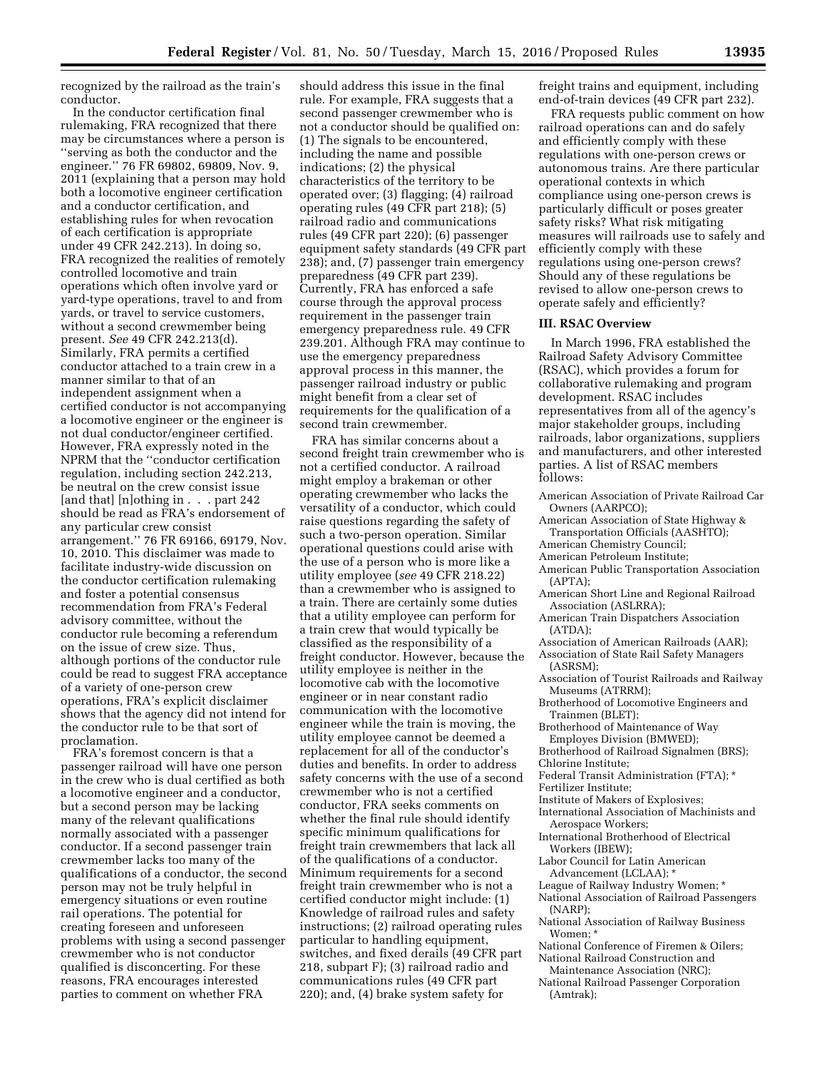recognized by the railroad as the train's conductor.

In the conductor certification final rulemaking, FRA recognized that there may be circumstances where a person is ''serving as both the conductor and the engineer.'' 76 FR 69802, 69809, Nov. 9, 2011 (explaining that a person may hold both a locomotive engineer certification and a conductor certification, and establishing rules for when revocation of each certification is appropriate under 49 CFR 242.213). In doing so, FRA recognized the realities of remotely controlled locomotive and train operations which often involve yard or yard-type operations, travel to and from yards, or travel to service customers, without a second crewmember being present. *See* 49 CFR 242.213(d). Similarly, FRA permits a certified conductor attached to a train crew in a manner similar to that of an independent assignment when a certified conductor is not accompanying a locomotive engineer or the engineer is not dual conductor/engineer certified. However, FRA expressly noted in the NPRM that the ''conductor certification regulation, including section 242.213, be neutral on the crew consist issue [and that] [n]othing in . . . part 242 should be read as FRA's endorsement of any particular crew consist arrangement.'' 76 FR 69166, 69179, Nov. 10, 2010. This disclaimer was made to facilitate industry-wide discussion on the conductor certification rulemaking and foster a potential consensus recommendation from FRA's Federal advisory committee, without the conductor rule becoming a referendum on the issue of crew size. Thus, although portions of the conductor rule could be read to suggest FRA acceptance of a variety of one-person crew operations, FRA's explicit disclaimer shows that the agency did not intend for the conductor rule to be that sort of proclamation.

FRA's foremost concern is that a passenger railroad will have one person in the crew who is dual certified as both a locomotive engineer and a conductor, but a second person may be lacking many of the relevant qualifications normally associated with a passenger conductor. If a second passenger train crewmember lacks too many of the qualifications of a conductor, the second person may not be truly helpful in emergency situations or even routine rail operations. The potential for creating foreseen and unforeseen problems with using a second passenger crewmember who is not conductor qualified is disconcerting. For these reasons, FRA encourages interested parties to comment on whether FRA should address this issue in the final rule. For example, FRA suggests that a second passenger crewmember who is not a conductor should be qualified on: (1) The signals to be encountered, including the name and possible indications; (2) the physical characteristics of the territory to be operated over; (3) flagging; (4) railroad operating rules (49 CFR part 218); (5) railroad radio and communications rules (49 CFR part 220); (6) passenger equipment safety standards (49 CFR part 238); and, (7) passenger train emergency preparedness (49 CFR part 239). Currently, FRA has enforced a safe course through the approval process requirement in the passenger train emergency preparedness rule. 49 CFR 239.201. Although FRA may continue to use the emergency preparedness approval process in this manner, the passenger railroad industry or public might benefit from a clear set of requirements for the qualification of a second train crewmember.

FRA has similar concerns about a second freight train crewmember who is not a certified conductor. A railroad might employ a brakeman or other operating crewmember who lacks the versatility of a conductor, which could raise questions regarding the safety of such a two-person operation. Similar operational questions could arise with the use of a person who is more like a utility employee (*see* 49 CFR 218.22) than a crewmember who is assigned to a train. There are certainly some duties that a utility employee can perform for a train crew that would typically be classified as the responsibility of a freight conductor. However, because the utility employee is neither in the locomotive cab with the locomotive engineer or in near constant radio communication with the locomotive engineer while the train is moving, the utility employee cannot be deemed a replacement for all of the conductor's duties and benefits. In order to address safety concerns with the use of a second crewmember who is not a certified conductor, FRA seeks comments on whether the final rule should identify specific minimum qualifications for freight train crewmembers that lack all of the qualifications of a conductor. Minimum requirements for a second freight train crewmember who is not a certified conductor might include: (1) Knowledge of railroad rules and safety instructions; (2) railroad operating rules particular to handling equipment, switches, and fixed derails (49 CFR part 218, subpart F); (3) railroad radio and communications rules (49 CFR part 220); and, (4) brake system safety for freight trains and equipment, including end-of-train devices (49 CFR part 232).

FRA requests public comment on how railroad operations can and do safely and efficiently comply with these regulations with one-person crews or autonomous trains. Are there particular operational contexts in which compliance using one-person crews is particularly difficult or poses greater safety risks? What risk mitigating measures will railroads use to safely and efficiently comply with these regulations using one-person crews? Should any of these regulations be revised to allow one-person crews to operate safely and efficiently?

### III. RSAC Overview

In March 1996, FRA established the Railroad Safety Advisory Committee (RSAC), which provides a forum for collaborative rulemaking and program development. RSAC includes representatives from all of the agency's major stakeholder groups, including railroads, labor organizations, suppliers and manufacturers, and other interested parties. A list of RSAC members follows:

American Association of Private Railroad Car Owners (AARPCO);
American Association of State Highway & Transportation Officials (AASHTO);
American Chemistry Council;
American Petroleum Institute;
American Public Transportation Association (APTA);
American Short Line and Regional Railroad Association (ASLRRA);
American Train Dispatchers Association (ATDA);
Association of American Railroads (AAR);
Association of State Rail Safety Managers (ASRSM);
Association of Tourist Railroads and Railway Museums (ATRRM);
Brotherhood of Locomotive Engineers and Trainmen (BLET);
Brotherhood of Maintenance of Way Employes Division (BMWED);
Brotherhood of Railroad Signalmen (BRS);
Chlorine Institute;
Federal Transit Administration (FTA); *
Fertilizer Institute;
Institute of Makers of Explosives;
International Association of Machinists and Aerospace Workers;
International Brotherhood of Electrical Workers (IBEW);
Labor Council for Latin American Advancement (LCLAA); *
League of Railway Industry Women; *
National Association of Railroad Passengers (NARP);
National Association of Railway Business Women; *
National Conference of Firemen & Oilers;
National Railroad Construction and Maintenance Association (NRC);
National Railroad Passenger Corporation (Amtrak);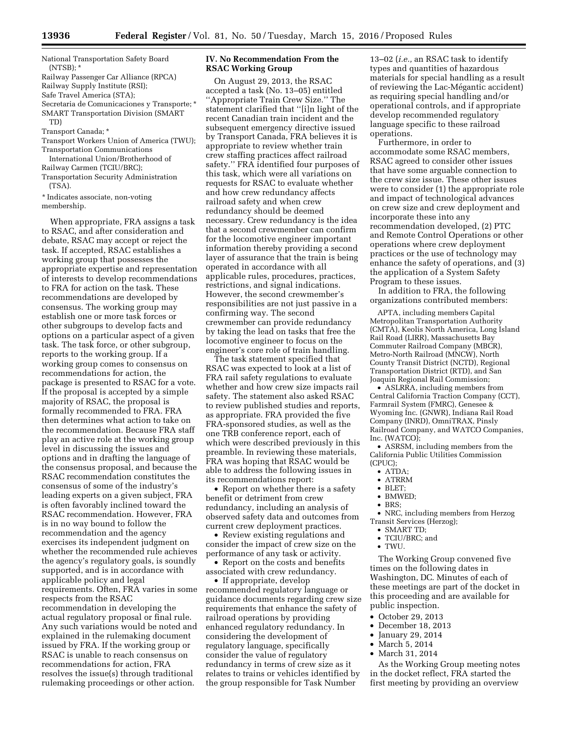National Transportation Safety Board (NTSB); *
Railway Passenger Car Alliance (RPCA)
Railway Supply Institute (RSI);
Safe Travel America (STA);
Secretaria de Comunicaciones y Transporte; *
SMART Transportation Division (SMART TD)
Transport Canada; *
Transport Workers Union of America (TWU);
Transportation Communications International Union/Brotherhood of Railway Carmen (TCIU/BRC);
Transportation Security Administration (TSA).

* Indicates associate, non-voting membership.

When appropriate, FRA assigns a task to RSAC, and after consideration and debate, RSAC may accept or reject the task. If accepted, RSAC establishes a working group that possesses the appropriate expertise and representation of interests to develop recommendations to FRA for action on the task. These recommendations are developed by consensus. The working group may establish one or more task forces or other subgroups to develop facts and options on a particular aspect of a given task. The task force, or other subgroup, reports to the working group. If a working group comes to consensus on recommendations for action, the package is presented to RSAC for a vote. If the proposal is accepted by a simple majority of RSAC, the proposal is formally recommended to FRA. FRA then determines what action to take on the recommendation. Because FRA staff play an active role at the working group level in discussing the issues and options and in drafting the language of the consensus proposal, and because the RSAC recommendation constitutes the consensus of some of the industry's leading experts on a given subject, FRA is often favorably inclined toward the RSAC recommendation. However, FRA is in no way bound to follow the recommendation and the agency exercises its independent judgment on whether the recommended rule achieves the agency's regulatory goals, is soundly supported, and is in accordance with applicable policy and legal requirements. Often, FRA varies in some respects from the RSAC recommendation in developing the actual regulatory proposal or final rule. Any such variations would be noted and explained in the rulemaking document issued by FRA. If the working group or RSAC is unable to reach consensus on recommendations for action, FRA resolves the issue(s) through traditional rulemaking proceedings or other action.

## IV. No Recommendation From the RSAC Working Group

On August 29, 2013, the RSAC accepted a task (No. 13–05) entitled ''Appropriate Train Crew Size.'' The statement clarified that ''[i]n light of the recent Canadian train incident and the subsequent emergency directive issued by Transport Canada, FRA believes it is appropriate to review whether train crew staffing practices affect railroad safety.'' FRA identified four purposes of this task, which were all variations on requests for RSAC to evaluate whether and how crew redundancy affects railroad safety and when crew redundancy should be deemed necessary. Crew redundancy is the idea that a second crewmember can confirm for the locomotive engineer important information thereby providing a second layer of assurance that the train is being operated in accordance with all applicable rules, procedures, practices, restrictions, and signal indications. However, the second crewmember's responsibilities are not just passive in a confirming way. The second crewmember can provide redundancy by taking the lead on tasks that free the locomotive engineer to focus on the engineer's core role of train handling.

The task statement specified that RSAC was expected to look at a list of FRA rail safety regulations to evaluate whether and how crew size impacts rail safety. The statement also asked RSAC to review published studies and reports, as appropriate. FRA provided the five FRA-sponsored studies, as well as the one TRB conference report, each of which were described previously in this preamble. In reviewing these materials, FRA was hoping that RSAC would be able to address the following issues in its recommendations report:

- Report on whether there is a safety benefit or detriment from crew redundancy, including an analysis of observed safety data and outcomes from current crew deployment practices.
- Review existing regulations and consider the impact of crew size on the performance of any task or activity.
- Report on the costs and benefits associated with crew redundancy.
- If appropriate, develop recommended regulatory language or guidance documents regarding crew size requirements that enhance the safety of railroad operations by providing enhanced regulatory redundancy. In considering the development of regulatory language, specifically consider the value of regulatory redundancy in terms of crew size as it relates to trains or vehicles identified by the group responsible for Task Number 13–02 (*i.e.,* an RSAC task to identify types and quantities of hazardous materials for special handling as a result of reviewing the Lac-Mégantic accident) as requiring special handling and/or operational controls, and if appropriate develop recommended regulatory language specific to these railroad operations.

Furthermore, in order to accommodate some RSAC members, RSAC agreed to consider other issues that have some arguable connection to the crew size issue. These other issues were to consider (1) the appropriate role and impact of technological advances on crew size and crew deployment and incorporate these into any recommendation developed, (2) PTC and Remote Control Operations or other operations where crew deployment practices or the use of technology may enhance the safety of operations, and (3) the application of a System Safety Program to these issues.

In addition to FRA, the following organizations contributed members:

- APTA, including members Capital Metropolitan Transportation Authority (CMTA), Keolis North America, Long Island Rail Road (LIRR), Massachusetts Bay Commuter Railroad Company (MBCR), Metro-North Railroad (MNCW), North County Transit District (NCTD), Regional Transportation District (RTD), and San Joaquin Regional Rail Commission;
- ASLRRA, including members from Central California Traction Company (CCT), Farmrail System (FMRC), Genesee & Wyoming Inc. (GNWR), Indiana Rail Road Company (INRD), OmniTRAX, Pinsly Railroad Company, and WATCO Companies, Inc. (WATCO);
- ASRSM, including members from the California Public Utilities Commission (CPUC);
- ATDA;
- ATRRM
- BLET;
- BMWED;
- BRS;
- NRC, including members from Herzog Transit Services (Herzog);
- SMART TD;
- TCIU/BRC; and
- TWU.

The Working Group convened five times on the following dates in Washington, DC. Minutes of each of these meetings are part of the docket in this proceeding and are available for public inspection.

- October 29, 2013
- December 18, 2013
- January 29, 2014
- March 5, 2014
- March 31, 2014

As the Working Group meeting notes in the docket reflect, FRA started the first meeting by providing an overview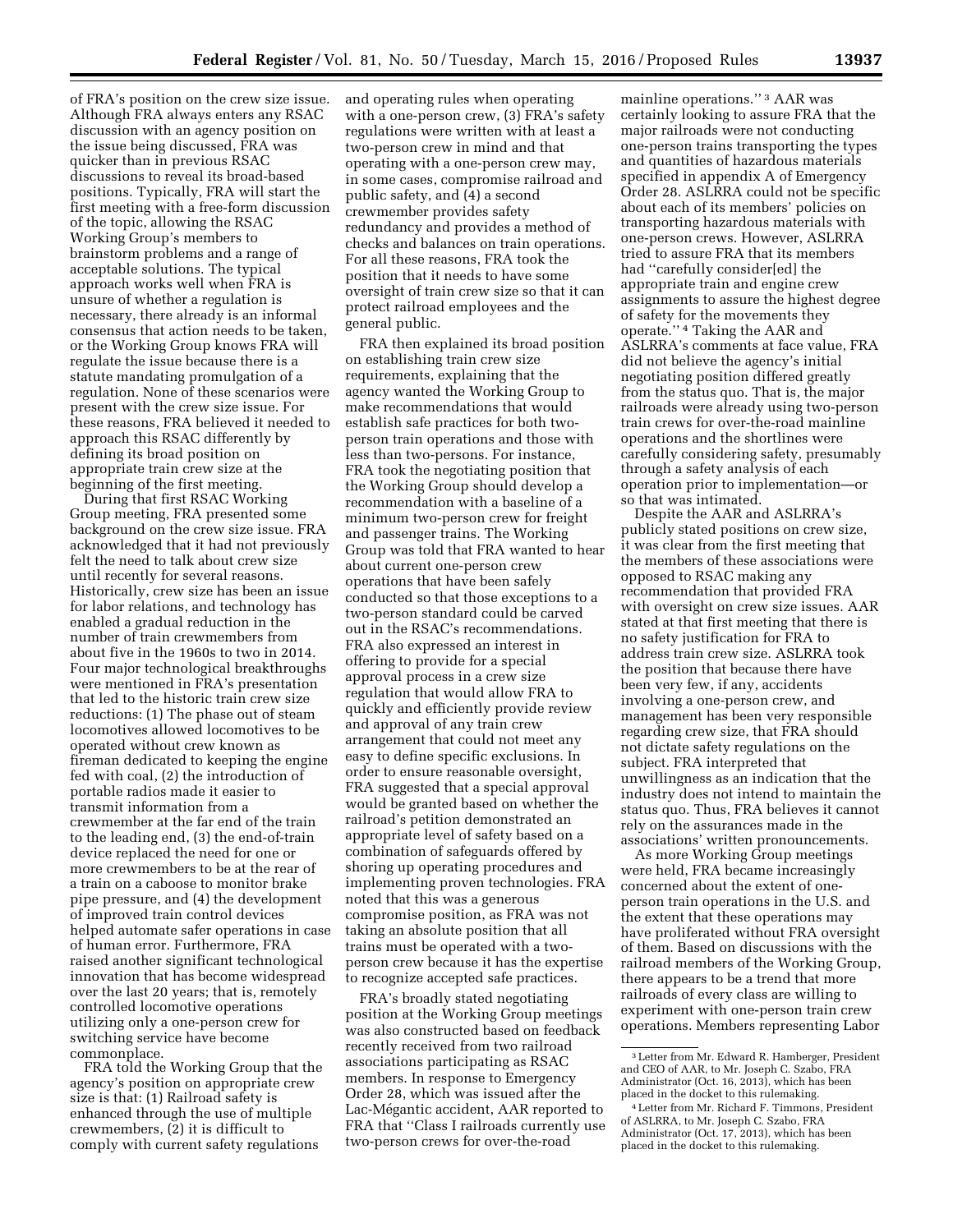of FRA's position on the crew size issue. Although FRA always enters any RSAC discussion with an agency position on the issue being discussed, FRA was quicker than in previous RSAC discussions to reveal its broad-based positions. Typically, FRA will start the first meeting with a free-form discussion of the topic, allowing the RSAC Working Group's members to brainstorm problems and a range of acceptable solutions. The typical approach works well when FRA is unsure of whether a regulation is necessary, there already is an informal consensus that action needs to be taken, or the Working Group knows FRA will regulate the issue because there is a statute mandating promulgation of a regulation. None of these scenarios were present with the crew size issue. For these reasons, FRA believed it needed to approach this RSAC differently by defining its broad position on appropriate train crew size at the beginning of the first meeting.

During that first RSAC Working Group meeting, FRA presented some background on the crew size issue. FRA acknowledged that it had not previously felt the need to talk about crew size until recently for several reasons. Historically, crew size has been an issue for labor relations, and technology has enabled a gradual reduction in the number of train crewmembers from about five in the 1960s to two in 2014. Four major technological breakthroughs were mentioned in FRA's presentation that led to the historic train crew size reductions: (1) The phase out of steam locomotives allowed locomotives to be operated without crew known as fireman dedicated to keeping the engine fed with coal, (2) the introduction of portable radios made it easier to transmit information from a crewmember at the far end of the train to the leading end, (3) the end-of-train device replaced the need for one or more crewmembers to be at the rear of a train on a caboose to monitor brake pipe pressure, and (4) the development of improved train control devices helped automate safer operations in case of human error. Furthermore, FRA raised another significant technological innovation that has become widespread over the last 20 years; that is, remotely controlled locomotive operations utilizing only a one-person crew for switching service have become commonplace.

FRA told the Working Group that the agency's position on appropriate crew size is that: (1) Railroad safety is enhanced through the use of multiple crewmembers, (2) it is difficult to comply with current safety regulations and operating rules when operating with a one-person crew, (3) FRA's safety regulations were written with at least a two-person crew in mind and that operating with a one-person crew may, in some cases, compromise railroad and public safety, and (4) a second crewmember provides safety redundancy and provides a method of checks and balances on train operations. For all these reasons, FRA took the position that it needs to have some oversight of train crew size so that it can protect railroad employees and the general public.

FRA then explained its broad position on establishing train crew size requirements, explaining that the agency wanted the Working Group to make recommendations that would establish safe practices for both two-person train operations and those with less than two-persons. For instance, FRA took the negotiating position that the Working Group should develop a recommendation with a baseline of a minimum two-person crew for freight and passenger trains. The Working Group was told that FRA wanted to hear about current one-person crew operations that have been safely conducted so that those exceptions to a two-person standard could be carved out in the RSAC's recommendations. FRA also expressed an interest in offering to provide for a special approval process in a crew size regulation that would allow FRA to quickly and efficiently provide review and approval of any train crew arrangement that could not meet any easy to define specific exclusions. In order to ensure reasonable oversight, FRA suggested that a special approval would be granted based on whether the railroad's petition demonstrated an appropriate level of safety based on a combination of safeguards offered by shoring up operating procedures and implementing proven technologies. FRA noted that this was a generous compromise position, as FRA was not taking an absolute position that all trains must be operated with a two-person crew because it has the expertise to recognize accepted safe practices.

FRA's broadly stated negotiating position at the Working Group meetings was also constructed based on feedback recently received from two railroad associations participating as RSAC members. In response to Emergency Order 28, which was issued after the Lac-Mégantic accident, AAR reported to FRA that ''Class I railroads currently use two-person crews for over-the-road mainline operations.''[3] AAR was certainly looking to assure FRA that the major railroads were not conducting one-person trains transporting the types and quantities of hazardous materials specified in appendix A of Emergency Order 28. ASLRRA could not be specific about each of its members' policies on transporting hazardous materials with one-person crews. However, ASLRRA tried to assure FRA that its members had ''carefully consider[ed] the appropriate train and engine crew assignments to assure the highest degree of safety for the movements they operate.''[4] Taking the AAR and ASLRRA's comments at face value, FRA did not believe the agency's initial negotiating position differed greatly from the status quo. That is, the major railroads were already using two-person train crews for over-the-road mainline operations and the shortlines were carefully considering safety, presumably through a safety analysis of each operation prior to implementation—or so that was intimated.

Despite the AAR and ASLRRA's publicly stated positions on crew size, it was clear from the first meeting that the members of these associations were opposed to RSAC making any recommendation that provided FRA with oversight on crew size issues. AAR stated at that first meeting that there is no safety justification for FRA to address train crew size. ASLRRA took the position that because there have been very few, if any, accidents involving a one-person crew, and management has been very responsible regarding crew size, that FRA should not dictate safety regulations on the subject. FRA interpreted that unwillingness as an indication that the industry does not intend to maintain the status quo. Thus, FRA believes it cannot rely on the assurances made in the associations' written pronouncements.

As more Working Group meetings were held, FRA became increasingly concerned about the extent of one-person train operations in the U.S. and the extent that these operations may have proliferated without FRA oversight of them. Based on discussions with the railroad members of the Working Group, there appears to be a trend that more railroads of every class are willing to experiment with one-person train crew operations. Members representing Labor

[3] Letter from Mr. Edward R. Hamberger, President and CEO of AAR, to Mr. Joseph C. Szabo, FRA Administrator (Oct. 16, 2013), which has been placed in the docket to this rulemaking.

[4] Letter from Mr. Richard F. Timmons, President of ASLRRA, to Mr. Joseph C. Szabo, FRA Administrator (Oct. 17, 2013), which has been placed in the docket to this rulemaking.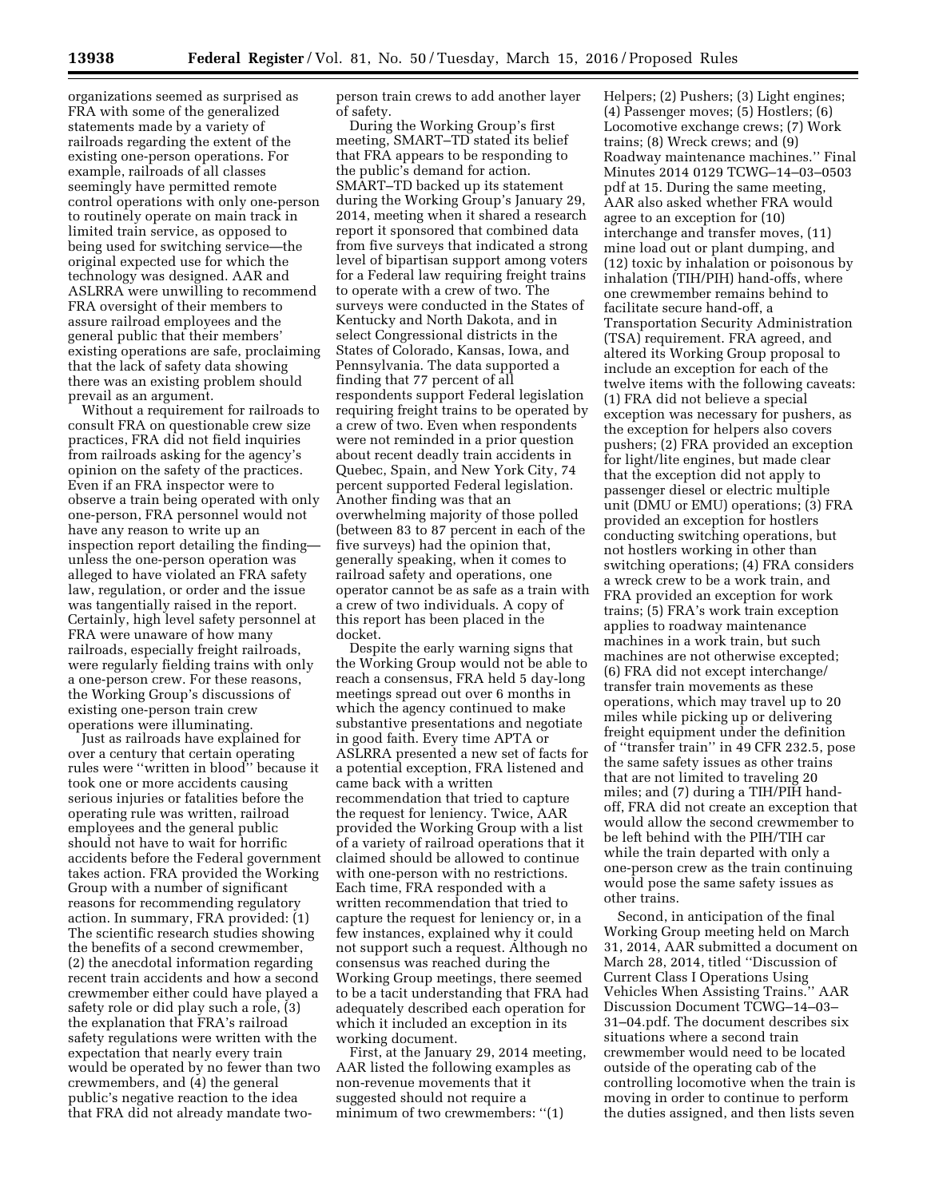organizations seemed as surprised as FRA with some of the generalized statements made by a variety of railroads regarding the extent of the existing one-person operations. For example, railroads of all classes seemingly have permitted remote control operations with only one-person to routinely operate on main track in limited train service, as opposed to being used for switching service—the original expected use for which the technology was designed. AAR and ASLRRA were unwilling to recommend FRA oversight of their members to assure railroad employees and the general public that their members' existing operations are safe, proclaiming that the lack of safety data showing there was an existing problem should prevail as an argument.

Without a requirement for railroads to consult FRA on questionable crew size practices, FRA did not field inquiries from railroads asking for the agency's opinion on the safety of the practices. Even if an FRA inspector were to observe a train being operated with only one-person, FRA personnel would not have any reason to write up an inspection report detailing the finding—unless the one-person operation was alleged to have violated an FRA safety law, regulation, or order and the issue was tangentially raised in the report. Certainly, high level safety personnel at FRA were unaware of how many railroads, especially freight railroads, were regularly fielding trains with only a one-person crew. For these reasons, the Working Group's discussions of existing one-person train crew operations were illuminating.

Just as railroads have explained for over a century that certain operating rules were "written in blood" because it took one or more accidents causing serious injuries or fatalities before the operating rule was written, railroad employees and the general public should not have to wait for horrific accidents before the Federal government takes action. FRA provided the Working Group with a number of significant reasons for recommending regulatory action. In summary, FRA provided: (1) The scientific research studies showing the benefits of a second crewmember, (2) the anecdotal information regarding recent train accidents and how a second crewmember either could have played a safety role or did play such a role, (3) the explanation that FRA's railroad safety regulations were written with the expectation that nearly every train would be operated by no fewer than two crewmembers, and (4) the general public's negative reaction to the idea that FRA did not already mandate two-person train crews to add another layer of safety.

During the Working Group's first meeting, SMART–TD stated its belief that FRA appears to be responding to the public's demand for action. SMART–TD backed up its statement during the Working Group's January 29, 2014, meeting when it shared a research report it sponsored that combined data from five surveys that indicated a strong level of bipartisan support among voters for a Federal law requiring freight trains to operate with a crew of two. The surveys were conducted in the States of Kentucky and North Dakota, and in select Congressional districts in the States of Colorado, Kansas, Iowa, and Pennsylvania. The data supported a finding that 77 percent of all respondents support Federal legislation requiring freight trains to be operated by a crew of two. Even when respondents were not reminded in a prior question about recent deadly train accidents in Quebec, Spain, and New York City, 74 percent supported Federal legislation. Another finding was that an overwhelming majority of those polled (between 83 to 87 percent in each of the five surveys) had the opinion that, generally speaking, when it comes to railroad safety and operations, one operator cannot be as safe as a train with a crew of two individuals. A copy of this report has been placed in the docket.

Despite the early warning signs that the Working Group would not be able to reach a consensus, FRA held 5 day-long meetings spread out over 6 months in which the agency continued to make substantive presentations and negotiate in good faith. Every time APTA or ASLRRA presented a new set of facts for a potential exception, FRA listened and came back with a written recommendation that tried to capture the request for leniency. Twice, AAR provided the Working Group with a list of a variety of railroad operations that it claimed should be allowed to continue with one-person with no restrictions. Each time, FRA responded with a written recommendation that tried to capture the request for leniency or, in a few instances, explained why it could not support such a request. Although no consensus was reached during the Working Group meetings, there seemed to be a tacit understanding that FRA had adequately described each operation for which it included an exception in its working document.

First, at the January 29, 2014 meeting, AAR listed the following examples as non-revenue movements that it suggested should not require a minimum of two crewmembers: "(1) Helpers; (2) Pushers; (3) Light engines; (4) Passenger moves; (5) Hostlers; (6) Locomotive exchange crews; (7) Work trains; (8) Wreck crews; and (9) Roadway maintenance machines." Final Minutes 2014 0129 TCWG–14–03–0503 pdf at 15. During the same meeting, AAR also asked whether FRA would agree to an exception for (10) interchange and transfer moves, (11) mine load out or plant dumping, and (12) toxic by inhalation or poisonous by inhalation (TIH/PIH) hand-offs, where one crewmember remains behind to facilitate secure hand-off, a Transportation Security Administration (TSA) requirement. FRA agreed, and altered its Working Group proposal to include an exception for each of the twelve items with the following caveats: (1) FRA did not believe a special exception was necessary for pushers, as the exception for helpers also covers pushers; (2) FRA provided an exception for light/lite engines, but made clear that the exception did not apply to passenger diesel or electric multiple unit (DMU or EMU) operations; (3) FRA provided an exception for hostlers conducting switching operations, but not hostlers working in other than switching operations; (4) FRA considers a wreck crew to be a work train, and FRA provided an exception for work trains; (5) FRA's work train exception applies to roadway maintenance machines in a work train, but such machines are not otherwise excepted; (6) FRA did not except interchange/transfer train movements as these operations, which may travel up to 20 miles while picking up or delivering freight equipment under the definition of "transfer train" in 49 CFR 232.5, pose the same safety issues as other trains that are not limited to traveling 20 miles; and (7) during a TIH/PIH hand-off, FRA did not create an exception that would allow the second crewmember to be left behind with the PIH/TIH car while the train departed with only a one-person crew as the train continuing would pose the same safety issues as other trains.

Second, in anticipation of the final Working Group meeting held on March 31, 2014, AAR submitted a document on March 28, 2014, titled "Discussion of Current Class I Operations Using Vehicles When Assisting Trains." AAR Discussion Document TCWG–14–03–31–04.pdf. The document describes six situations where a second train crewmember would need to be located outside of the operating cab of the controlling locomotive when the train is moving in order to continue to perform the duties assigned, and then lists seven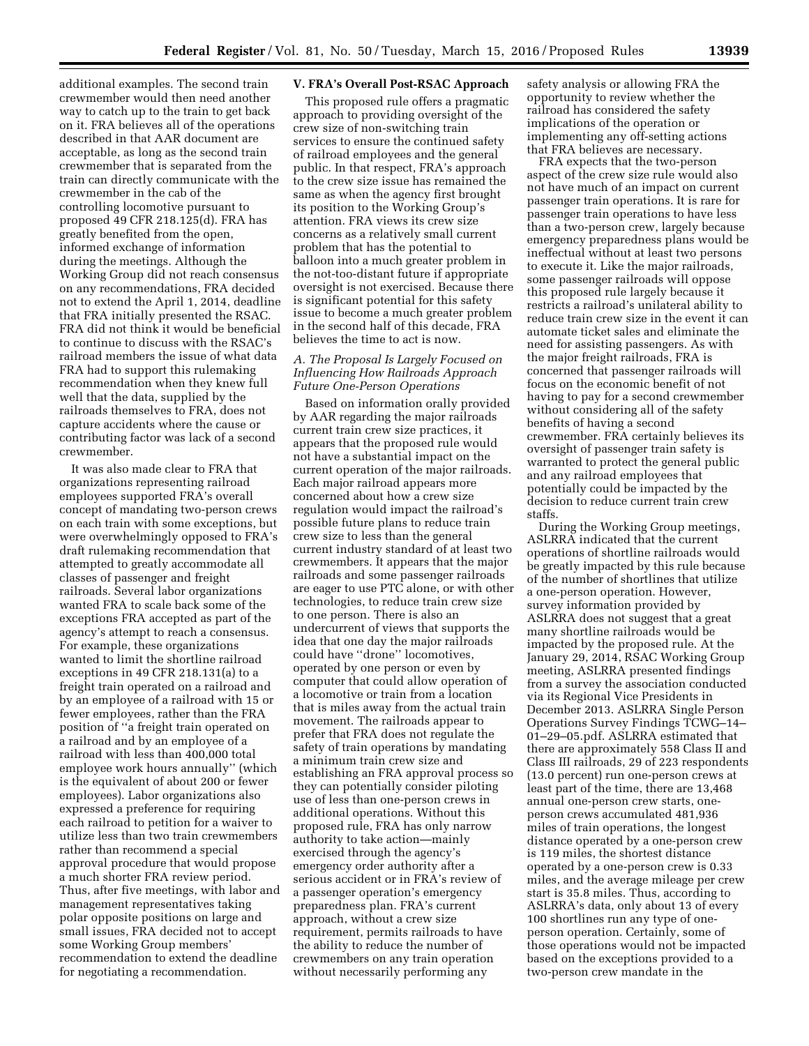additional examples. The second train crewmember would then need another way to catch up to the train to get back on it. FRA believes all of the operations described in that AAR document are acceptable, as long as the second train crewmember that is separated from the train can directly communicate with the crewmember in the cab of the controlling locomotive pursuant to proposed 49 CFR 218.125(d). FRA has greatly benefited from the open, informed exchange of information during the meetings. Although the Working Group did not reach consensus on any recommendations, FRA decided not to extend the April 1, 2014, deadline that FRA initially presented the RSAC. FRA did not think it would be beneficial to continue to discuss with the RSAC's railroad members the issue of what data FRA had to support this rulemaking recommendation when they knew full well that the data, supplied by the railroads themselves to FRA, does not capture accidents where the cause or contributing factor was lack of a second crewmember.

It was also made clear to FRA that organizations representing railroad employees supported FRA's overall concept of mandating two-person crews on each train with some exceptions, but were overwhelmingly opposed to FRA's draft rulemaking recommendation that attempted to greatly accommodate all classes of passenger and freight railroads. Several labor organizations wanted FRA to scale back some of the exceptions FRA accepted as part of the agency's attempt to reach a consensus. For example, these organizations wanted to limit the shortline railroad exceptions in 49 CFR 218.131(a) to a freight train operated on a railroad and by an employee of a railroad with 15 or fewer employees, rather than the FRA position of "a freight train operated on a railroad and by an employee of a railroad with less than 400,000 total employee work hours annually" (which is the equivalent of about 200 or fewer employees). Labor organizations also expressed a preference for requiring each railroad to petition for a waiver to utilize less than two train crewmembers rather than recommend a special approval procedure that would propose a much shorter FRA review period. Thus, after five meetings, with labor and management representatives taking polar opposite positions on large and small issues, FRA decided not to accept some Working Group members' recommendation to extend the deadline for negotiating a recommendation.

## V. FRA's Overall Post-RSAC Approach

This proposed rule offers a pragmatic approach to providing oversight of the crew size of non-switching train services to ensure the continued safety of railroad employees and the general public. In that respect, FRA's approach to the crew size issue has remained the same as when the agency first brought its position to the Working Group's attention. FRA views its crew size concerns as a relatively small current problem that has the potential to balloon into a much greater problem in the not-too-distant future if appropriate oversight is not exercised. Because there is significant potential for this safety issue to become a much greater problem in the second half of this decade, FRA believes the time to act is now.

### *A. The Proposal Is Largely Focused on Influencing How Railroads Approach Future One-Person Operations*

Based on information orally provided by AAR regarding the major railroads current train crew size practices, it appears that the proposed rule would not have a substantial impact on the current operation of the major railroads. Each major railroad appears more concerned about how a crew size regulation would impact the railroad's possible future plans to reduce train crew size to less than the general current industry standard of at least two crewmembers. It appears that the major railroads and some passenger railroads are eager to use PTC alone, or with other technologies, to reduce train crew size to one person. There is also an undercurrent of views that supports the idea that one day the major railroads could have "drone" locomotives, operated by one person or even by computer that could allow operation of a locomotive or train from a location that is miles away from the actual train movement. The railroads appear to prefer that FRA does not regulate the safety of train operations by mandating a minimum train crew size and establishing an FRA approval process so they can potentially consider piloting use of less than one-person crews in additional operations. Without this proposed rule, FRA has only narrow authority to take action—mainly exercised through the agency's emergency order authority after a serious accident or in FRA's review of a passenger operation's emergency preparedness plan. FRA's current approach, without a crew size requirement, permits railroads to have the ability to reduce the number of crewmembers on any train operation without necessarily performing any safety analysis or allowing FRA the opportunity to review whether the railroad has considered the safety implications of the operation or implementing any off-setting actions that FRA believes are necessary.

FRA expects that the two-person aspect of the crew size rule would also not have much of an impact on current passenger train operations. It is rare for passenger train operations to have less than a two-person crew, largely because emergency preparedness plans would be ineffectual without at least two persons to execute it. Like the major railroads, some passenger railroads will oppose this proposed rule largely because it restricts a railroad's unilateral ability to reduce train crew size in the event it can automate ticket sales and eliminate the need for assisting passengers. As with the major freight railroads, FRA is concerned that passenger railroads will focus on the economic benefit of not having to pay for a second crewmember without considering all of the safety benefits of having a second crewmember. FRA certainly believes its oversight of passenger train safety is warranted to protect the general public and any railroad employees that potentially could be impacted by the decision to reduce current train crew staffs.

During the Working Group meetings, ASLRRA indicated that the current operations of shortline railroads would be greatly impacted by this rule because of the number of shortlines that utilize a one-person operation. However, survey information provided by ASLRRA does not suggest that a great many shortline railroads would be impacted by the proposed rule. At the January 29, 2014, RSAC Working Group meeting, ASLRRA presented findings from a survey the association conducted via its Regional Vice Presidents in December 2013. ASLRRA Single Person Operations Survey Findings TCWG–14–01–29–05.pdf. ASLRRA estimated that there are approximately 558 Class II and Class III railroads, 29 of 223 respondents (13.0 percent) run one-person crews at least part of the time, there are 13,468 annual one-person crew starts, one-person crews accumulated 481,936 miles of train operations, the longest distance operated by a one-person crew is 119 miles, the shortest distance operated by a one-person crew is 0.33 miles, and the average mileage per crew start is 35.8 miles. Thus, according to ASLRRA's data, only about 13 of every 100 shortlines run any type of one-person operation. Certainly, some of those operations would not be impacted based on the exceptions provided to a two-person crew mandate in the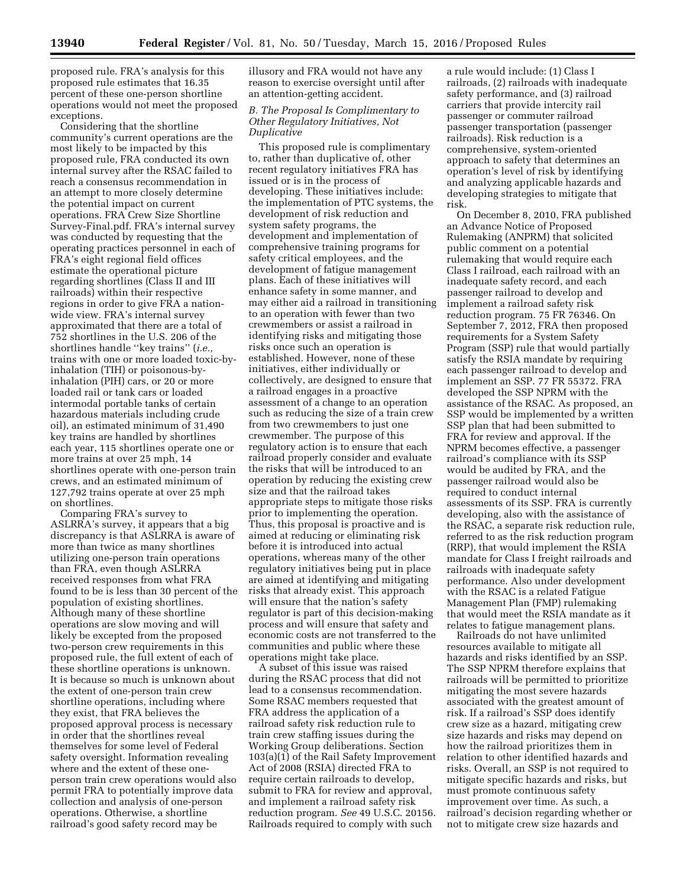proposed rule. FRA's analysis for this proposed rule estimates that 16.35 percent of these one-person shortline operations would not meet the proposed exceptions.

Considering that the shortline community's current operations are the most likely to be impacted by this proposed rule, FRA conducted its own internal survey after the RSAC failed to reach a consensus recommendation in an attempt to more closely determine the potential impact on current operations. FRA Crew Size Shortline Survey-Final.pdf. FRA's internal survey was conducted by requesting that the operating practices personnel in each of FRA's eight regional field offices estimate the operational picture regarding shortlines (Class II and III railroads) within their respective regions in order to give FRA a nationwide view. FRA's internal survey approximated that there are a total of 752 shortlines in the U.S. 206 of the shortlines handle "key trains" (*i.e.,* trains with one or more loaded toxic-by-inhalation (TIH) or poisonous-by-inhalation (PIH) cars, or 20 or more loaded rail or tank cars or loaded intermodal portable tanks of certain hazardous materials including crude oil), an estimated minimum of 31,490 key trains are handled by shortlines each year, 115 shortlines operate one or more trains at over 25 mph, 14 shortlines operate with one-person train crews, and an estimated minimum of 127,792 trains operate at over 25 mph on shortlines.

Comparing FRA's survey to ASLRRA's survey, it appears that a big discrepancy is that ASLRRA is aware of more than twice as many shortlines utilizing one-person train operations than FRA, even though ASLRRA received responses from what FRA found to be is less than 30 percent of the population of existing shortlines. Although many of these shortline operations are slow moving and will likely be excepted from the proposed two-person crew requirements in this proposed rule, the full extent of each of these shortline operations is unknown. It is because so much is unknown about the extent of one-person train crew shortline operations, including where they exist, that FRA believes the proposed approval process is necessary in order that the shortlines reveal themselves for some level of Federal safety oversight. Information revealing where and the extent of these one-person train crew operations would also permit FRA to potentially improve data collection and analysis of one-person operations. Otherwise, a shortline railroad's good safety record may be illusory and FRA would not have any reason to exercise oversight until after an attention-getting accident.

### *B. The Proposal Is Complimentary to Other Regulatory Initiatives, Not Duplicative*

This proposed rule is complimentary to, rather than duplicative of, other recent regulatory initiatives FRA has issued or is in the process of developing. These initiatives include: the implementation of PTC systems, the development of risk reduction and system safety programs, the development and implementation of comprehensive training programs for safety critical employees, and the development of fatigue management plans. Each of these initiatives will enhance safety in some manner, and may either aid a railroad in transitioning to an operation with fewer than two crewmembers or assist a railroad in identifying risks and mitigating those risks once such an operation is established. However, none of these initiatives, either individually or collectively, are designed to ensure that a railroad engages in a proactive assessment of a change to an operation such as reducing the size of a train crew from two crewmembers to just one crewmember. The purpose of this regulatory action is to ensure that each railroad properly consider and evaluate the risks that will be introduced to an operation by reducing the existing crew size and that the railroad takes appropriate steps to mitigate those risks prior to implementing the operation. Thus, this proposal is proactive and is aimed at reducing or eliminating risk before it is introduced into actual operations, whereas many of the other regulatory initiatives being put in place are aimed at identifying and mitigating risks that already exist. This approach will ensure that the nation's safety regulator is part of this decision-making process and will ensure that safety and economic costs are not transferred to the communities and public where these operations might take place.

A subset of this issue was raised during the RSAC process that did not lead to a consensus recommendation. Some RSAC members requested that FRA address the application of a railroad safety risk reduction rule to train crew staffing issues during the Working Group deliberations. Section 103(a)(1) of the Rail Safety Improvement Act of 2008 (RSIA) directed FRA to require certain railroads to develop, submit to FRA for review and approval, and implement a railroad safety risk reduction program. *See* 49 U.S.C. 20156. Railroads required to comply with such a rule would include: (1) Class I railroads, (2) railroads with inadequate safety performance, and (3) railroad carriers that provide intercity rail passenger or commuter railroad passenger transportation (passenger railroads). Risk reduction is a comprehensive, system-oriented approach to safety that determines an operation's level of risk by identifying and analyzing applicable hazards and developing strategies to mitigate that risk.

On December 8, 2010, FRA published an Advance Notice of Proposed Rulemaking (ANPRM) that solicited public comment on a potential rulemaking that would require each Class I railroad, each railroad with an inadequate safety record, and each passenger railroad to develop and implement a railroad safety risk reduction program. 75 FR 76346. On September 7, 2012, FRA then proposed requirements for a System Safety Program (SSP) rule that would partially satisfy the RSIA mandate by requiring each passenger railroad to develop and implement an SSP. 77 FR 55372. FRA developed the SSP NPRM with the assistance of the RSAC. As proposed, an SSP would be implemented by a written SSP plan that had been submitted to FRA for review and approval. If the NPRM becomes effective, a passenger railroad's compliance with its SSP would be audited by FRA, and the passenger railroad would also be required to conduct internal assessments of its SSP. FRA is currently developing, also with the assistance of the RSAC, a separate risk reduction rule, referred to as the risk reduction program (RRP), that would implement the RSIA mandate for Class I freight railroads and railroads with inadequate safety performance. Also under development with the RSAC is a related Fatigue Management Plan (FMP) rulemaking that would meet the RSIA mandate as it relates to fatigue management plans.

Railroads do not have unlimited resources available to mitigate all hazards and risks identified by an SSP. The SSP NPRM therefore explains that railroads will be permitted to prioritize mitigating the most severe hazards associated with the greatest amount of risk. If a railroad's SSP does identify crew size as a hazard, mitigating crew size hazards and risks may depend on how the railroad prioritizes them in relation to other identified hazards and risks. Overall, an SSP is not required to mitigate specific hazards and risks, but must promote continuous safety improvement over time. As such, a railroad's decision regarding whether or not to mitigate crew size hazards and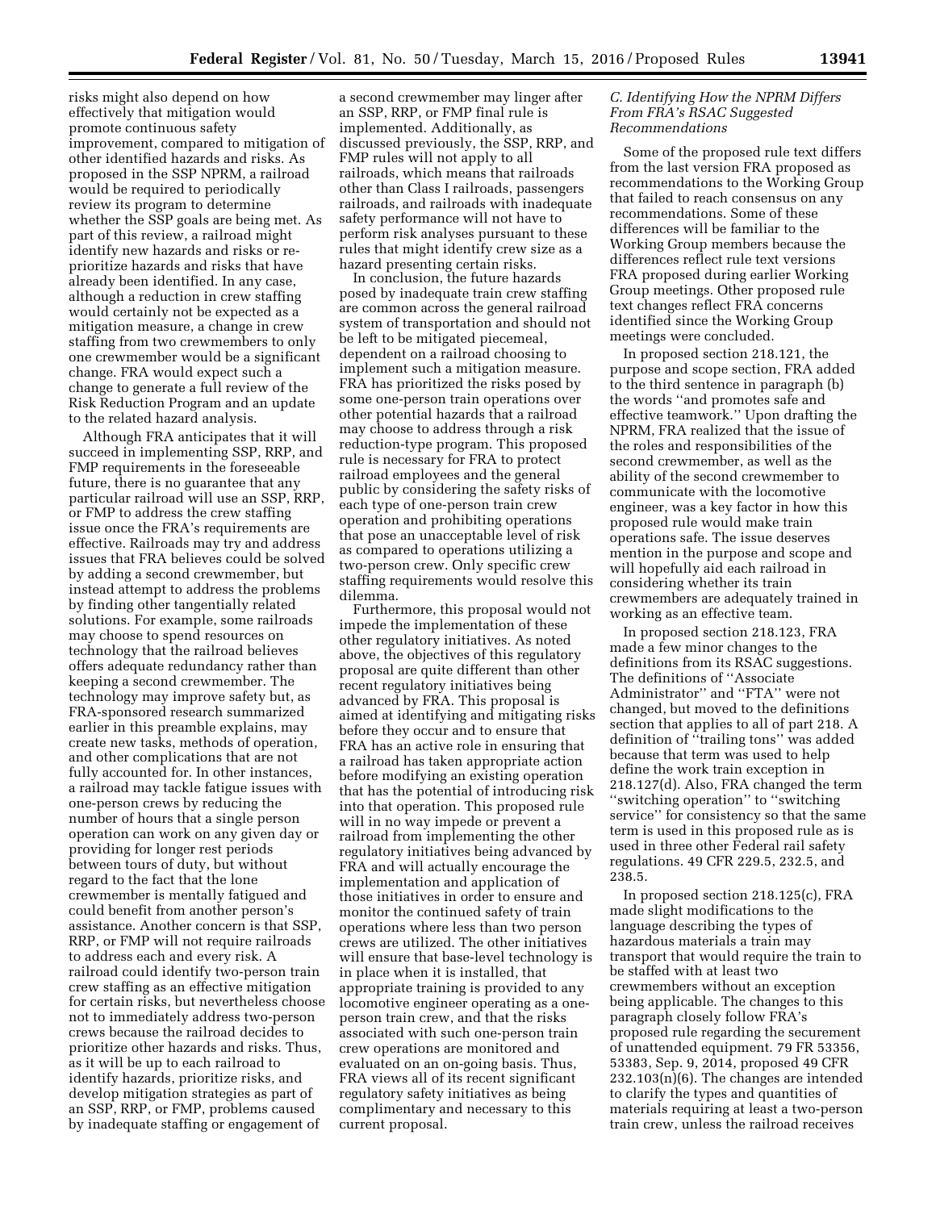risks might also depend on how effectively that mitigation would promote continuous safety improvement, compared to mitigation of other identified hazards and risks. As proposed in the SSP NPRM, a railroad would be required to periodically review its program to determine whether the SSP goals are being met. As part of this review, a railroad might identify new hazards and risks or re-prioritize hazards and risks that have already been identified. In any case, although a reduction in crew staffing would certainly not be expected as a mitigation measure, a change in crew staffing from two crewmembers to only one crewmember would be a significant change. FRA would expect such a change to generate a full review of the Risk Reduction Program and an update to the related hazard analysis.

Although FRA anticipates that it will succeed in implementing SSP, RRP, and FMP requirements in the foreseeable future, there is no guarantee that any particular railroad will use an SSP, RRP, or FMP to address the crew staffing issue once the FRA's requirements are effective. Railroads may try and address issues that FRA believes could be solved by adding a second crewmember, but instead attempt to address the problems by finding other tangentially related solutions. For example, some railroads may choose to spend resources on technology that the railroad believes offers adequate redundancy rather than keeping a second crewmember. The technology may improve safety but, as FRA-sponsored research summarized earlier in this preamble explains, may create new tasks, methods of operation, and other complications that are not fully accounted for. In other instances, a railroad may tackle fatigue issues with one-person crews by reducing the number of hours that a single person operation can work on any given day or providing for longer rest periods between tours of duty, but without regard to the fact that the lone crewmember is mentally fatigued and could benefit from another person's assistance. Another concern is that SSP, RRP, or FMP will not require railroads to address each and every risk. A railroad could identify two-person train crew staffing as an effective mitigation for certain risks, but nevertheless choose not to immediately address two-person crews because the railroad decides to prioritize other hazards and risks. Thus, as it will be up to each railroad to identify hazards, prioritize risks, and develop mitigation strategies as part of an SSP, RRP, or FMP, problems caused by inadequate staffing or engagement of a second crewmember may linger after an SSP, RRP, or FMP final rule is implemented. Additionally, as discussed previously, the SSP, RRP, and FMP rules will not apply to all railroads, which means that railroads other than Class I railroads, passengers railroads, and railroads with inadequate safety performance will not have to perform risk analyses pursuant to these rules that might identify crew size as a hazard presenting certain risks.

In conclusion, the future hazards posed by inadequate train crew staffing are common across the general railroad system of transportation and should not be left to be mitigated piecemeal, dependent on a railroad choosing to implement such a mitigation measure. FRA has prioritized the risks posed by some one-person train operations over other potential hazards that a railroad may choose to address through a risk reduction-type program. This proposed rule is necessary for FRA to protect railroad employees and the general public by considering the safety risks of each type of one-person train crew operation and prohibiting operations that pose an unacceptable level of risk as compared to operations utilizing a two-person crew. Only specific crew staffing requirements would resolve this dilemma.

Furthermore, this proposal would not impede the implementation of these other regulatory initiatives. As noted above, the objectives of this regulatory proposal are quite different than other recent regulatory initiatives being advanced by FRA. This proposal is aimed at identifying and mitigating risks before they occur and to ensure that FRA has an active role in ensuring that a railroad has taken appropriate action before modifying an existing operation that has the potential of introducing risk into that operation. This proposed rule will in no way impede or prevent a railroad from implementing the other regulatory initiatives being advanced by FRA and will actually encourage the implementation and application of those initiatives in order to ensure and monitor the continued safety of train operations where less than two person crews are utilized. The other initiatives will ensure that base-level technology is in place when it is installed, that appropriate training is provided to any locomotive engineer operating as a one-person train crew, and that the risks associated with such one-person train crew operations are monitored and evaluated on an on-going basis. Thus, FRA views all of its recent significant regulatory safety initiatives as being complimentary and necessary to this current proposal.

### C. Identifying How the NPRM Differs From FRA's RSAC Suggested Recommendations

Some of the proposed rule text differs from the last version FRA proposed as recommendations to the Working Group that failed to reach consensus on any recommendations. Some of these differences will be familiar to the Working Group members because the differences reflect rule text versions FRA proposed during earlier Working Group meetings. Other proposed rule text changes reflect FRA concerns identified since the Working Group meetings were concluded.

In proposed section 218.121, the purpose and scope section, FRA added to the third sentence in paragraph (b) the words "and promotes safe and effective teamwork." Upon drafting the NPRM, FRA realized that the issue of the roles and responsibilities of the second crewmember, as well as the ability of the second crewmember to communicate with the locomotive engineer, was a key factor in how this proposed rule would make train operations safe. The issue deserves mention in the purpose and scope and will hopefully aid each railroad in considering whether its train crewmembers are adequately trained in working as an effective team.

In proposed section 218.123, FRA made a few minor changes to the definitions from its RSAC suggestions. The definitions of "Associate Administrator" and "FTA" were not changed, but moved to the definitions section that applies to all of part 218. A definition of "trailing tons" was added because that term was used to help define the work train exception in 218.127(d). Also, FRA changed the term "switching operation" to "switching service" for consistency so that the same term is used in this proposed rule as is used in three other Federal rail safety regulations. 49 CFR 229.5, 232.5, and 238.5.

In proposed section 218.125(c), FRA made slight modifications to the language describing the types of hazardous materials a train may transport that would require the train to be staffed with at least two crewmembers without an exception being applicable. The changes to this paragraph closely follow FRA's proposed rule regarding the securement of unattended equipment. 79 FR 53356, 53383, Sep. 9, 2014, proposed 49 CFR 232.103(n)(6). The changes are intended to clarify the types and quantities of materials requiring at least a two-person train crew, unless the railroad receives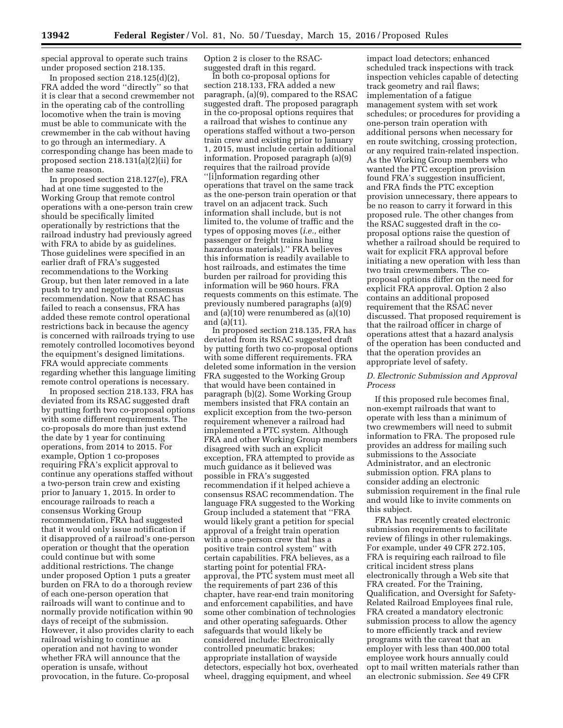special approval to operate such trains under proposed section 218.135.

In proposed section 218.125(d)(2), FRA added the word ''directly'' so that it is clear that a second crewmember not in the operating cab of the controlling locomotive when the train is moving must be able to communicate with the crewmember in the cab without having to go through an intermediary. A corresponding change has been made to proposed section 218.131(a)(2)(ii) for the same reason.

In proposed section 218.127(e), FRA had at one time suggested to the Working Group that remote control operations with a one-person train crew should be specifically limited operationally by restrictions that the railroad industry had previously agreed with FRA to abide by as guidelines. Those guidelines were specified in an earlier draft of FRA's suggested recommendations to the Working Group, but then later removed in a late push to try and negotiate a consensus recommendation. Now that RSAC has failed to reach a consensus, FRA has added these remote control operational restrictions back in because the agency is concerned with railroads trying to use remotely controlled locomotives beyond the equipment's designed limitations. FRA would appreciate comments regarding whether this language limiting remote control operations is necessary.

In proposed section 218.133, FRA has deviated from its RSAC suggested draft by putting forth two co-proposal options with some different requirements. The co-proposals do more than just extend the date by 1 year for continuing operations, from 2014 to 2015. For example, Option 1 co-proposes requiring FRA's explicit approval to continue any operations staffed without a two-person train crew and existing prior to January 1, 2015. In order to encourage railroads to reach a consensus Working Group recommendation, FRA had suggested that it would only issue notification if it disapproved of a railroad's one-person operation or thought that the operation could continue but with some additional restrictions. The change under proposed Option 1 puts a greater burden on FRA to do a thorough review of each one-person operation that railroads will want to continue and to normally provide notification within 90 days of receipt of the submission. However, it also provides clarity to each railroad wishing to continue an operation and not having to wonder whether FRA will announce that the operation is unsafe, without provocation, in the future. Co-proposal Option 2 is closer to the RSAC-suggested draft in this regard.

In both co-proposal options for section 218.133, FRA added a new paragraph, (a)(9), compared to the RSAC suggested draft. The proposed paragraph in the co-proposal options requires that a railroad that wishes to continue any operations staffed without a two-person train crew and existing prior to January 1, 2015, must include certain additional information. Proposed paragraph (a)(9) requires that the railroad provide ''[i]nformation regarding other operations that travel on the same track as the one-person train operation or that travel on an adjacent track. Such information shall include, but is not limited to, the volume of traffic and the types of opposing moves (*i.e.,* either passenger or freight trains hauling hazardous materials).'' FRA believes this information is readily available to host railroads, and estimates the time burden per railroad for providing this information will be 960 hours. FRA requests comments on this estimate. The previously numbered paragraphs (a)(9) and (a)(10) were renumbered as (a)(10) and (a)(11).

In proposed section 218.135, FRA has deviated from its RSAC suggested draft by putting forth two co-proposal options with some different requirements. FRA deleted some information in the version FRA suggested to the Working Group that would have been contained in paragraph (b)(2). Some Working Group members insisted that FRA contain an explicit exception from the two-person requirement whenever a railroad had implemented a PTC system. Although FRA and other Working Group members disagreed with such an explicit exception, FRA attempted to provide as much guidance as it believed was possible in FRA's suggested recommendation if it helped achieve a consensus RSAC recommendation. The language FRA suggested to the Working Group included a statement that ''FRA would likely grant a petition for special approval of a freight train operation with a one-person crew that has a positive train control system'' with certain capabilities. FRA believes, as a starting point for potential FRA-approval, the PTC system must meet all the requirements of part 236 of this chapter, have rear-end train monitoring and enforcement capabilities, and have some other combination of technologies and other operating safeguards. Other safeguards that would likely be considered include: Electronically controlled pneumatic brakes; appropriate installation of wayside detectors, especially hot box, overheated wheel, dragging equipment, and wheel impact load detectors; enhanced scheduled track inspections with track inspection vehicles capable of detecting track geometry and rail flaws; implementation of a fatigue management system with set work schedules; or procedures for providing a one-person train operation with additional persons when necessary for en route switching, crossing protection, or any required train-related inspection. As the Working Group members who wanted the PTC exception provision found FRA's suggestion insufficient, and FRA finds the PTC exception provision unnecessary, there appears to be no reason to carry it forward in this proposed rule. The other changes from the RSAC suggested draft in the co-proposal options raise the question of whether a railroad should be required to wait for explicit FRA approval before initiating a new operation with less than two train crewmembers. The co-proposal options differ on the need for explicit FRA approval. Option 2 also contains an additional proposed requirement that the RSAC never discussed. That proposed requirement is that the railroad officer in charge of operations attest that a hazard analysis of the operation has been conducted and that the operation provides an appropriate level of safety.

### *D. Electronic Submission and Approval Process*

If this proposed rule becomes final, non-exempt railroads that want to operate with less than a minimum of two crewmembers will need to submit information to FRA. The proposed rule provides an address for mailing such submissions to the Associate Administrator, and an electronic submission option. FRA plans to consider adding an electronic submission requirement in the final rule and would like to invite comments on this subject.

FRA has recently created electronic submission requirements to facilitate review of filings in other rulemakings. For example, under 49 CFR 272.105, FRA is requiring each railroad to file critical incident stress plans electronically through a Web site that FRA created. For the Training, Qualification, and Oversight for Safety-Related Railroad Employees final rule, FRA created a mandatory electronic submission process to allow the agency to more efficiently track and review programs with the caveat that an employer with less than 400,000 total employee work hours annually could opt to mail written materials rather than an electronic submission. *See* 49 CFR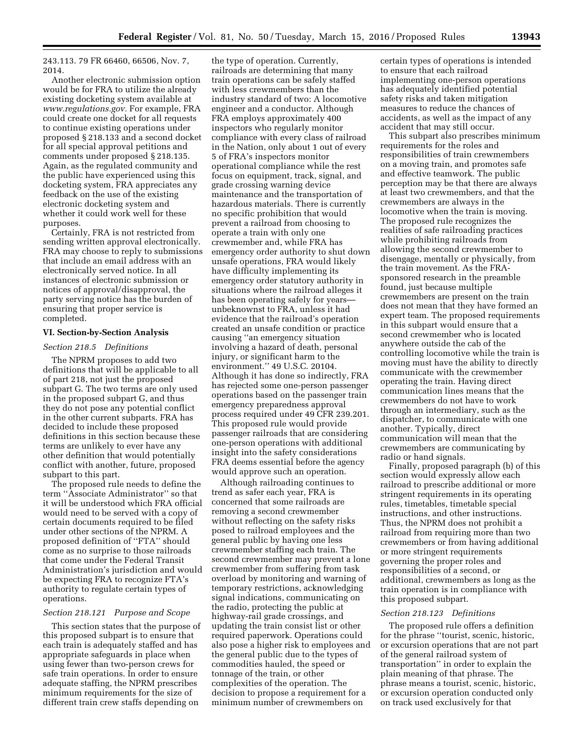243.113. 79 FR 66460, 66506, Nov. 7, 2014.

Another electronic submission option would be for FRA to utilize the already existing docketing system available at *www.regulations.gov*. For example, FRA could create one docket for all requests to continue existing operations under proposed § 218.133 and a second docket for all special approval petitions and comments under proposed § 218.135. Again, as the regulated community and the public have experienced using this docketing system, FRA appreciates any feedback on the use of the existing electronic docketing system and whether it could work well for these purposes.

Certainly, FRA is not restricted from sending written approval electronically. FRA may choose to reply to submissions that include an email address with an electronically served notice. In all instances of electronic submission or notices of approval/disapproval, the party serving notice has the burden of ensuring that proper service is completed.

## VI. Section-by-Section Analysis

### *Section 218.5 Definitions*

The NPRM proposes to add two definitions that will be applicable to all of part 218, not just the proposed subpart G. The two terms are only used in the proposed subpart G, and thus they do not pose any potential conflict in the other current subparts. FRA has decided to include these proposed definitions in this section because these terms are unlikely to ever have any other definition that would potentially conflict with another, future, proposed subpart to this part.

The proposed rule needs to define the term ''Associate Administrator'' so that it will be understood which FRA official would need to be served with a copy of certain documents required to be filed under other sections of the NPRM. A proposed definition of ''FTA'' should come as no surprise to those railroads that come under the Federal Transit Administration's jurisdiction and would be expecting FRA to recognize FTA's authority to regulate certain types of operations.

### *Section 218.121 Purpose and Scope*

This section states that the purpose of this proposed subpart is to ensure that each train is adequately staffed and has appropriate safeguards in place when using fewer than two-person crews for safe train operations. In order to ensure adequate staffing, the NPRM prescribes minimum requirements for the size of different train crew staffs depending on the type of operation. Currently, railroads are determining that many train operations can be safely staffed with less crewmembers than the industry standard of two: A locomotive engineer and a conductor. Although FRA employs approximately 400 inspectors who regularly monitor compliance with every class of railroad in the Nation, only about 1 out of every 5 of FRA's inspectors monitor operational compliance while the rest focus on equipment, track, signal, and grade crossing warning device maintenance and the transportation of hazardous materials. There is currently no specific prohibition that would prevent a railroad from choosing to operate a train with only one crewmember and, while FRA has emergency order authority to shut down unsafe operations, FRA would likely have difficulty implementing its emergency order statutory authority in situations where the railroad alleges it has been operating safely for years—unbeknownst to FRA, unless it had evidence that the railroad's operation created an unsafe condition or practice causing ''an emergency situation involving a hazard of death, personal injury, or significant harm to the environment.'' 49 U.S.C. 20104. Although it has done so indirectly, FRA has rejected some one-person passenger operations based on the passenger train emergency preparedness approval process required under 49 CFR 239.201. This proposed rule would provide passenger railroads that are considering one-person operations with additional insight into the safety considerations FRA deems essential before the agency would approve such an operation.

Although railroading continues to trend as safer each year, FRA is concerned that some railroads are removing a second crewmember without reflecting on the safety risks posed to railroad employees and the general public by having one less crewmember staffing each train. The second crewmember may prevent a lone crewmember from suffering from task overload by monitoring and warning of temporary restrictions, acknowledging signal indications, communicating on the radio, protecting the public at highway-rail grade crossings, and updating the train consist list or other required paperwork. Operations could also pose a higher risk to employees and the general public due to the types of commodities hauled, the speed or tonnage of the train, or other complexities of the operation. The decision to propose a requirement for a minimum number of crewmembers on certain types of operations is intended to ensure that each railroad implementing one-person operations has adequately identified potential safety risks and taken mitigation measures to reduce the chances of accidents, as well as the impact of any accident that may still occur.

This subpart also prescribes minimum requirements for the roles and responsibilities of train crewmembers on a moving train, and promotes safe and effective teamwork. The public perception may be that there are always at least two crewmembers, and that the crewmembers are always in the locomotive when the train is moving. The proposed rule recognizes the realities of safe railroading practices while prohibiting railroads from allowing the second crewmember to disengage, mentally or physically, from the train movement. As the FRA-sponsored research in the preamble found, just because multiple crewmembers are present on the train does not mean that they have formed an expert team. The proposed requirements in this subpart would ensure that a second crewmember who is located anywhere outside the cab of the controlling locomotive while the train is moving must have the ability to directly communicate with the crewmember operating the train. Having direct communication lines means that the crewmembers do not have to work through an intermediary, such as the dispatcher, to communicate with one another. Typically, direct communication will mean that the crewmembers are communicating by radio or hand signals.

Finally, proposed paragraph (b) of this section would expressly allow each railroad to prescribe additional or more stringent requirements in its operating rules, timetables, timetable special instructions, and other instructions. Thus, the NPRM does not prohibit a railroad from requiring more than two crewmembers or from having additional or more stringent requirements governing the proper roles and responsibilities of a second, or additional, crewmembers as long as the train operation is in compliance with this proposed subpart.

### *Section 218.123 Definitions*

The proposed rule offers a definition for the phrase ''tourist, scenic, historic, or excursion operations that are not part of the general railroad system of transportation'' in order to explain the plain meaning of that phrase. The phrase means a tourist, scenic, historic, or excursion operation conducted only on track used exclusively for that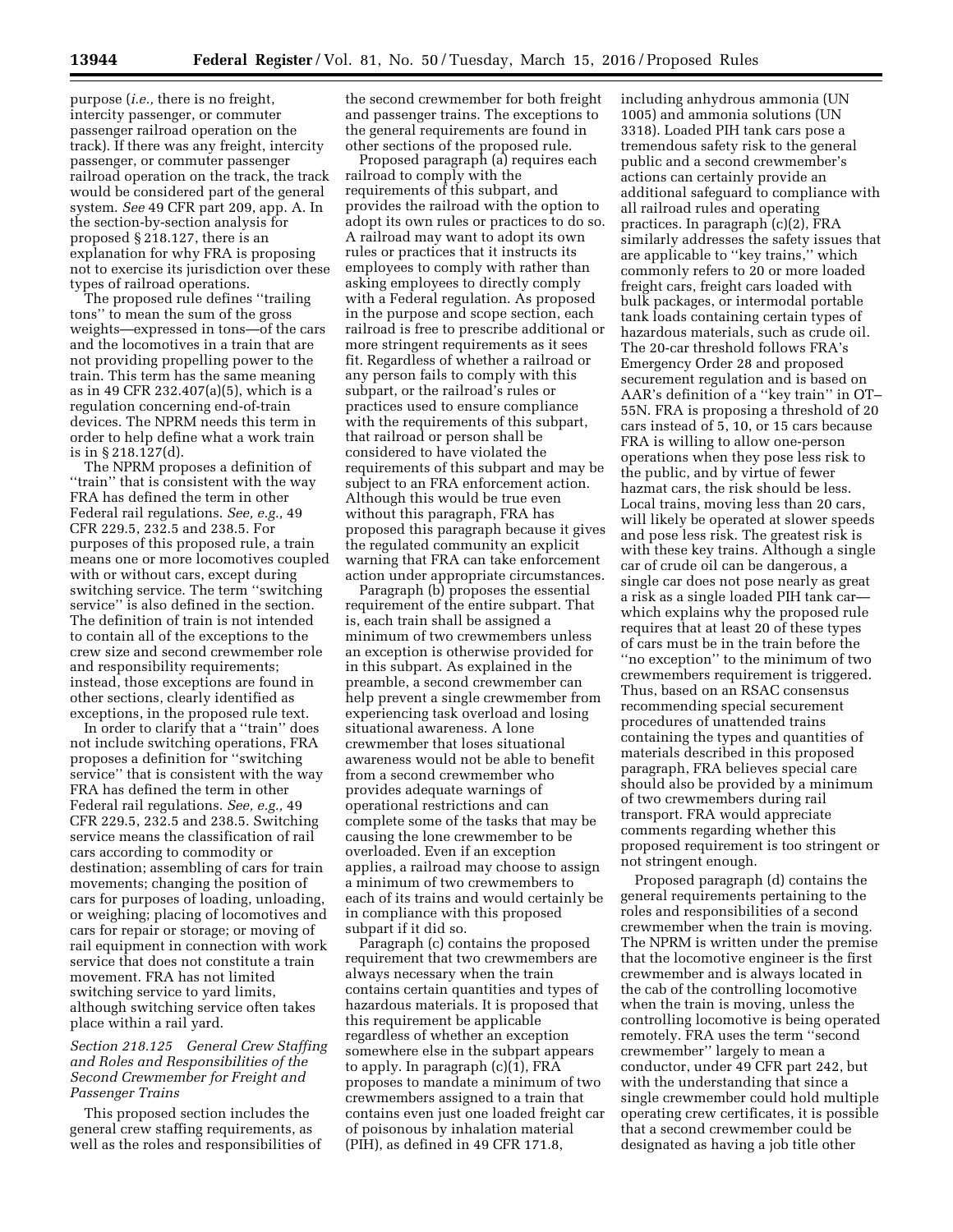purpose (*i.e.,* there is no freight, intercity passenger, or commuter passenger railroad operation on the track). If there was any freight, intercity passenger, or commuter passenger railroad operation on the track, the track would be considered part of the general system. *See* 49 CFR part 209, app. A. In the section-by-section analysis for proposed § 218.127, there is an explanation for why FRA is proposing not to exercise its jurisdiction over these types of railroad operations.

The proposed rule defines ''trailing tons'' to mean the sum of the gross weights—expressed in tons—of the cars and the locomotives in a train that are not providing propelling power to the train. This term has the same meaning as in 49 CFR 232.407(a)(5), which is a regulation concerning end-of-train devices. The NPRM needs this term in order to help define what a work train is in § 218.127(d).

The NPRM proposes a definition of ''train'' that is consistent with the way FRA has defined the term in other Federal rail regulations. *See, e.g.,* 49 CFR 229.5, 232.5 and 238.5. For purposes of this proposed rule, a train means one or more locomotives coupled with or without cars, except during switching service. The term ''switching service'' is also defined in the section. The definition of train is not intended to contain all of the exceptions to the crew size and second crewmember role and responsibility requirements; instead, those exceptions are found in other sections, clearly identified as exceptions, in the proposed rule text.

In order to clarify that a ''train'' does not include switching operations, FRA proposes a definition for ''switching service'' that is consistent with the way FRA has defined the term in other Federal rail regulations. *See, e.g.,* 49 CFR 229.5, 232.5 and 238.5. Switching service means the classification of rail cars according to commodity or destination; assembling of cars for train movements; changing the position of cars for purposes of loading, unloading, or weighing; placing of locomotives and cars for repair or storage; or moving of rail equipment in connection with work service that does not constitute a train movement. FRA has not limited switching service to yard limits, although switching service often takes place within a rail yard.

*Section 218.125 General Crew Staffing and Roles and Responsibilities of the Second Crewmember for Freight and Passenger Trains*

This proposed section includes the general crew staffing requirements, as well as the roles and responsibilities of the second crewmember for both freight and passenger trains. The exceptions to the general requirements are found in other sections of the proposed rule.

Proposed paragraph (a) requires each railroad to comply with the requirements of this subpart, and provides the railroad with the option to adopt its own rules or practices to do so. A railroad may want to adopt its own rules or practices that it instructs its employees to comply with rather than asking employees to directly comply with a Federal regulation. As proposed in the purpose and scope section, each railroad is free to prescribe additional or more stringent requirements as it sees fit. Regardless of whether a railroad or any person fails to comply with this subpart, or the railroad's rules or practices used to ensure compliance with the requirements of this subpart, that railroad or person shall be considered to have violated the requirements of this subpart and may be subject to an FRA enforcement action. Although this would be true even without this paragraph, FRA has proposed this paragraph because it gives the regulated community an explicit warning that FRA can take enforcement action under appropriate circumstances.

Paragraph (b) proposes the essential requirement of the entire subpart. That is, each train shall be assigned a minimum of two crewmembers unless an exception is otherwise provided for in this subpart. As explained in the preamble, a second crewmember can help prevent a single crewmember from experiencing task overload and losing situational awareness. A lone crewmember that loses situational awareness would not be able to benefit from a second crewmember who provides adequate warnings of operational restrictions and can complete some of the tasks that may be causing the lone crewmember to be overloaded. Even if an exception applies, a railroad may choose to assign a minimum of two crewmembers to each of its trains and would certainly be in compliance with this proposed subpart if it did so.

Paragraph (c) contains the proposed requirement that two crewmembers are always necessary when the train contains certain quantities and types of hazardous materials. It is proposed that this requirement be applicable regardless of whether an exception somewhere else in the subpart appears to apply. In paragraph (c)(1), FRA proposes to mandate a minimum of two crewmembers assigned to a train that contains even just one loaded freight car of poisonous by inhalation material (PIH), as defined in 49 CFR 171.8, including anhydrous ammonia (UN 1005) and ammonia solutions (UN 3318). Loaded PIH tank cars pose a tremendous safety risk to the general public and a second crewmember's actions can certainly provide an additional safeguard to compliance with all railroad rules and operating practices. In paragraph (c)(2), FRA similarly addresses the safety issues that are applicable to ''key trains,'' which commonly refers to 20 or more loaded freight cars, freight cars loaded with bulk packages, or intermodal portable tank loads containing certain types of hazardous materials, such as crude oil. The 20-car threshold follows FRA's Emergency Order 28 and proposed securement regulation and is based on AAR's definition of a ''key train'' in OT–55N. FRA is proposing a threshold of 20 cars instead of 5, 10, or 15 cars because FRA is willing to allow one-person operations when they pose less risk to the public, and by virtue of fewer hazmat cars, the risk should be less. Local trains, moving less than 20 cars, will likely be operated at slower speeds and pose less risk. The greatest risk is with these key trains. Although a single car of crude oil can be dangerous, a single car does not pose nearly as great a risk as a single loaded PIH tank car—which explains why the proposed rule requires that at least 20 of these types of cars must be in the train before the ''no exception'' to the minimum of two crewmembers requirement is triggered. Thus, based on an RSAC consensus recommending special securement procedures of unattended trains containing the types and quantities of materials described in this proposed paragraph, FRA believes special care should also be provided by a minimum of two crewmembers during rail transport. FRA would appreciate comments regarding whether this proposed requirement is too stringent or not stringent enough.

Proposed paragraph (d) contains the general requirements pertaining to the roles and responsibilities of a second crewmember when the train is moving. The NPRM is written under the premise that the locomotive engineer is the first crewmember and is always located in the cab of the controlling locomotive when the train is moving, unless the controlling locomotive is being operated remotely. FRA uses the term ''second crewmember'' largely to mean a conductor, under 49 CFR part 242, but with the understanding that since a single crewmember could hold multiple operating crew certificates, it is possible that a second crewmember could be designated as having a job title other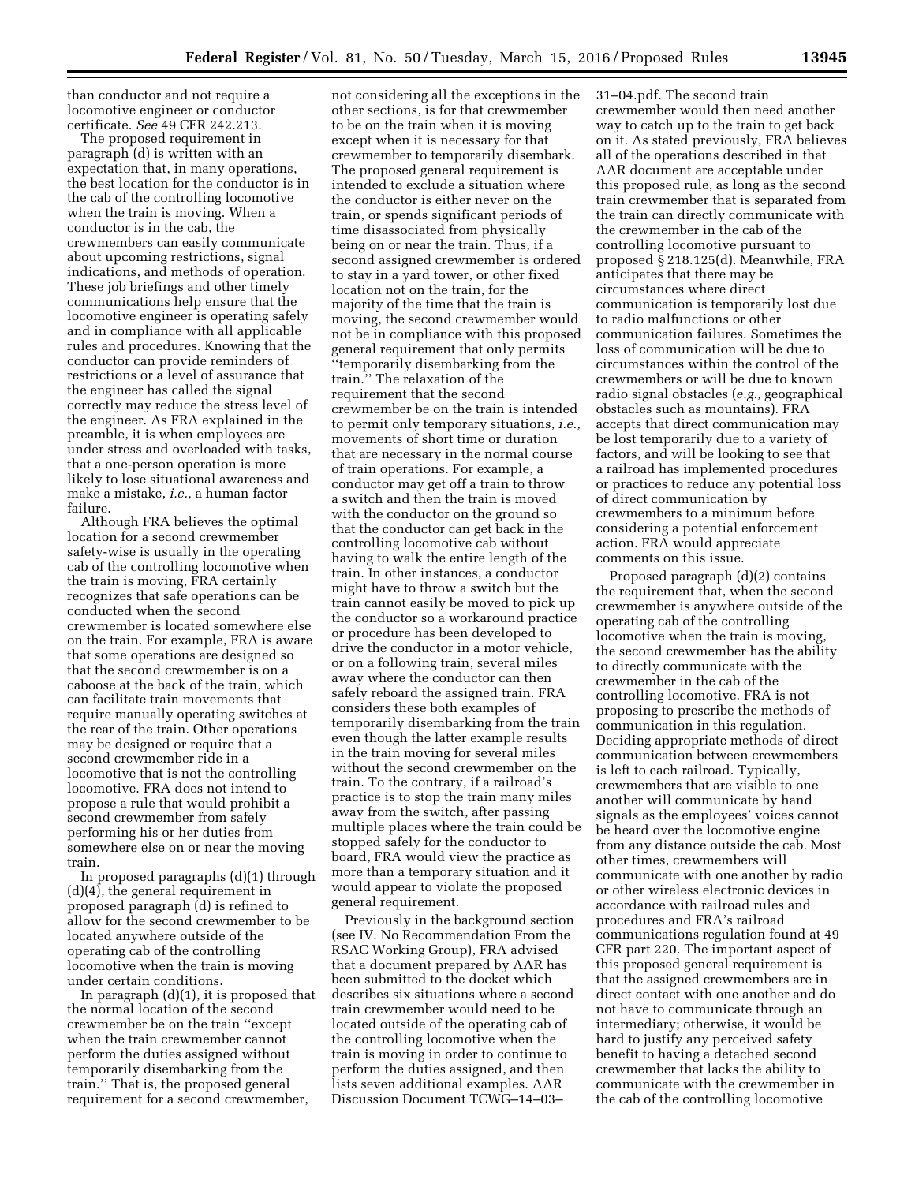than conductor and not require a locomotive engineer or conductor certificate. *See* 49 CFR 242.213.

The proposed requirement in paragraph (d) is written with an expectation that, in many operations, the best location for the conductor is in the cab of the controlling locomotive when the train is moving. When a conductor is in the cab, the crewmembers can easily communicate about upcoming restrictions, signal indications, and methods of operation. These job briefings and other timely communications help ensure that the locomotive engineer is operating safely and in compliance with all applicable rules and procedures. Knowing that the conductor can provide reminders of restrictions or a level of assurance that the engineer has called the signal correctly may reduce the stress level of the engineer. As FRA explained in the preamble, it is when employees are under stress and overloaded with tasks, that a one-person operation is more likely to lose situational awareness and make a mistake, *i.e.,* a human factor failure.

Although FRA believes the optimal location for a second crewmember safety-wise is usually in the operating cab of the controlling locomotive when the train is moving, FRA certainly recognizes that safe operations can be conducted when the second crewmember is located somewhere else on the train. For example, FRA is aware that some operations are designed so that the second crewmember is on a caboose at the back of the train, which can facilitate train movements that require manually operating switches at the rear of the train. Other operations may be designed or require that a second crewmember ride in a locomotive that is not the controlling locomotive. FRA does not intend to propose a rule that would prohibit a second crewmember from safely performing his or her duties from somewhere else on or near the moving train.

In proposed paragraphs (d)(1) through (d)(4), the general requirement in proposed paragraph (d) is refined to allow for the second crewmember to be located anywhere outside of the operating cab of the controlling locomotive when the train is moving under certain conditions.

In paragraph (d)(1), it is proposed that the normal location of the second crewmember be on the train "except when the train crewmember cannot perform the duties assigned without temporarily disembarking from the train." That is, the proposed general requirement for a second crewmember, not considering all the exceptions in the other sections, is for that crewmember to be on the train when it is moving except when it is necessary for that crewmember to temporarily disembark. The proposed general requirement is intended to exclude a situation where the conductor is either never on the train, or spends significant periods of time disassociated from physically being on or near the train. Thus, if a second assigned crewmember is ordered to stay in a yard tower, or other fixed location not on the train, for the majority of the time that the train is moving, the second crewmember would not be in compliance with this proposed general requirement that only permits "temporarily disembarking from the train." The relaxation of the requirement that the second crewmember be on the train is intended to permit only temporary situations, *i.e.,* movements of short time or duration that are necessary in the normal course of train operations. For example, a conductor may get off a train to throw a switch and then the train is moved with the conductor on the ground so that the conductor can get back in the controlling locomotive cab without having to walk the entire length of the train. In other instances, a conductor might have to throw a switch but the train cannot easily be moved to pick up the conductor so a workaround practice or procedure has been developed to drive the conductor in a motor vehicle, or on a following train, several miles away where the conductor can then safely reboard the assigned train. FRA considers these both examples of temporarily disembarking from the train even though the latter example results in the train moving for several miles without the second crewmember on the train. To the contrary, if a railroad's practice is to stop the train many miles away from the switch, after passing multiple places where the train could be stopped safely for the conductor to board, FRA would view the practice as more than a temporary situation and it would appear to violate the proposed general requirement.

Previously in the background section (see IV. No Recommendation From the RSAC Working Group), FRA advised that a document prepared by AAR has been submitted to the docket which describes six situations where a second train crewmember would need to be located outside of the operating cab of the controlling locomotive when the train is moving in order to continue to perform the duties assigned, and then lists seven additional examples. AAR Discussion Document TCWG–14–03–31–04.pdf. The second train crewmember would then need another way to catch up to the train to get back on it. As stated previously, FRA believes all of the operations described in that AAR document are acceptable under this proposed rule, as long as the second train crewmember that is separated from the train can directly communicate with the crewmember in the cab of the controlling locomotive pursuant to proposed § 218.125(d). Meanwhile, FRA anticipates that there may be circumstances where direct communication is temporarily lost due to radio malfunctions or other communication failures. Sometimes the loss of communication will be due to circumstances within the control of the crewmembers or will be due to known radio signal obstacles (*e.g.,* geographical obstacles such as mountains). FRA accepts that direct communication may be lost temporarily due to a variety of factors, and will be looking to see that a railroad has implemented procedures or practices to reduce any potential loss of direct communication by crewmembers to a minimum before considering a potential enforcement action. FRA would appreciate comments on this issue.

Proposed paragraph (d)(2) contains the requirement that, when the second crewmember is anywhere outside of the operating cab of the controlling locomotive when the train is moving, the second crewmember has the ability to directly communicate with the crewmember in the cab of the controlling locomotive. FRA is not proposing to prescribe the methods of communication in this regulation. Deciding appropriate methods of direct communication between crewmembers is left to each railroad. Typically, crewmembers that are visible to one another will communicate by hand signals as the employees' voices cannot be heard over the locomotive engine from any distance outside the cab. Most other times, crewmembers will communicate with one another by radio or other wireless electronic devices in accordance with railroad rules and procedures and FRA's railroad communications regulation found at 49 CFR part 220. The important aspect of this proposed general requirement is that the assigned crewmembers are in direct contact with one another and do not have to communicate through an intermediary; otherwise, it would be hard to justify any perceived safety benefit to having a detached second crewmember that lacks the ability to communicate with the crewmember in the cab of the controlling locomotive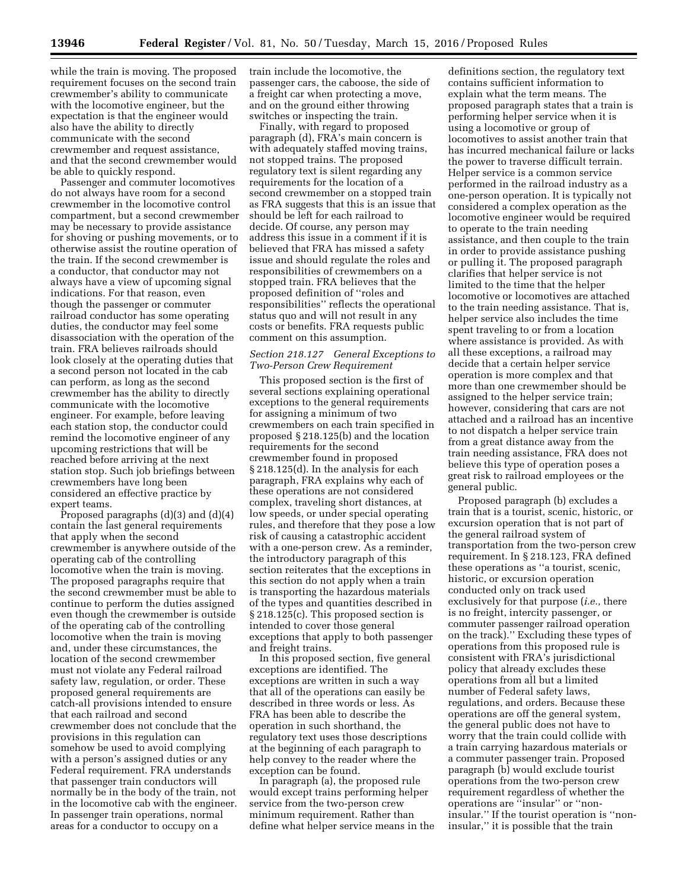while the train is moving. The proposed requirement focuses on the second train crewmember's ability to communicate with the locomotive engineer, but the expectation is that the engineer would also have the ability to directly communicate with the second crewmember and request assistance, and that the second crewmember would be able to quickly respond.

Passenger and commuter locomotives do not always have room for a second crewmember in the locomotive control compartment, but a second crewmember may be necessary to provide assistance for shoving or pushing movements, or to otherwise assist the routine operation of the train. If the second crewmember is a conductor, that conductor may not always have a view of upcoming signal indications. For that reason, even though the passenger or commuter railroad conductor has some operating duties, the conductor may feel some disassociation with the operation of the train. FRA believes railroads should look closely at the operating duties that a second person not located in the cab can perform, as long as the second crewmember has the ability to directly communicate with the locomotive engineer. For example, before leaving each station stop, the conductor could remind the locomotive engineer of any upcoming restrictions that will be reached before arriving at the next station stop. Such job briefings between crewmembers have long been considered an effective practice by expert teams.

Proposed paragraphs (d)(3) and (d)(4) contain the last general requirements that apply when the second crewmember is anywhere outside of the operating cab of the controlling locomotive when the train is moving. The proposed paragraphs require that the second crewmember must be able to continue to perform the duties assigned even though the crewmember is outside of the operating cab of the controlling locomotive when the train is moving and, under these circumstances, the location of the second crewmember must not violate any Federal railroad safety law, regulation, or order. These proposed general requirements are catch-all provisions intended to ensure that each railroad and second crewmember does not conclude that the provisions in this regulation can somehow be used to avoid complying with a person's assigned duties or any Federal requirement. FRA understands that passenger train conductors will normally be in the body of the train, not in the locomotive cab with the engineer. In passenger train operations, normal areas for a conductor to occupy on a train include the locomotive, the passenger cars, the caboose, the side of a freight car when protecting a move, and on the ground either throwing switches or inspecting the train.

Finally, with regard to proposed paragraph (d), FRA's main concern is with adequately staffed moving trains, not stopped trains. The proposed regulatory text is silent regarding any requirements for the location of a second crewmember on a stopped train as FRA suggests that this is an issue that should be left for each railroad to decide. Of course, any person may address this issue in a comment if it is believed that FRA has missed a safety issue and should regulate the roles and responsibilities of crewmembers on a stopped train. FRA believes that the proposed definition of "roles and responsibilities" reflects the operational status quo and will not result in any costs or benefits. FRA requests public comment on this assumption.

*Section 218.127 General Exceptions to Two-Person Crew Requirement*

This proposed section is the first of several sections explaining operational exceptions to the general requirements for assigning a minimum of two crewmembers on each train specified in proposed § 218.125(b) and the location requirements for the second crewmember found in proposed § 218.125(d). In the analysis for each paragraph, FRA explains why each of these operations are not considered complex, traveling short distances, at low speeds, or under special operating rules, and therefore that they pose a low risk of causing a catastrophic accident with a one-person crew. As a reminder, the introductory paragraph of this section reiterates that the exceptions in this section do not apply when a train is transporting the hazardous materials of the types and quantities described in § 218.125(c). This proposed section is intended to cover those general exceptions that apply to both passenger and freight trains.

In this proposed section, five general exceptions are identified. The exceptions are written in such a way that all of the operations can easily be described in three words or less. As FRA has been able to describe the operation in such shorthand, the regulatory text uses those descriptions at the beginning of each paragraph to help convey to the reader where the exception can be found.

In paragraph (a), the proposed rule would except trains performing helper service from the two-person crew minimum requirement. Rather than define what helper service means in the definitions section, the regulatory text contains sufficient information to explain what the term means. The proposed paragraph states that a train is performing helper service when it is using a locomotive or group of locomotives to assist another train that has incurred mechanical failure or lacks the power to traverse difficult terrain. Helper service is a common service performed in the railroad industry as a one-person operation. It is typically not considered a complex operation as the locomotive engineer would be required to operate to the train needing assistance, and then couple to the train in order to provide assistance pushing or pulling it. The proposed paragraph clarifies that helper service is not limited to the time that the helper locomotive or locomotives are attached to the train needing assistance. That is, helper service also includes the time spent traveling to or from a location where assistance is provided. As with all these exceptions, a railroad may decide that a certain helper service operation is more complex and that more than one crewmember should be assigned to the helper service train; however, considering that cars are not attached and a railroad has an incentive to not dispatch a helper service train from a great distance away from the train needing assistance, FRA does not believe this type of operation poses a great risk to railroad employees or the general public.

Proposed paragraph (b) excludes a train that is a tourist, scenic, historic, or excursion operation that is not part of the general railroad system of transportation from the two-person crew requirement. In § 218.123, FRA defined these operations as "a tourist, scenic, historic, or excursion operation conducted only on track used exclusively for that purpose (*i.e.,* there is no freight, intercity passenger, or commuter passenger railroad operation on the track)." Excluding these types of operations from this proposed rule is consistent with FRA's jurisdictional policy that already excludes these operations from all but a limited number of Federal safety laws, regulations, and orders. Because these operations are off the general system, the general public does not have to worry that the train could collide with a train carrying hazardous materials or a commuter passenger train. Proposed paragraph (b) would exclude tourist operations from the two-person crew requirement regardless of whether the operations are "insular" or "non-insular." If the tourist operation is "non-insular," it is possible that the train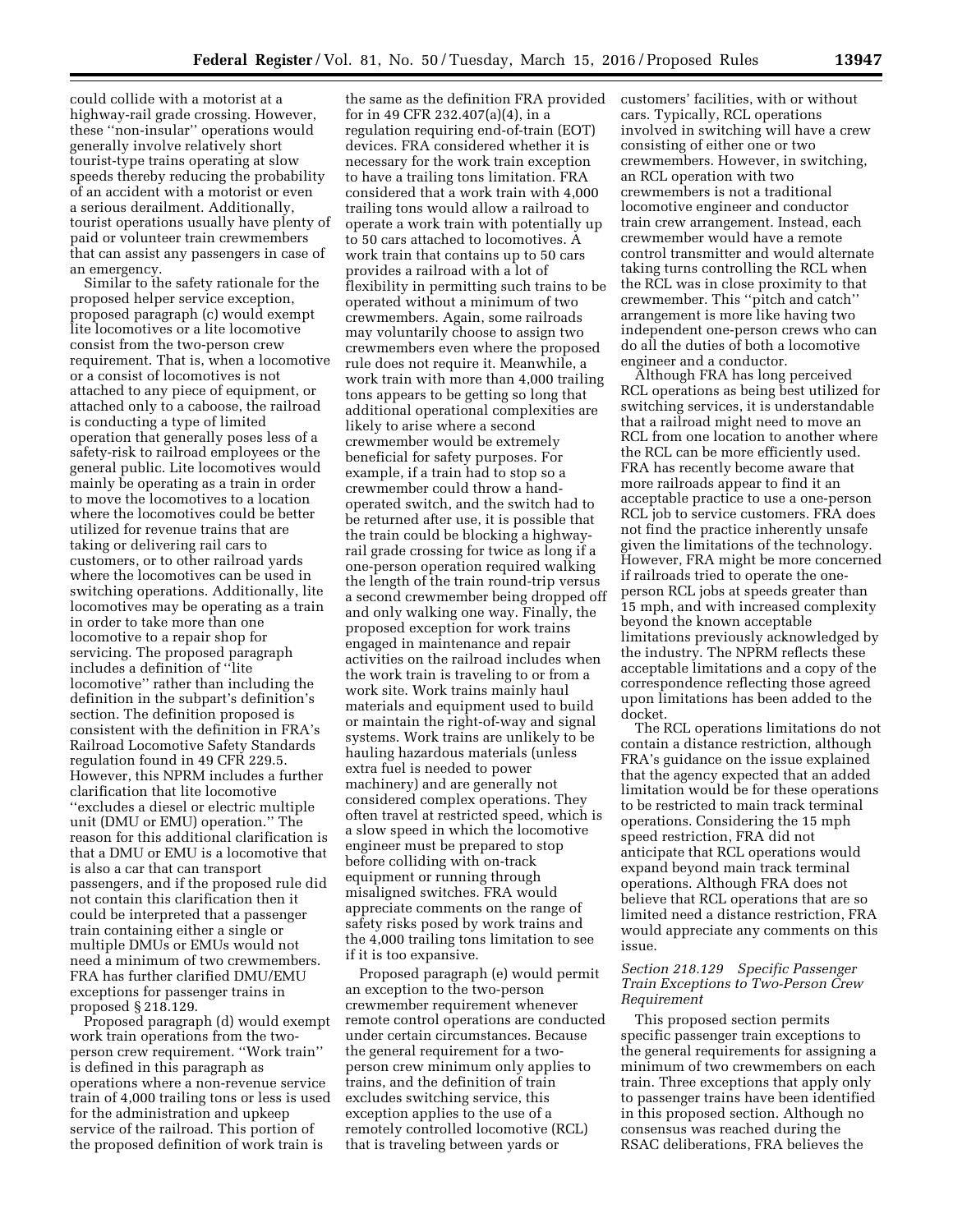could collide with a motorist at a highway-rail grade crossing. However, these ''non-insular'' operations would generally involve relatively short tourist-type trains operating at slow speeds thereby reducing the probability of an accident with a motorist or even a serious derailment. Additionally, tourist operations usually have plenty of paid or volunteer train crewmembers that can assist any passengers in case of an emergency.

Similar to the safety rationale for the proposed helper service exception, proposed paragraph (c) would exempt lite locomotives or a lite locomotive consist from the two-person crew requirement. That is, when a locomotive or a consist of locomotives is not attached to any piece of equipment, or attached only to a caboose, the railroad is conducting a type of limited operation that generally poses less of a safety-risk to railroad employees or the general public. Lite locomotives would mainly be operating as a train in order to move the locomotives to a location where the locomotives could be better utilized for revenue trains that are taking or delivering rail cars to customers, or to other railroad yards where the locomotives can be used in switching operations. Additionally, lite locomotives may be operating as a train in order to take more than one locomotive to a repair shop for servicing. The proposed paragraph includes a definition of ''lite locomotive'' rather than including the definition in the subpart's definition's section. The definition proposed is consistent with the definition in FRA's Railroad Locomotive Safety Standards regulation found in 49 CFR 229.5. However, this NPRM includes a further clarification that lite locomotive ''excludes a diesel or electric multiple unit (DMU or EMU) operation.'' The reason for this additional clarification is that a DMU or EMU is a locomotive that is also a car that can transport passengers, and if the proposed rule did not contain this clarification then it could be interpreted that a passenger train containing either a single or multiple DMUs or EMUs would not need a minimum of two crewmembers. FRA has further clarified DMU/EMU exceptions for passenger trains in proposed § 218.129.

Proposed paragraph (d) would exempt work train operations from the two-person crew requirement. ''Work train'' is defined in this paragraph as operations where a non-revenue service train of 4,000 trailing tons or less is used for the administration and upkeep service of the railroad. This portion of the proposed definition of work train is the same as the definition FRA provided for in 49 CFR 232.407(a)(4), in a regulation requiring end-of-train (EOT) devices. FRA considered whether it is necessary for the work train exception to have a trailing tons limitation. FRA considered that a work train with 4,000 trailing tons would allow a railroad to operate a work train with potentially up to 50 cars attached to locomotives. A work train that contains up to 50 cars provides a railroad with a lot of flexibility in permitting such trains to be operated without a minimum of two crewmembers. Again, some railroads may voluntarily choose to assign two crewmembers even where the proposed rule does not require it. Meanwhile, a work train with more than 4,000 trailing tons appears to be getting so long that additional operational complexities are likely to arise where a second crewmember would be extremely beneficial for safety purposes. For example, if a train had to stop so a crewmember could throw a hand-operated switch, and the switch had to be returned after use, it is possible that the train could be blocking a highway-rail grade crossing for twice as long if a one-person operation required walking the length of the train round-trip versus a second crewmember being dropped off and only walking one way. Finally, the proposed exception for work trains engaged in maintenance and repair activities on the railroad includes when the work train is traveling to or from a work site. Work trains mainly haul materials and equipment used to build or maintain the right-of-way and signal systems. Work trains are unlikely to be hauling hazardous materials (unless extra fuel is needed to power machinery) and are generally not considered complex operations. They often travel at restricted speed, which is a slow speed in which the locomotive engineer must be prepared to stop before colliding with on-track equipment or running through misaligned switches. FRA would appreciate comments on the range of safety risks posed by work trains and the 4,000 trailing tons limitation to see if it is too expansive.

Proposed paragraph (e) would permit an exception to the two-person crewmember requirement whenever remote control operations are conducted under certain circumstances. Because the general requirement for a two-person crew minimum only applies to trains, and the definition of train excludes switching service, this exception applies to the use of a remotely controlled locomotive (RCL) that is traveling between yards or customers' facilities, with or without cars. Typically, RCL operations involved in switching will have a crew consisting of either one or two crewmembers. However, in switching, an RCL operation with two crewmembers is not a traditional locomotive engineer and conductor train crew arrangement. Instead, each crewmember would have a remote control transmitter and would alternate taking turns controlling the RCL when the RCL was in close proximity to that crewmember. This ''pitch and catch'' arrangement is more like having two independent one-person crews who can do all the duties of both a locomotive engineer and a conductor.

Although FRA has long perceived RCL operations as being best utilized for switching services, it is understandable that a railroad might need to move an RCL from one location to another where the RCL can be more efficiently used. FRA has recently become aware that more railroads appear to find it an acceptable practice to use a one-person RCL job to service customers. FRA does not find the practice inherently unsafe given the limitations of the technology. However, FRA might be more concerned if railroads tried to operate the one-person RCL jobs at speeds greater than 15 mph, and with increased complexity beyond the known acceptable limitations previously acknowledged by the industry. The NPRM reflects these acceptable limitations and a copy of the correspondence reflecting those agreed upon limitations has been added to the docket.

The RCL operations limitations do not contain a distance restriction, although FRA's guidance on the issue explained that the agency expected that an added limitation would be for these operations to be restricted to main track terminal operations. Considering the 15 mph speed restriction, FRA did not anticipate that RCL operations would expand beyond main track terminal operations. Although FRA does not believe that RCL operations that are so limited need a distance restriction, FRA would appreciate any comments on this issue.

*Section 218.129 Specific Passenger Train Exceptions to Two-Person Crew Requirement*

This proposed section permits specific passenger train exceptions to the general requirements for assigning a minimum of two crewmembers on each train. Three exceptions that apply only to passenger trains have been identified in this proposed section. Although no consensus was reached during the RSAC deliberations, FRA believes the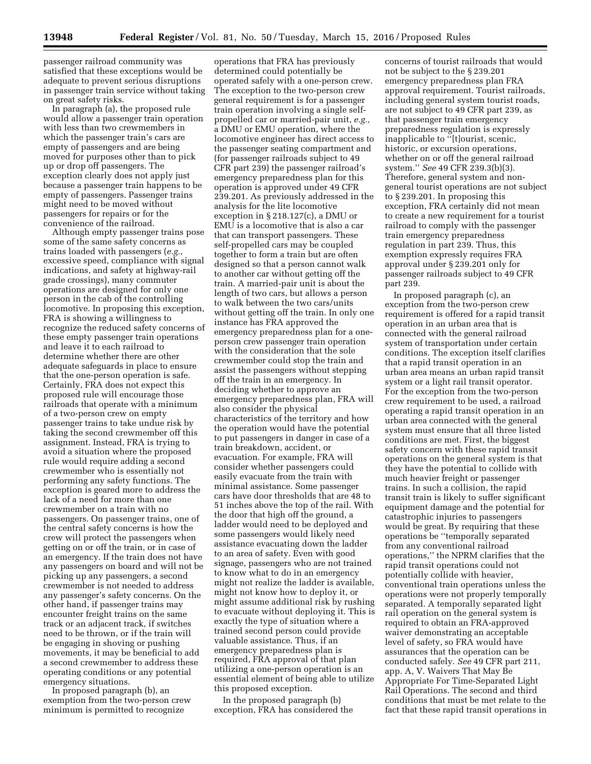passenger railroad community was satisfied that these exceptions would be adequate to prevent serious disruptions in passenger train service without taking on great safety risks.

In paragraph (a), the proposed rule would allow a passenger train operation with less than two crewmembers in which the passenger train's cars are empty of passengers and are being moved for purposes other than to pick up or drop off passengers. The exception clearly does not apply just because a passenger train happens to be empty of passengers. Passenger trains might need to be moved without passengers for repairs or for the convenience of the railroad.

Although empty passenger trains pose some of the same safety concerns as trains loaded with passengers (*e.g.,* excessive speed, compliance with signal indications, and safety at highway-rail grade crossings), many commuter operations are designed for only one person in the cab of the controlling locomotive. In proposing this exception, FRA is showing a willingness to recognize the reduced safety concerns of these empty passenger train operations and leave it to each railroad to determine whether there are other adequate safeguards in place to ensure that the one-person operation is safe. Certainly, FRA does not expect this proposed rule will encourage those railroads that operate with a minimum of a two-person crew on empty passenger trains to take undue risk by taking the second crewmember off this assignment. Instead, FRA is trying to avoid a situation where the proposed rule would require adding a second crewmember who is essentially not performing any safety functions. The exception is geared more to address the lack of a need for more than one crewmember on a train with no passengers. On passenger trains, one of the central safety concerns is how the crew will protect the passengers when getting on or off the train, or in case of an emergency. If the train does not have any passengers on board and will not be picking up any passengers, a second crewmember is not needed to address any passenger's safety concerns. On the other hand, if passenger trains may encounter freight trains on the same track or an adjacent track, if switches need to be thrown, or if the train will be engaging in shoving or pushing movements, it may be beneficial to add a second crewmember to address these operating conditions or any potential emergency situations.

In proposed paragraph (b), an exemption from the two-person crew minimum is permitted to recognize operations that FRA has previously determined could potentially be operated safely with a one-person crew. The exception to the two-person crew general requirement is for a passenger train operation involving a single self-propelled car or married-pair unit, *e.g.,* a DMU or EMU operation, where the locomotive engineer has direct access to the passenger seating compartment and (for passenger railroads subject to 49 CFR part 239) the passenger railroad's emergency preparedness plan for this operation is approved under 49 CFR 239.201. As previously addressed in the analysis for the lite locomotive exception in § 218.127(c), a DMU or EMU is a locomotive that is also a car that can transport passengers. These self-propelled cars may be coupled together to form a train but are often designed so that a person cannot walk to another car without getting off the train. A married-pair unit is about the length of two cars, but allows a person to walk between the two cars/units without getting off the train. In only one instance has FRA approved the emergency preparedness plan for a one-person crew passenger train operation with the consideration that the sole crewmember could stop the train and assist the passengers without stepping off the train in an emergency. In deciding whether to approve an emergency preparedness plan, FRA will also consider the physical characteristics of the territory and how the operation would have the potential to put passengers in danger in case of a train breakdown, accident, or evacuation. For example, FRA will consider whether passengers could easily evacuate from the train with minimal assistance. Some passenger cars have door thresholds that are 48 to 51 inches above the top of the rail. With the door that high off the ground, a ladder would need to be deployed and some passengers would likely need assistance evacuating down the ladder to an area of safety. Even with good signage, passengers who are not trained to know what to do in an emergency might not realize the ladder is available, might not know how to deploy it, or might assume additional risk by rushing to evacuate without deploying it. This is exactly the type of situation where a trained second person could provide valuable assistance. Thus, if an emergency preparedness plan is required, FRA approval of that plan utilizing a one-person operation is an essential element of being able to utilize this proposed exception.

In the proposed paragraph (b) exception, FRA has considered the concerns of tourist railroads that would not be subject to the § 239.201 emergency preparedness plan FRA approval requirement. Tourist railroads, including general system tourist roads, are not subject to 49 CFR part 239, as that passenger train emergency preparedness regulation is expressly inapplicable to "[t]ourist, scenic, historic, or excursion operations, whether on or off the general railroad system." *See* 49 CFR 239.3(b)(3). Therefore, general system and non-general tourist operations are not subject to § 239.201. In proposing this exception, FRA certainly did not mean to create a new requirement for a tourist railroad to comply with the passenger train emergency preparedness regulation in part 239. Thus, this exemption expressly requires FRA approval under § 239.201 only for passenger railroads subject to 49 CFR part 239.

In proposed paragraph (c), an exception from the two-person crew requirement is offered for a rapid transit operation in an urban area that is connected with the general railroad system of transportation under certain conditions. The exception itself clarifies that a rapid transit operation in an urban area means an urban rapid transit system or a light rail transit operator. For the exception from the two-person crew requirement to be used, a railroad operating a rapid transit operation in an urban area connected with the general system must ensure that all three listed conditions are met. First, the biggest safety concern with these rapid transit operations on the general system is that they have the potential to collide with much heavier freight or passenger trains. In such a collision, the rapid transit train is likely to suffer significant equipment damage and the potential for catastrophic injuries to passengers would be great. By requiring that these operations be "temporally separated from any conventional railroad operations," the NPRM clarifies that the rapid transit operations could not potentially collide with heavier, conventional train operations unless the operations were not properly temporally separated. A temporally separated light rail operation on the general system is required to obtain an FRA-approved waiver demonstrating an acceptable level of safety, so FRA would have assurances that the operation can be conducted safely. *See* 49 CFR part 211, app. A, V. Waivers That May Be Appropriate For Time-Separated Light Rail Operations. The second and third conditions that must be met relate to the fact that these rapid transit operations in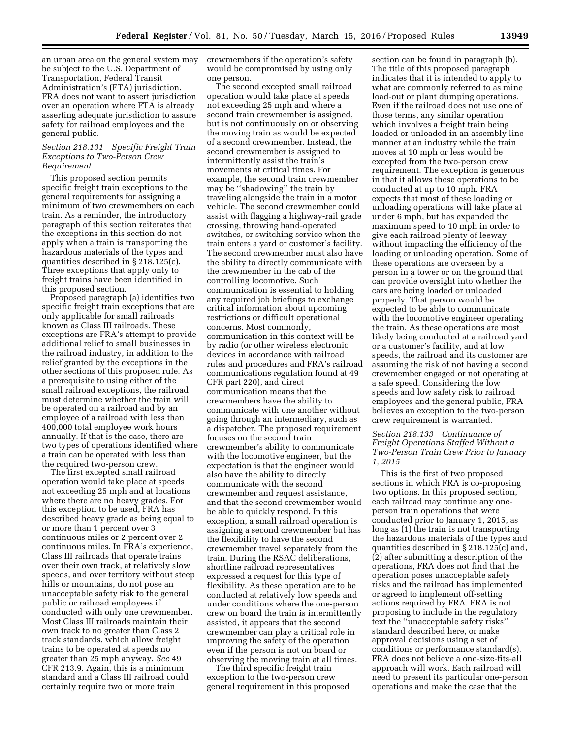an urban area on the general system may be subject to the U.S. Department of Transportation, Federal Transit Administration's (FTA) jurisdiction. FRA does not want to assert jurisdiction over an operation where FTA is already asserting adequate jurisdiction to assure safety for railroad employees and the general public.

### *Section 218.131 Specific Freight Train Exceptions to Two-Person Crew Requirement*

This proposed section permits specific freight train exceptions to the general requirements for assigning a minimum of two crewmembers on each train. As a reminder, the introductory paragraph of this section reiterates that the exceptions in this section do not apply when a train is transporting the hazardous materials of the types and quantities described in § 218.125(c). Three exceptions that apply only to freight trains have been identified in this proposed section.

Proposed paragraph (a) identifies two specific freight train exceptions that are only applicable for small railroads known as Class III railroads. These exceptions are FRA's attempt to provide additional relief to small businesses in the railroad industry, in addition to the relief granted by the exceptions in the other sections of this proposed rule. As a prerequisite to using either of the small railroad exceptions, the railroad must determine whether the train will be operated on a railroad and by an employee of a railroad with less than 400,000 total employee work hours annually. If that is the case, there are two types of operations identified where a train can be operated with less than the required two-person crew.

The first excepted small railroad operation would take place at speeds not exceeding 25 mph and at locations where there are no heavy grades. For this exception to be used, FRA has described heavy grade as being equal to or more than 1 percent over 3 continuous miles or 2 percent over 2 continuous miles. In FRA's experience, Class III railroads that operate trains over their own track, at relatively slow speeds, and over territory without steep hills or mountains, do not pose an unacceptable safety risk to the general public or railroad employees if conducted with only one crewmember. Most Class III railroads maintain their own track to no greater than Class 2 track standards, which allow freight trains to be operated at speeds no greater than 25 mph anyway. *See* 49 CFR 213.9. Again, this is a minimum standard and a Class III railroad could certainly require two or more train crewmembers if the operation's safety would be compromised by using only one person.

The second excepted small railroad operation would take place at speeds not exceeding 25 mph and where a second train crewmember is assigned, but is not continuously on or observing the moving train as would be expected of a second crewmember. Instead, the second crewmember is assigned to intermittently assist the train's movements at critical times. For example, the second train crewmember may be "shadowing" the train by traveling alongside the train in a motor vehicle. The second crewmember could assist with flagging a highway-rail grade crossing, throwing hand-operated switches, or switching service when the train enters a yard or customer's facility. The second crewmember must also have the ability to directly communicate with the crewmember in the cab of the controlling locomotive. Such communication is essential to holding any required job briefings to exchange critical information about upcoming restrictions or difficult operational concerns. Most commonly, communication in this context will be by radio (or other wireless electronic devices in accordance with railroad rules and procedures and FRA's railroad communications regulation found at 49 CFR part 220), and direct communication means that the crewmembers have the ability to communicate with one another without going through an intermediary, such as a dispatcher. The proposed requirement focuses on the second train crewmember's ability to communicate with the locomotive engineer, but the expectation is that the engineer would also have the ability to directly communicate with the second crewmember and request assistance, and that the second crewmember would be able to quickly respond. In this exception, a small railroad operation is assigning a second crewmember but has the flexibility to have the second crewmember travel separately from the train. During the RSAC deliberations, shortline railroad representatives expressed a request for this type of flexibility. As these operation are to be conducted at relatively low speeds and under conditions where the one-person crew on board the train is intermittently assisted, it appears that the second crewmember can play a critical role in improving the safety of the operation even if the person is not on board or observing the moving train at all times.

The third specific freight train exception to the two-person crew general requirement in this proposed section can be found in paragraph (b). The title of this proposed paragraph indicates that it is intended to apply to what are commonly referred to as mine load-out or plant dumping operations. Even if the railroad does not use one of those terms, any similar operation which involves a freight train being loaded or unloaded in an assembly line manner at an industry while the train moves at 10 mph or less would be excepted from the two-person crew requirement. The exception is generous in that it allows these operations to be conducted at up to 10 mph. FRA expects that most of these loading or unloading operations will take place at under 6 mph, but has expanded the maximum speed to 10 mph in order to give each railroad plenty of leeway without impacting the efficiency of the loading or unloading operation. Some of these operations are overseen by a person in a tower or on the ground that can provide oversight into whether the cars are being loaded or unloaded properly. That person would be expected to be able to communicate with the locomotive engineer operating the train. As these operations are most likely being conducted at a railroad yard or a customer's facility, and at low speeds, the railroad and its customer are assuming the risk of not having a second crewmember engaged or not operating at a safe speed. Considering the low speeds and low safety risk to railroad employees and the general public, FRA believes an exception to the two-person crew requirement is warranted.

### *Section 218.133 Continuance of Freight Operations Staffed Without a Two-Person Train Crew Prior to January 1, 2015*

This is the first of two proposed sections in which FRA is co-proposing two options. In this proposed section, each railroad may continue any one-person train operations that were conducted prior to January 1, 2015, as long as (1) the train is not transporting the hazardous materials of the types and quantities described in § 218.125(c) and, (2) after submitting a description of the operations, FRA does not find that the operation poses unacceptable safety risks and the railroad has implemented or agreed to implement off-setting actions required by FRA. FRA is not proposing to include in the regulatory text the "unacceptable safety risks" standard described here, or make approval decisions using a set of conditions or performance standard(s). FRA does not believe a one-size-fits-all approach will work. Each railroad will need to present its particular one-person operations and make the case that the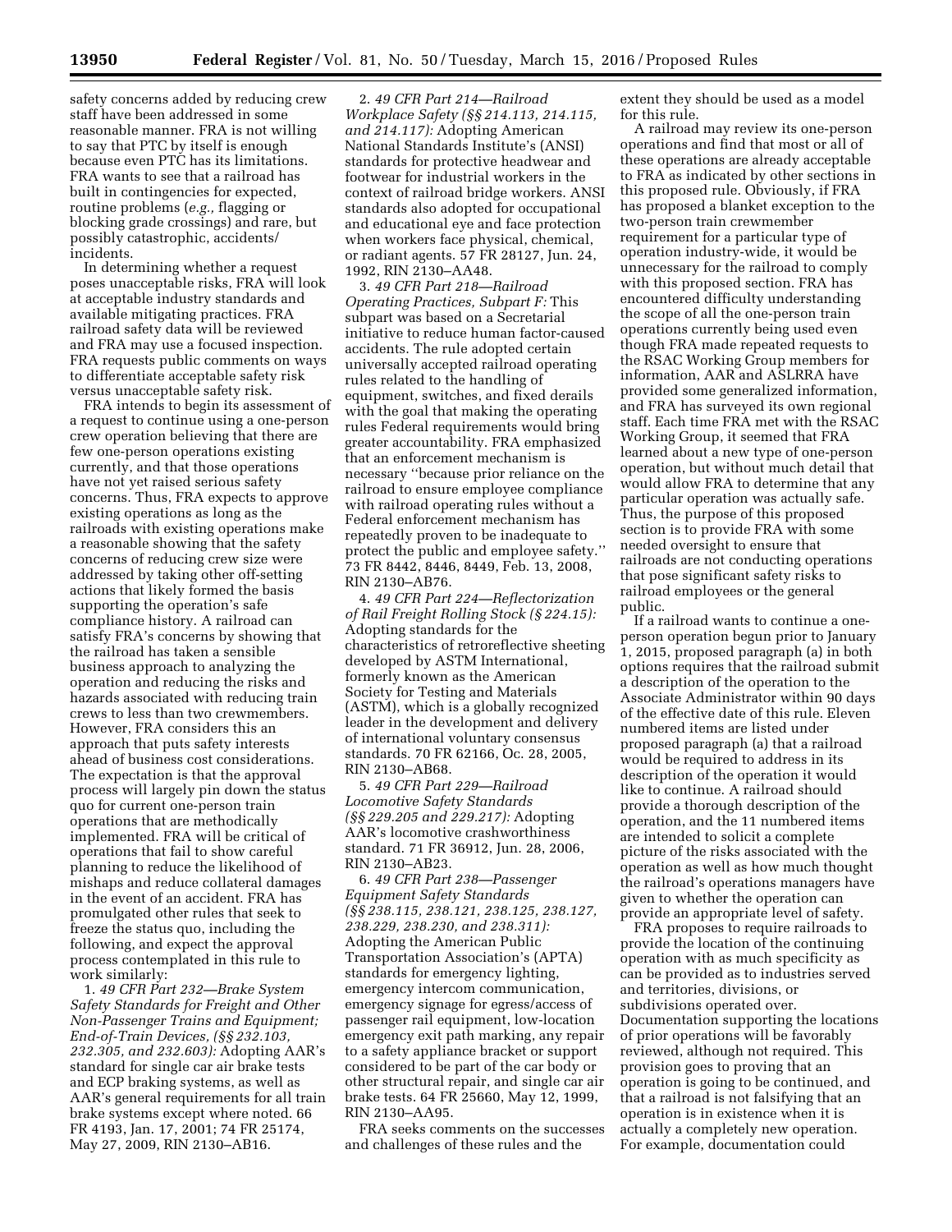safety concerns added by reducing crew staff have been addressed in some reasonable manner. FRA is not willing to say that PTC by itself is enough because even PTC has its limitations. FRA wants to see that a railroad has built in contingencies for expected, routine problems (*e.g.,* flagging or blocking grade crossings) and rare, but possibly catastrophic, accidents/incidents.

In determining whether a request poses unacceptable risks, FRA will look at acceptable industry standards and available mitigating practices. FRA railroad safety data will be reviewed and FRA may use a focused inspection. FRA requests public comments on ways to differentiate acceptable safety risk versus unacceptable safety risk.

FRA intends to begin its assessment of a request to continue using a one-person crew operation believing that there are few one-person operations existing currently, and that those operations have not yet raised serious safety concerns. Thus, FRA expects to approve existing operations as long as the railroads with existing operations make a reasonable showing that the safety concerns of reducing crew size were addressed by taking other off-setting actions that likely formed the basis supporting the operation's safe compliance history. A railroad can satisfy FRA's concerns by showing that the railroad has taken a sensible business approach to analyzing the operation and reducing the risks and hazards associated with reducing train crews to less than two crewmembers. However, FRA considers this an approach that puts safety interests ahead of business cost considerations. The expectation is that the approval process will largely pin down the status quo for current one-person train operations that are methodically implemented. FRA will be critical of operations that fail to show careful planning to reduce the likelihood of mishaps and reduce collateral damages in the event of an accident. FRA has promulgated other rules that seek to freeze the status quo, including the following, and expect the approval process contemplated in this rule to work similarly:

1. *49 CFR Part 232—Brake System Safety Standards for Freight and Other Non-Passenger Trains and Equipment; End-of-Train Devices, (§§ 232.103, 232.305, and 232.603):* Adopting AAR's standard for single car air brake tests and ECP braking systems, as well as AAR's general requirements for all train brake systems except where noted. 66 FR 4193, Jan. 17, 2001; 74 FR 25174, May 27, 2009, RIN 2130–AB16.

2. *49 CFR Part 214—Railroad Workplace Safety (§§ 214.113, 214.115, and 214.117):* Adopting American National Standards Institute's (ANSI) standards for protective headwear and footwear for industrial workers in the context of railroad bridge workers. ANSI standards also adopted for occupational and educational eye and face protection when workers face physical, chemical, or radiant agents. 57 FR 28127, Jun. 24, 1992, RIN 2130–AA48.

3. *49 CFR Part 218—Railroad Operating Practices, Subpart F:* This subpart was based on a Secretarial initiative to reduce human factor-caused accidents. The rule adopted certain universally accepted railroad operating rules related to the handling of equipment, switches, and fixed derails with the goal that making the operating rules Federal requirements would bring greater accountability. FRA emphasized that an enforcement mechanism is necessary "because prior reliance on the railroad to ensure employee compliance with railroad operating rules without a Federal enforcement mechanism has repeatedly proven to be inadequate to protect the public and employee safety." 73 FR 8442, 8446, 8449, Feb. 13, 2008, RIN 2130–AB76.

4. *49 CFR Part 224—Reflectorization of Rail Freight Rolling Stock (§ 224.15):* Adopting standards for the characteristics of retroreflective sheeting developed by ASTM International, formerly known as the American Society for Testing and Materials (ASTM), which is a globally recognized leader in the development and delivery of international voluntary consensus standards. 70 FR 62166, Oc. 28, 2005, RIN 2130–AB68.

5. *49 CFR Part 229—Railroad Locomotive Safety Standards (§§ 229.205 and 229.217):* Adopting AAR's locomotive crashworthiness standard. 71 FR 36912, Jun. 28, 2006, RIN 2130–AB23.

6. *49 CFR Part 238—Passenger Equipment Safety Standards (§§ 238.115, 238.121, 238.125, 238.127, 238.229, 238.230, and 238.311):* Adopting the American Public Transportation Association's (APTA) standards for emergency lighting, emergency intercom communication, emergency signage for egress/access of passenger rail equipment, low-location emergency exit path marking, any repair to a safety appliance bracket or support considered to be part of the car body or other structural repair, and single car air brake tests. 64 FR 25660, May 12, 1999, RIN 2130–AA95.

FRA seeks comments on the successes and challenges of these rules and the extent they should be used as a model for this rule.

A railroad may review its one-person operations and find that most or all of these operations are already acceptable to FRA as indicated by other sections in this proposed rule. Obviously, if FRA has proposed a blanket exception to the two-person train crewmember requirement for a particular type of operation industry-wide, it would be unnecessary for the railroad to comply with this proposed section. FRA has encountered difficulty understanding the scope of all the one-person train operations currently being used even though FRA made repeated requests to the RSAC Working Group members for information, AAR and ASLRRA have provided some generalized information, and FRA has surveyed its own regional staff. Each time FRA met with the RSAC Working Group, it seemed that FRA learned about a new type of one-person operation, but without much detail that would allow FRA to determine that any particular operation was actually safe. Thus, the purpose of this proposed section is to provide FRA with some needed oversight to ensure that railroads are not conducting operations that pose significant safety risks to railroad employees or the general public.

If a railroad wants to continue a one-person operation begun prior to January 1, 2015, proposed paragraph (a) in both options requires that the railroad submit a description of the operation to the Associate Administrator within 90 days of the effective date of this rule. Eleven numbered items are listed under proposed paragraph (a) that a railroad would be required to address in its description of the operation it would like to continue. A railroad should provide a thorough description of the operation, and the 11 numbered items are intended to solicit a complete picture of the risks associated with the operation as well as how much thought the railroad's operations managers have given to whether the operation can provide an appropriate level of safety.

FRA proposes to require railroads to provide the location of the continuing operation with as much specificity as can be provided as to industries served and territories, divisions, or subdivisions operated over. Documentation supporting the locations of prior operations will be favorably reviewed, although not required. This provision goes to proving that an operation is going to be continued, and that a railroad is not falsifying that an operation is in existence when it is actually a completely new operation. For example, documentation could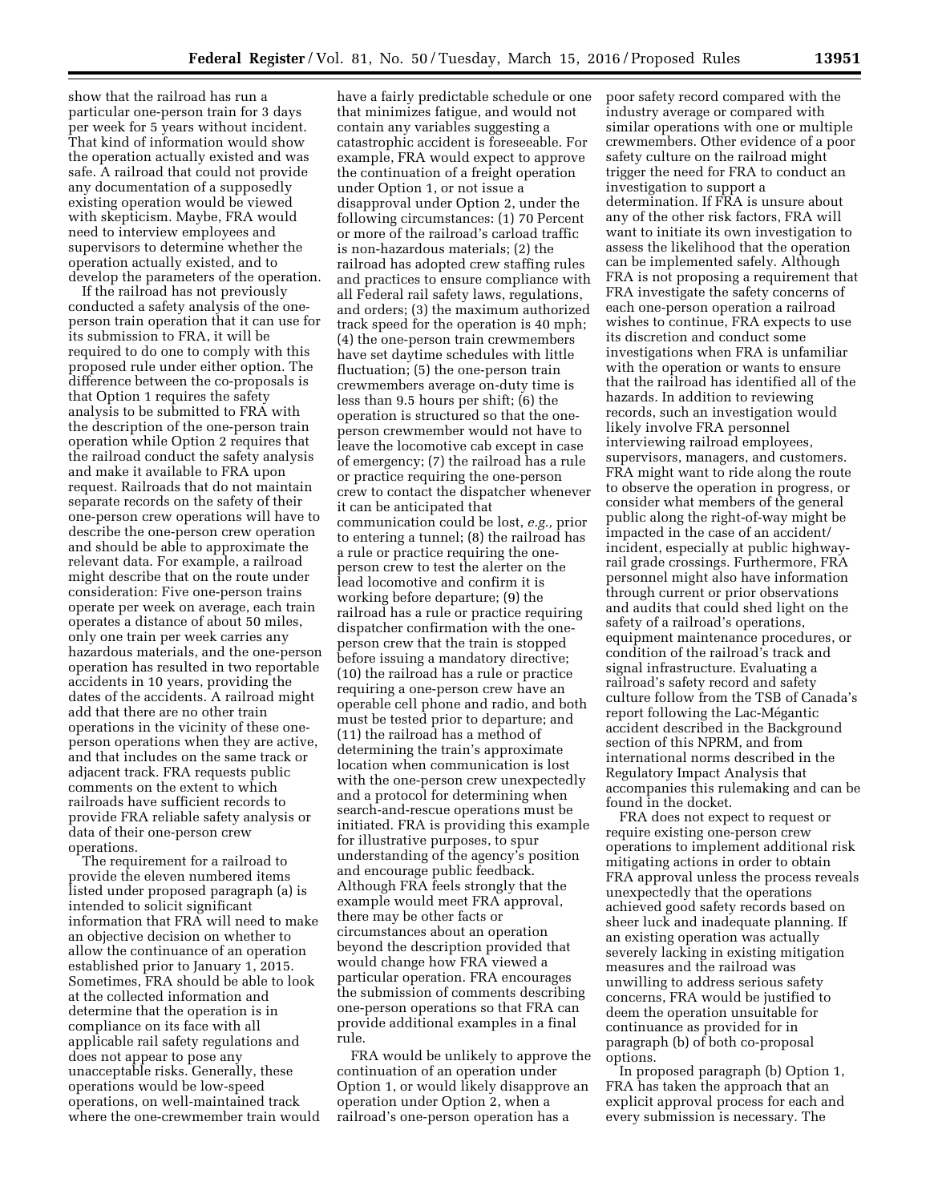show that the railroad has run a particular one-person train for 3 days per week for 5 years without incident. That kind of information would show the operation actually existed and was safe. A railroad that could not provide any documentation of a supposedly existing operation would be viewed with skepticism. Maybe, FRA would need to interview employees and supervisors to determine whether the operation actually existed, and to develop the parameters of the operation.

If the railroad has not previously conducted a safety analysis of the one-person train operation that it can use for its submission to FRA, it will be required to do one to comply with this proposed rule under either option. The difference between the co-proposals is that Option 1 requires the safety analysis to be submitted to FRA with the description of the one-person train operation while Option 2 requires that the railroad conduct the safety analysis and make it available to FRA upon request. Railroads that do not maintain separate records on the safety of their one-person crew operations will have to describe the one-person crew operation and should be able to approximate the relevant data. For example, a railroad might describe that on the route under consideration: Five one-person trains operate per week on average, each train operates a distance of about 50 miles, only one train per week carries any hazardous materials, and the one-person operation has resulted in two reportable accidents in 10 years, providing the dates of the accidents. A railroad might add that there are no other train operations in the vicinity of these one-person operations when they are active, and that includes on the same track or adjacent track. FRA requests public comments on the extent to which railroads have sufficient records to provide FRA reliable safety analysis or data of their one-person crew operations.

The requirement for a railroad to provide the eleven numbered items listed under proposed paragraph (a) is intended to solicit significant information that FRA will need to make an objective decision on whether to allow the continuance of an operation established prior to January 1, 2015. Sometimes, FRA should be able to look at the collected information and determine that the operation is in compliance on its face with all applicable rail safety regulations and does not appear to pose any unacceptable risks. Generally, these operations would be low-speed operations, on well-maintained track where the one-crewmember train would have a fairly predictable schedule or one that minimizes fatigue, and would not contain any variables suggesting a catastrophic accident is foreseeable. For example, FRA would expect to approve the continuation of a freight operation under Option 1, or not issue a disapproval under Option 2, under the following circumstances: (1) 70 Percent or more of the railroad's carload traffic is non-hazardous materials; (2) the railroad has adopted crew staffing rules and practices to ensure compliance with all Federal rail safety laws, regulations, and orders; (3) the maximum authorized track speed for the operation is 40 mph; (4) the one-person train crewmembers have set daytime schedules with little fluctuation; (5) the one-person train crewmembers average on-duty time is less than 9.5 hours per shift; (6) the operation is structured so that the one-person crewmember would not have to leave the locomotive cab except in case of emergency; (7) the railroad has a rule or practice requiring the one-person crew to contact the dispatcher whenever it can be anticipated that communication could be lost, *e.g.,* prior to entering a tunnel; (8) the railroad has a rule or practice requiring the one-person crew to test the alerter on the lead locomotive and confirm it is working before departure; (9) the railroad has a rule or practice requiring dispatcher confirmation with the one-person crew that the train is stopped before issuing a mandatory directive; (10) the railroad has a rule or practice requiring a one-person crew have an operable cell phone and radio, and both must be tested prior to departure; and (11) the railroad has a method of determining the train's approximate location when communication is lost with the one-person crew unexpectedly and a protocol for determining when search-and-rescue operations must be initiated. FRA is providing this example for illustrative purposes, to spur understanding of the agency's position and encourage public feedback. Although FRA feels strongly that the example would meet FRA approval, there may be other facts or circumstances about an operation beyond the description provided that would change how FRA viewed a particular operation. FRA encourages the submission of comments describing one-person operations so that FRA can provide additional examples in a final rule.

FRA would be unlikely to approve the continuation of an operation under Option 1, or would likely disapprove an operation under Option 2, when a railroad's one-person operation has a poor safety record compared with the industry average or compared with similar operations with one or multiple crewmembers. Other evidence of a poor safety culture on the railroad might trigger the need for FRA to conduct an investigation to support a determination. If FRA is unsure about any of the other risk factors, FRA will want to initiate its own investigation to assess the likelihood that the operation can be implemented safely. Although FRA is not proposing a requirement that FRA investigate the safety concerns of each one-person operation a railroad wishes to continue, FRA expects to use its discretion and conduct some investigations when FRA is unfamiliar with the operation or wants to ensure that the railroad has identified all of the hazards. In addition to reviewing records, such an investigation would likely involve FRA personnel interviewing railroad employees, supervisors, managers, and customers. FRA might want to ride along the route to observe the operation in progress, or consider what members of the general public along the right-of-way might be impacted in the case of an accident/incident, especially at public highway-rail grade crossings. Furthermore, FRA personnel might also have information through current or prior observations and audits that could shed light on the safety of a railroad's operations, equipment maintenance procedures, or condition of the railroad's track and signal infrastructure. Evaluating a railroad's safety record and safety culture follow from the TSB of Canada's report following the Lac-Mégantic accident described in the Background section of this NPRM, and from international norms described in the Regulatory Impact Analysis that accompanies this rulemaking and can be found in the docket.

FRA does not expect to request or require existing one-person crew operations to implement additional risk mitigating actions in order to obtain FRA approval unless the process reveals unexpectedly that the operations achieved good safety records based on sheer luck and inadequate planning. If an existing operation was actually severely lacking in existing mitigation measures and the railroad was unwilling to address serious safety concerns, FRA would be justified to deem the operation unsuitable for continuance as provided for in paragraph (b) of both co-proposal options.

In proposed paragraph (b) Option 1, FRA has taken the approach that an explicit approval process for each and every submission is necessary. The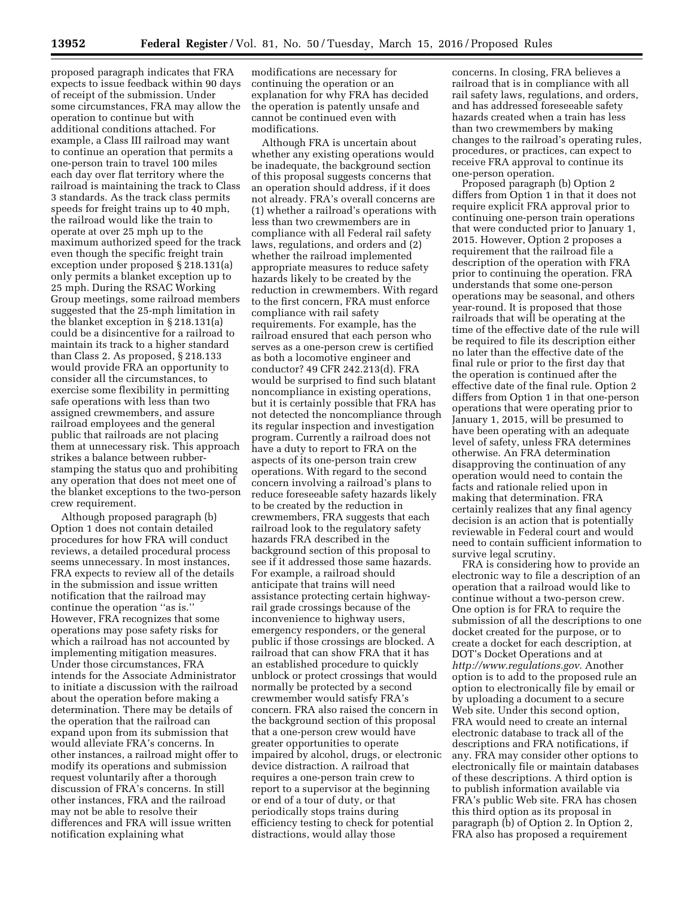proposed paragraph indicates that FRA expects to issue feedback within 90 days of receipt of the submission. Under some circumstances, FRA may allow the operation to continue but with additional conditions attached. For example, a Class III railroad may want to continue an operation that permits a one-person train to travel 100 miles each day over flat territory where the railroad is maintaining the track to Class 3 standards. As the track class permits speeds for freight trains up to 40 mph, the railroad would like the train to operate at over 25 mph up to the maximum authorized speed for the track even though the specific freight train exception under proposed § 218.131(a) only permits a blanket exception up to 25 mph. During the RSAC Working Group meetings, some railroad members suggested that the 25-mph limitation in the blanket exception in § 218.131(a) could be a disincentive for a railroad to maintain its track to a higher standard than Class 2. As proposed, § 218.133 would provide FRA an opportunity to consider all the circumstances, to exercise some flexibility in permitting safe operations with less than two assigned crewmembers, and assure railroad employees and the general public that railroads are not placing them at unnecessary risk. This approach strikes a balance between rubber-stamping the status quo and prohibiting any operation that does not meet one of the blanket exceptions to the two-person crew requirement.

Although proposed paragraph (b) Option 1 does not contain detailed procedures for how FRA will conduct reviews, a detailed procedural process seems unnecessary. In most instances, FRA expects to review all of the details in the submission and issue written notification that the railroad may continue the operation ''as is.'' However, FRA recognizes that some operations may pose safety risks for which a railroad has not accounted by implementing mitigation measures. Under those circumstances, FRA intends for the Associate Administrator to initiate a discussion with the railroad about the operation before making a determination. There may be details of the operation that the railroad can expand upon from its submission that would alleviate FRA's concerns. In other instances, a railroad might offer to modify its operations and submission request voluntarily after a thorough discussion of FRA's concerns. In still other instances, FRA and the railroad may not be able to resolve their differences and FRA will issue written notification explaining what modifications are necessary for continuing the operation or an explanation for why FRA has decided the operation is patently unsafe and cannot be continued even with modifications.

Although FRA is uncertain about whether any existing operations would be inadequate, the background section of this proposal suggests concerns that an operation should address, if it does not already. FRA's overall concerns are (1) whether a railroad's operations with less than two crewmembers are in compliance with all Federal rail safety laws, regulations, and orders and (2) whether the railroad implemented appropriate measures to reduce safety hazards likely to be created by the reduction in crewmembers. With regard to the first concern, FRA must enforce compliance with rail safety requirements. For example, has the railroad ensured that each person who serves as a one-person crew is certified as both a locomotive engineer and conductor? 49 CFR 242.213(d). FRA would be surprised to find such blatant noncompliance in existing operations, but it is certainly possible that FRA has not detected the noncompliance through its regular inspection and investigation program. Currently a railroad does not have a duty to report to FRA on the aspects of its one-person train crew operations. With regard to the second concern involving a railroad's plans to reduce foreseeable safety hazards likely to be created by the reduction in crewmembers, FRA suggests that each railroad look to the regulatory safety hazards FRA described in the background section of this proposal to see if it addressed those same hazards. For example, a railroad should anticipate that trains will need assistance protecting certain highway-rail grade crossings because of the inconvenience to highway users, emergency responders, or the general public if those crossings are blocked. A railroad that can show FRA that it has an established procedure to quickly unblock or protect crossings that would normally be protected by a second crewmember would satisfy FRA's concern. FRA also raised the concern in the background section of this proposal that a one-person crew would have greater opportunities to operate impaired by alcohol, drugs, or electronic device distraction. A railroad that requires a one-person train crew to report to a supervisor at the beginning or end of a tour of duty, or that periodically stops trains during efficiency testing to check for potential distractions, would allay those concerns. In closing, FRA believes a railroad that is in compliance with all rail safety laws, regulations, and orders, and has addressed foreseeable safety hazards created when a train has less than two crewmembers by making changes to the railroad's operating rules, procedures, or practices, can expect to receive FRA approval to continue its one-person operation.

Proposed paragraph (b) Option 2 differs from Option 1 in that it does not require explicit FRA approval prior to continuing one-person train operations that were conducted prior to January 1, 2015. However, Option 2 proposes a requirement that the railroad file a description of the operation with FRA prior to continuing the operation. FRA understands that some one-person operations may be seasonal, and others year-round. It is proposed that those railroads that will be operating at the time of the effective date of the rule will be required to file its description either no later than the effective date of the final rule or prior to the first day that the operation is continued after the effective date of the final rule. Option 2 differs from Option 1 in that one-person operations that were operating prior to January 1, 2015, will be presumed to have been operating with an adequate level of safety, unless FRA determines otherwise. An FRA determination disapproving the continuation of any operation would need to contain the facts and rationale relied upon in making that determination. FRA certainly realizes that any final agency decision is an action that is potentially reviewable in Federal court and would need to contain sufficient information to survive legal scrutiny.

FRA is considering how to provide an electronic way to file a description of an operation that a railroad would like to continue without a two-person crew. One option is for FRA to require the submission of all the descriptions to one docket created for the purpose, or to create a docket for each description, at DOT's Docket Operations and at *http://www.regulations.gov.* Another option is to add to the proposed rule an option to electronically file by email or by uploading a document to a secure Web site. Under this second option, FRA would need to create an internal electronic database to track all of the descriptions and FRA notifications, if any. FRA may consider other options to electronically file or maintain databases of these descriptions. A third option is to publish information available via FRA's public Web site. FRA has chosen this third option as its proposal in paragraph (b) of Option 2. In Option 2, FRA also has proposed a requirement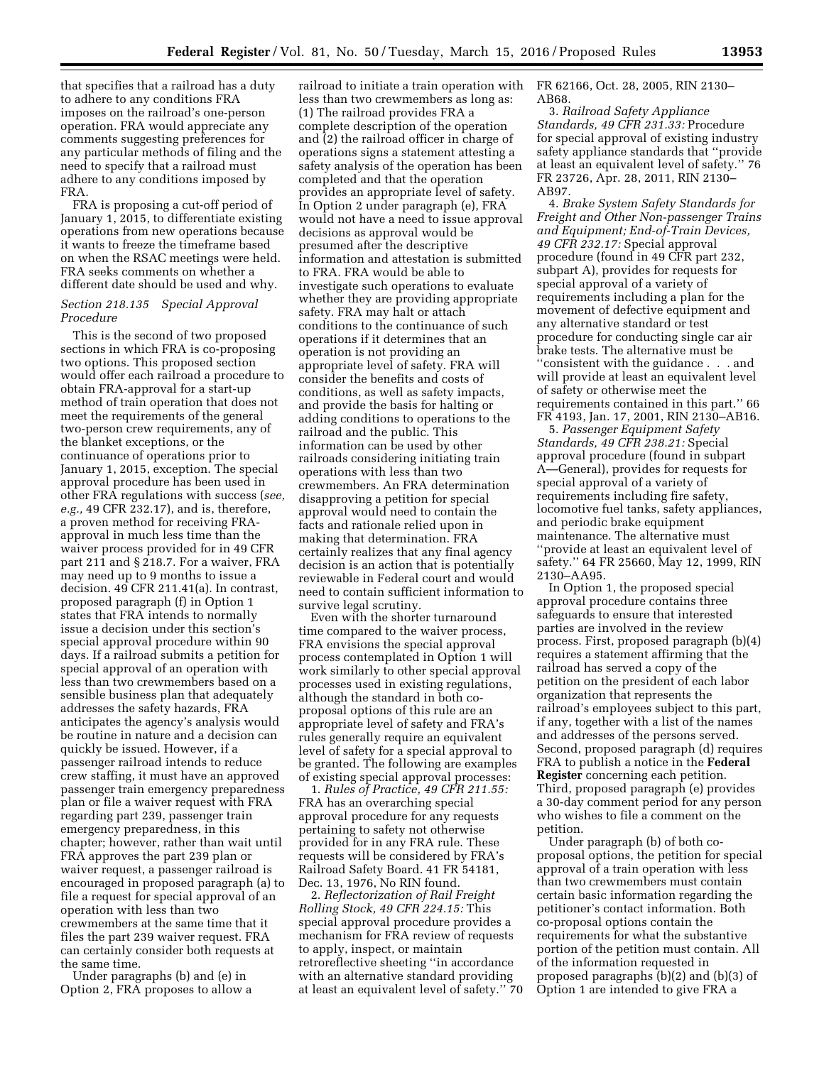that specifies that a railroad has a duty to adhere to any conditions FRA imposes on the railroad's one-person operation. FRA would appreciate any comments suggesting preferences for any particular methods of filing and the need to specify that a railroad must adhere to any conditions imposed by FRA.

FRA is proposing a cut-off period of January 1, 2015, to differentiate existing operations from new operations because it wants to freeze the timeframe based on when the RSAC meetings were held. FRA seeks comments on whether a different date should be used and why.

### *Section 218.135 Special Approval Procedure*

This is the second of two proposed sections in which FRA is co-proposing two options. This proposed section would offer each railroad a procedure to obtain FRA-approval for a start-up method of train operation that does not meet the requirements of the general two-person crew requirements, any of the blanket exceptions, or the continuance of operations prior to January 1, 2015, exception. The special approval procedure has been used in other FRA regulations with success (*see, e.g.,* 49 CFR 232.17), and is, therefore, a proven method for receiving FRA-approval in much less time than the waiver process provided for in 49 CFR part 211 and § 218.7. For a waiver, FRA may need up to 9 months to issue a decision. 49 CFR 211.41(a). In contrast, proposed paragraph (f) in Option 1 states that FRA intends to normally issue a decision under this section's special approval procedure within 90 days. If a railroad submits a petition for special approval of an operation with less than two crewmembers based on a sensible business plan that adequately addresses the safety hazards, FRA anticipates the agency's analysis would be routine in nature and a decision can quickly be issued. However, if a passenger railroad intends to reduce crew staffing, it must have an approved passenger train emergency preparedness plan or file a waiver request with FRA regarding part 239, passenger train emergency preparedness, in this chapter; however, rather than wait until FRA approves the part 239 plan or waiver request, a passenger railroad is encouraged in proposed paragraph (a) to file a request for special approval of an operation with less than two crewmembers at the same time that it files the part 239 waiver request. FRA can certainly consider both requests at the same time.

Under paragraphs (b) and (e) in Option 2, FRA proposes to allow a railroad to initiate a train operation with less than two crewmembers as long as: (1) The railroad provides FRA a complete description of the operation and (2) the railroad officer in charge of operations signs a statement attesting a safety analysis of the operation has been completed and that the operation provides an appropriate level of safety. In Option 2 under paragraph (e), FRA would not have a need to issue approval decisions as approval would be presumed after the descriptive information and attestation is submitted to FRA. FRA would be able to investigate such operations to evaluate whether they are providing appropriate safety. FRA may halt or attach conditions to the continuance of such operations if it determines that an operation is not providing an appropriate level of safety. FRA will consider the benefits and costs of conditions, as well as safety impacts, and provide the basis for halting or adding conditions to operations to the railroad and the public. This information can be used by other railroads considering initiating train operations with less than two crewmembers. An FRA determination disapproving a petition for special approval would need to contain the facts and rationale relied upon in making that determination. FRA certainly realizes that any final agency decision is an action that is potentially reviewable in Federal court and would need to contain sufficient information to survive legal scrutiny.

Even with the shorter turnaround time compared to the waiver process, FRA envisions the special approval process contemplated in Option 1 will work similarly to other special approval processes used in existing regulations, although the standard in both co-proposal options of this rule are an appropriate level of safety and FRA's rules generally require an equivalent level of safety for a special approval to be granted. The following are examples of existing special approval processes:

1. *Rules of Practice, 49 CFR 211.55:* FRA has an overarching special approval procedure for any requests pertaining to safety not otherwise provided for in any FRA rule. These requests will be considered by FRA's Railroad Safety Board. 41 FR 54181, Dec. 13, 1976, No RIN found.

2. *Reflectorization of Rail Freight Rolling Stock, 49 CFR 224.15:* This special approval procedure provides a mechanism for FRA review of requests to apply, inspect, or maintain retroreflective sheeting ''in accordance with an alternative standard providing at least an equivalent level of safety.'' 70 FR 62166, Oct. 28, 2005, RIN 2130–AB68.

3. *Railroad Safety Appliance Standards, 49 CFR 231.33:* Procedure for special approval of existing industry safety appliance standards that ''provide at least an equivalent level of safety.'' 76 FR 23726, Apr. 28, 2011, RIN 2130–AB97.

4. *Brake System Safety Standards for Freight and Other Non-passenger Trains and Equipment; End-of-Train Devices, 49 CFR 232.17:* Special approval procedure (found in 49 CFR part 232, subpart A), provides for requests for special approval of a variety of requirements including a plan for the movement of defective equipment and any alternative standard or test procedure for conducting single car air brake tests. The alternative must be ''consistent with the guidance . . . and will provide at least an equivalent level of safety or otherwise meet the requirements contained in this part.'' 66 FR 4193, Jan. 17, 2001, RIN 2130–AB16.

5. *Passenger Equipment Safety Standards, 49 CFR 238.21:* Special approval procedure (found in subpart A—General), provides for requests for special approval of a variety of requirements including fire safety, locomotive fuel tanks, safety appliances, and periodic brake equipment maintenance. The alternative must ''provide at least an equivalent level of safety.'' 64 FR 25660, May 12, 1999, RIN 2130–AA95.

In Option 1, the proposed special approval procedure contains three safeguards to ensure that interested parties are involved in the review process. First, proposed paragraph (b)(4) requires a statement affirming that the railroad has served a copy of the petition on the president of each labor organization that represents the railroad's employees subject to this part, if any, together with a list of the names and addresses of the persons served. Second, proposed paragraph (d) requires FRA to publish a notice in the **Federal Register** concerning each petition. Third, proposed paragraph (e) provides a 30-day comment period for any person who wishes to file a comment on the petition.

Under paragraph (b) of both co-proposal options, the petition for special approval of a train operation with less than two crewmembers must contain certain basic information regarding the petitioner's contact information. Both co-proposal options contain the requirements for what the substantive portion of the petition must contain. All of the information requested in proposed paragraphs (b)(2) and (b)(3) of Option 1 are intended to give FRA a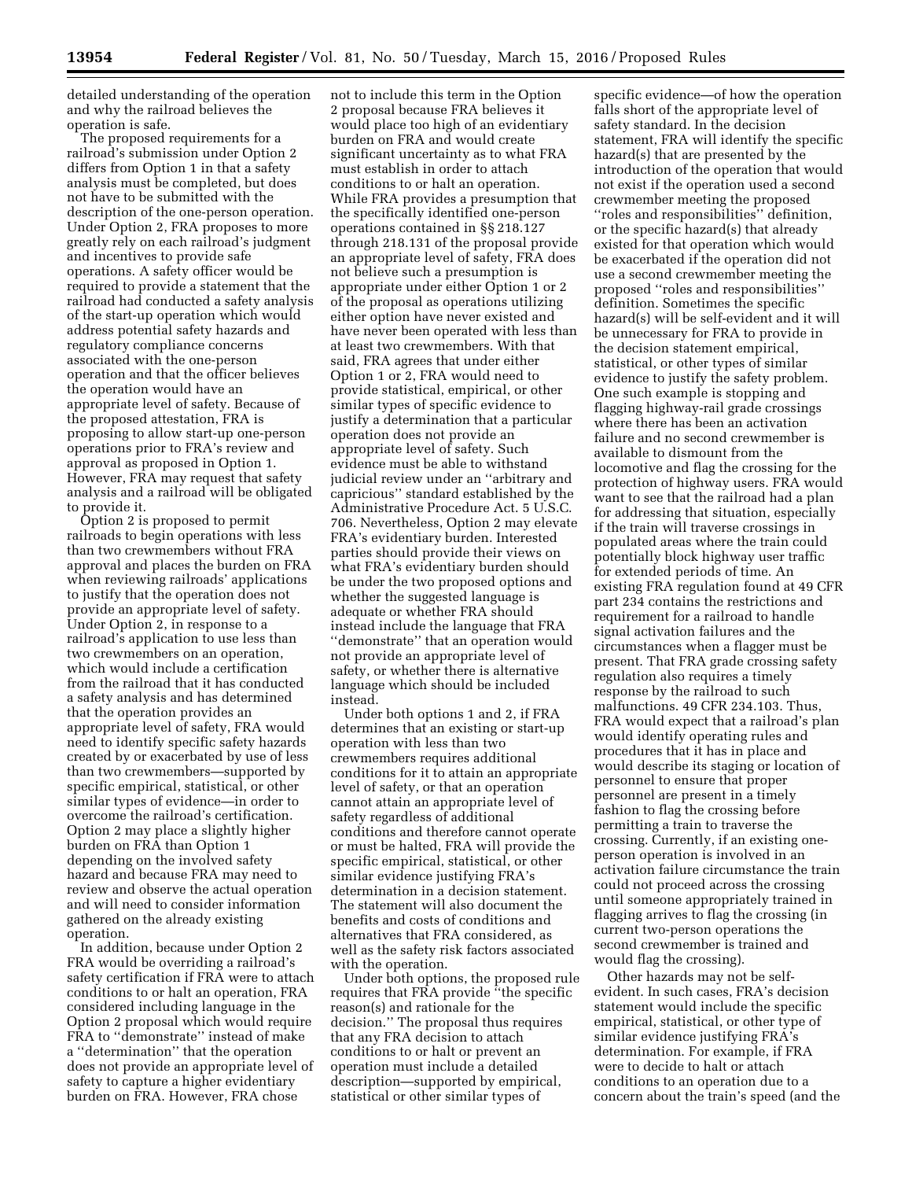detailed understanding of the operation and why the railroad believes the operation is safe.

The proposed requirements for a railroad's submission under Option 2 differs from Option 1 in that a safety analysis must be completed, but does not have to be submitted with the description of the one-person operation. Under Option 2, FRA proposes to more greatly rely on each railroad's judgment and incentives to provide safe operations. A safety officer would be required to provide a statement that the railroad had conducted a safety analysis of the start-up operation which would address potential safety hazards and regulatory compliance concerns associated with the one-person operation and that the officer believes the operation would have an appropriate level of safety. Because of the proposed attestation, FRA is proposing to allow start-up one-person operations prior to FRA's review and approval as proposed in Option 1. However, FRA may request that safety analysis and a railroad will be obligated to provide it.

Option 2 is proposed to permit railroads to begin operations with less than two crewmembers without FRA approval and places the burden on FRA when reviewing railroads' applications to justify that the operation does not provide an appropriate level of safety. Under Option 2, in response to a railroad's application to use less than two crewmembers on an operation, which would include a certification from the railroad that it has conducted a safety analysis and has determined that the operation provides an appropriate level of safety, FRA would need to identify specific safety hazards created by or exacerbated by use of less than two crewmembers—supported by specific empirical, statistical, or other similar types of evidence—in order to overcome the railroad's certification. Option 2 may place a slightly higher burden on FRA than Option 1 depending on the involved safety hazard and because FRA may need to review and observe the actual operation and will need to consider information gathered on the already existing operation.

In addition, because under Option 2 FRA would be overriding a railroad's safety certification if FRA were to attach conditions to or halt an operation, FRA considered including language in the Option 2 proposal which would require FRA to ''demonstrate'' instead of make a ''determination'' that the operation does not provide an appropriate level of safety to capture a higher evidentiary burden on FRA. However, FRA chose not to include this term in the Option 2 proposal because FRA believes it would place too high of an evidentiary burden on FRA and would create significant uncertainty as to what FRA must establish in order to attach conditions to or halt an operation. While FRA provides a presumption that the specifically identified one-person operations contained in §§ 218.127 through 218.131 of the proposal provide an appropriate level of safety, FRA does not believe such a presumption is appropriate under either Option 1 or 2 of the proposal as operations utilizing either option have never existed and have never been operated with less than at least two crewmembers. With that said, FRA agrees that under either Option 1 or 2, FRA would need to provide statistical, empirical, or other similar types of specific evidence to justify a determination that a particular operation does not provide an appropriate level of safety. Such evidence must be able to withstand judicial review under an ''arbitrary and capricious'' standard established by the Administrative Procedure Act. 5 U.S.C. 706. Nevertheless, Option 2 may elevate FRA's evidentiary burden. Interested parties should provide their views on what FRA's evidentiary burden should be under the two proposed options and whether the suggested language is adequate or whether FRA should instead include the language that FRA ''demonstrate'' that an operation would not provide an appropriate level of safety, or whether there is alternative language which should be included instead.

Under both options 1 and 2, if FRA determines that an existing or start-up operation with less than two crewmembers requires additional conditions for it to attain an appropriate level of safety, or that an operation cannot attain an appropriate level of safety regardless of additional conditions and therefore cannot operate or must be halted, FRA will provide the specific empirical, statistical, or other similar evidence justifying FRA's determination in a decision statement. The statement will also document the benefits and costs of conditions and alternatives that FRA considered, as well as the safety risk factors associated with the operation.

Under both options, the proposed rule requires that FRA provide ''the specific reason(s) and rationale for the decision.'' The proposal thus requires that any FRA decision to attach conditions to or halt or prevent an operation must include a detailed description—supported by empirical, statistical or other similar types of specific evidence—of how the operation falls short of the appropriate level of safety standard. In the decision statement, FRA will identify the specific hazard(s) that are presented by the introduction of the operation that would not exist if the operation used a second crewmember meeting the proposed ''roles and responsibilities'' definition, or the specific hazard(s) that already existed for that operation which would be exacerbated if the operation did not use a second crewmember meeting the proposed ''roles and responsibilities'' definition. Sometimes the specific hazard(s) will be self-evident and it will be unnecessary for FRA to provide in the decision statement empirical, statistical, or other types of similar evidence to justify the safety problem. One such example is stopping and flagging highway-rail grade crossings where there has been an activation failure and no second crewmember is available to dismount from the locomotive and flag the crossing for the protection of highway users. FRA would want to see that the railroad had a plan for addressing that situation, especially if the train will traverse crossings in populated areas where the train could potentially block highway user traffic for extended periods of time. An existing FRA regulation found at 49 CFR part 234 contains the restrictions and requirement for a railroad to handle signal activation failures and the circumstances when a flagger must be present. That FRA grade crossing safety regulation also requires a timely response by the railroad to such malfunctions. 49 CFR 234.103. Thus, FRA would expect that a railroad's plan would identify operating rules and procedures that it has in place and would describe its staging or location of personnel to ensure that proper personnel are present in a timely fashion to flag the crossing before permitting a train to traverse the crossing. Currently, if an existing one-person operation is involved in an activation failure circumstance the train could not proceed across the crossing until someone appropriately trained in flagging arrives to flag the crossing (in current two-person operations the second crewmember is trained and would flag the crossing).

Other hazards may not be self-evident. In such cases, FRA's decision statement would include the specific empirical, statistical, or other type of similar evidence justifying FRA's determination. For example, if FRA were to decide to halt or attach conditions to an operation due to a concern about the train's speed (and the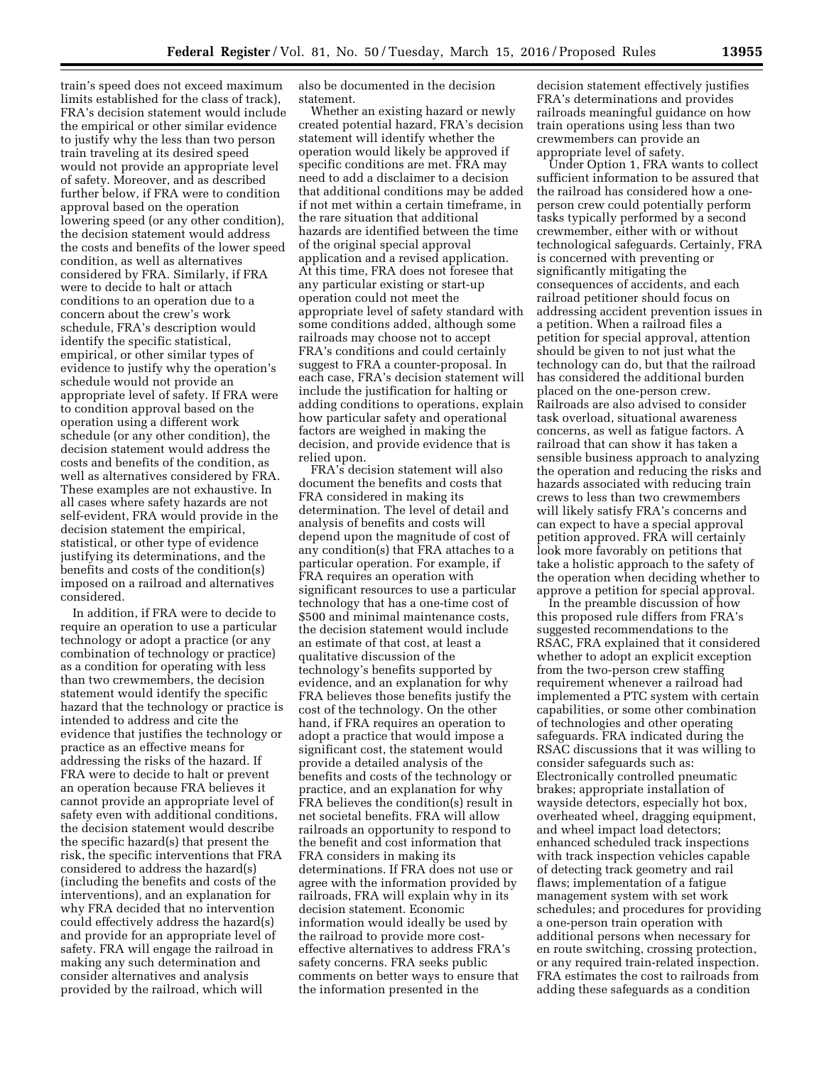train's speed does not exceed maximum limits established for the class of track), FRA's decision statement would include the empirical or other similar evidence to justify why the less than two person train traveling at its desired speed would not provide an appropriate level of safety. Moreover, and as described further below, if FRA were to condition approval based on the operation lowering speed (or any other condition), the decision statement would address the costs and benefits of the lower speed condition, as well as alternatives considered by FRA. Similarly, if FRA were to decide to halt or attach conditions to an operation due to a concern about the crew's work schedule, FRA's description would identify the specific statistical, empirical, or other similar types of evidence to justify why the operation's schedule would not provide an appropriate level of safety. If FRA were to condition approval based on the operation using a different work schedule (or any other condition), the decision statement would address the costs and benefits of the condition, as well as alternatives considered by FRA. These examples are not exhaustive. In all cases where safety hazards are not self-evident, FRA would provide in the decision statement the empirical, statistical, or other type of evidence justifying its determinations, and the benefits and costs of the condition(s) imposed on a railroad and alternatives considered.

In addition, if FRA were to decide to require an operation to use a particular technology or adopt a practice (or any combination of technology or practice) as a condition for operating with less than two crewmembers, the decision statement would identify the specific hazard that the technology or practice is intended to address and cite the evidence that justifies the technology or practice as an effective means for addressing the risks of the hazard. If FRA were to decide to halt or prevent an operation because FRA believes it cannot provide an appropriate level of safety even with additional conditions, the decision statement would describe the specific hazard(s) that present the risk, the specific interventions that FRA considered to address the hazard(s) (including the benefits and costs of the interventions), and an explanation for why FRA decided that no intervention could effectively address the hazard(s) and provide for an appropriate level of safety. FRA will engage the railroad in making any such determination and consider alternatives and analysis provided by the railroad, which will also be documented in the decision statement.

Whether an existing hazard or newly created potential hazard, FRA's decision statement will identify whether the operation would likely be approved if specific conditions are met. FRA may need to add a disclaimer to a decision that additional conditions may be added if not met within a certain timeframe, in the rare situation that additional hazards are identified between the time of the original special approval application and a revised application. At this time, FRA does not foresee that any particular existing or start-up operation could not meet the appropriate level of safety standard with some conditions added, although some railroads may choose not to accept FRA's conditions and could certainly suggest to FRA a counter-proposal. In each case, FRA's decision statement will include the justification for halting or adding conditions to operations, explain how particular safety and operational factors are weighed in making the decision, and provide evidence that is relied upon.

FRA's decision statement will also document the benefits and costs that FRA considered in making its determination. The level of detail and analysis of benefits and costs will depend upon the magnitude of cost of any condition(s) that FRA attaches to a particular operation. For example, if FRA requires an operation with significant resources to use a particular technology that has a one-time cost of $500 and minimal maintenance costs, the decision statement would include an estimate of that cost, at least a qualitative discussion of the technology's benefits supported by evidence, and an explanation for why FRA believes those benefits justify the cost of the technology. On the other hand, if FRA requires an operation to adopt a practice that would impose a significant cost, the statement would provide a detailed analysis of the benefits and costs of the technology or practice, and an explanation for why FRA believes the condition(s) result in net societal benefits. FRA will allow railroads an opportunity to respond to the benefit and cost information that FRA considers in making its determinations. If FRA does not use or agree with the information provided by railroads, FRA will explain why in its decision statement. Economic information would ideally be used by the railroad to provide more cost-effective alternatives to address FRA's safety concerns. FRA seeks public comments on better ways to ensure that the information presented in the decision statement effectively justifies FRA's determinations and provides railroads meaningful guidance on how train operations using less than two crewmembers can provide an appropriate level of safety.

Under Option 1, FRA wants to collect sufficient information to be assured that the railroad has considered how a one-person crew could potentially perform tasks typically performed by a second crewmember, either with or without technological safeguards. Certainly, FRA is concerned with preventing or significantly mitigating the consequences of accidents, and each railroad petitioner should focus on addressing accident prevention issues in a petition. When a railroad files a petition for special approval, attention should be given to not just what the technology can do, but that the railroad has considered the additional burden placed on the one-person crew. Railroads are also advised to consider task overload, situational awareness concerns, as well as fatigue factors. A railroad that can show it has taken a sensible business approach to analyzing the operation and reducing the risks and hazards associated with reducing train crews to less than two crewmembers will likely satisfy FRA's concerns and can expect to have a special approval petition approved. FRA will certainly look more favorably on petitions that take a holistic approach to the safety of the operation when deciding whether to approve a petition for special approval.

In the preamble discussion of how this proposed rule differs from FRA's suggested recommendations to the RSAC, FRA explained that it considered whether to adopt an explicit exception from the two-person crew staffing requirement whenever a railroad had implemented a PTC system with certain capabilities, or some other combination of technologies and other operating safeguards. FRA indicated during the RSAC discussions that it was willing to consider safeguards such as: Electronically controlled pneumatic brakes; appropriate installation of wayside detectors, especially hot box, overheated wheel, dragging equipment, and wheel impact load detectors; enhanced scheduled track inspections with track inspection vehicles capable of detecting track geometry and rail flaws; implementation of a fatigue management system with set work schedules; and procedures for providing a one-person train operation with additional persons when necessary for en route switching, crossing protection, or any required train-related inspection. FRA estimates the cost to railroads from adding these safeguards as a condition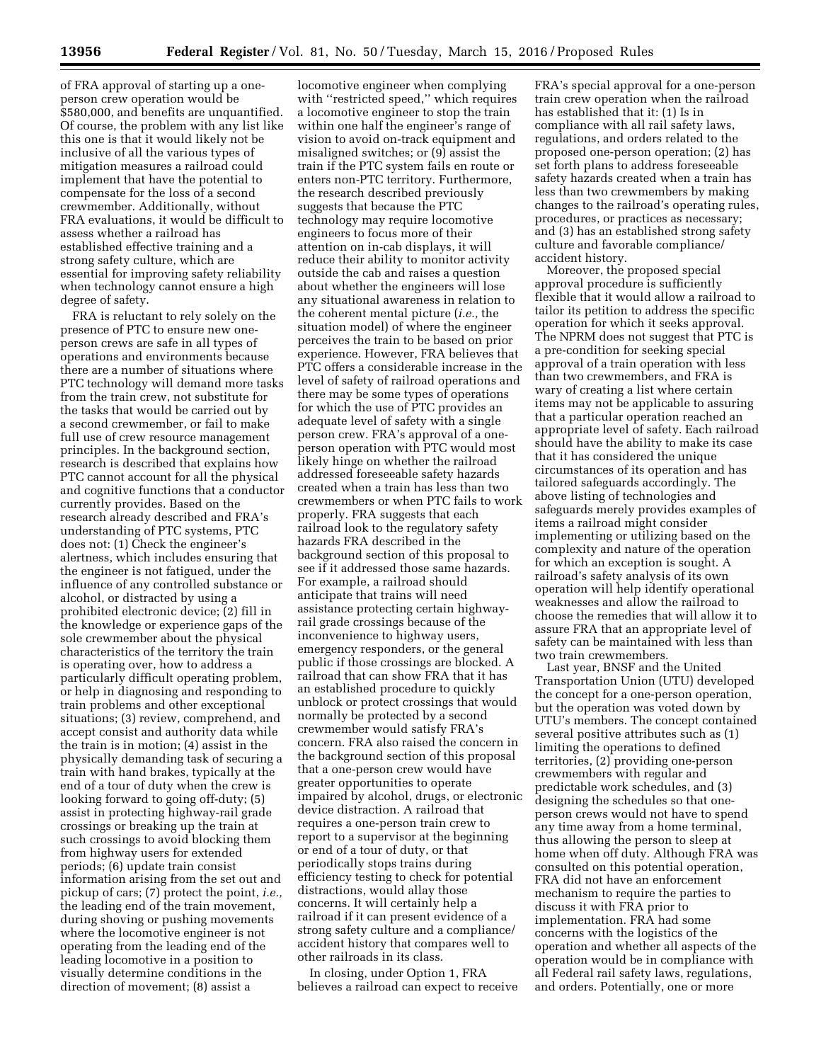of FRA approval of starting up a one-person crew operation would be $580,000, and benefits are unquantified. Of course, the problem with any list like this one is that it would likely not be inclusive of all the various types of mitigation measures a railroad could implement that have the potential to compensate for the loss of a second crewmember. Additionally, without FRA evaluations, it would be difficult to assess whether a railroad has established effective training and a strong safety culture, which are essential for improving safety reliability when technology cannot ensure a high degree of safety.

FRA is reluctant to rely solely on the presence of PTC to ensure new one-person crews are safe in all types of operations and environments because there are a number of situations where PTC technology will demand more tasks from the train crew, not substitute for the tasks that would be carried out by a second crewmember, or fail to make full use of crew resource management principles. In the background section, research is described that explains how PTC cannot account for all the physical and cognitive functions that a conductor currently provides. Based on the research already described and FRA's understanding of PTC systems, PTC does not: (1) Check the engineer's alertness, which includes ensuring that the engineer is not fatigued, under the influence of any controlled substance or alcohol, or distracted by using a prohibited electronic device; (2) fill in the knowledge or experience gaps of the sole crewmember about the physical characteristics of the territory the train is operating over, how to address a particularly difficult operating problem, or help in diagnosing and responding to train problems and other exceptional situations; (3) review, comprehend, and accept consist and authority data while the train is in motion; (4) assist in the physically demanding task of securing a train with hand brakes, typically at the end of a tour of duty when the crew is looking forward to going off-duty; (5) assist in protecting highway-rail grade crossings or breaking up the train at such crossings to avoid blocking them from highway users for extended periods; (6) update train consist information arising from the set out and pickup of cars; (7) protect the point, *i.e.,* the leading end of the train movement, during shoving or pushing movements where the locomotive engineer is not operating from the leading end of the leading locomotive in a position to visually determine conditions in the direction of movement; (8) assist a locomotive engineer when complying with "restricted speed," which requires a locomotive engineer to stop the train within one half the engineer's range of vision to avoid on-track equipment and misaligned switches; or (9) assist the train if the PTC system fails en route or enters non-PTC territory. Furthermore, the research described previously suggests that because the PTC technology may require locomotive engineers to focus more of their attention on in-cab displays, it will reduce their ability to monitor activity outside the cab and raises a question about whether the engineers will lose any situational awareness in relation to the coherent mental picture (*i.e.,* the situation model) of where the engineer perceives the train to be based on prior experience. However, FRA believes that PTC offers a considerable increase in the level of safety of railroad operations and there may be some types of operations for which the use of PTC provides an adequate level of safety with a single person crew. FRA's approval of a one-person operation with PTC would most likely hinge on whether the railroad addressed foreseeable safety hazards created when a train has less than two crewmembers or when PTC fails to work properly. FRA suggests that each railroad look to the regulatory safety hazards FRA described in the background section of this proposal to see if it addressed those same hazards. For example, a railroad should anticipate that trains will need assistance protecting certain highway-rail grade crossings because of the inconvenience to highway users, emergency responders, or the general public if those crossings are blocked. A railroad that can show FRA that it has an established procedure to quickly unblock or protect crossings that would normally be protected by a second crewmember would satisfy FRA's concern. FRA also raised the concern in the background section of this proposal that a one-person crew would have greater opportunities to operate impaired by alcohol, drugs, or electronic device distraction. A railroad that requires a one-person train crew to report to a supervisor at the beginning or end of a tour of duty, or that periodically stops trains during efficiency testing to check for potential distractions, would allay those concerns. It will certainly help a railroad if it can present evidence of a strong safety culture and a compliance/accident history that compares well to other railroads in its class.

In closing, under Option 1, FRA believes a railroad can expect to receive FRA's special approval for a one-person train crew operation when the railroad has established that it: (1) Is in compliance with all rail safety laws, regulations, and orders related to the proposed one-person operation; (2) has set forth plans to address foreseeable safety hazards created when a train has less than two crewmembers by making changes to the railroad's operating rules, procedures, or practices as necessary; and (3) has an established strong safety culture and favorable compliance/accident history.

Moreover, the proposed special approval procedure is sufficiently flexible that it would allow a railroad to tailor its petition to address the specific operation for which it seeks approval. The NPRM does not suggest that PTC is a pre-condition for seeking special approval of a train operation with less than two crewmembers, and FRA is wary of creating a list where certain items may not be applicable to assuring that a particular operation reached an appropriate level of safety. Each railroad should have the ability to make its case that it has considered the unique circumstances of its operation and has tailored safeguards accordingly. The above listing of technologies and safeguards merely provides examples of items a railroad might consider implementing or utilizing based on the complexity and nature of the operation for which an exception is sought. A railroad's safety analysis of its own operation will help identify operational weaknesses and allow the railroad to choose the remedies that will allow it to assure FRA that an appropriate level of safety can be maintained with less than two train crewmembers.

Last year, BNSF and the United Transportation Union (UTU) developed the concept for a one-person operation, but the operation was voted down by UTU's members. The concept contained several positive attributes such as (1) limiting the operations to defined territories, (2) providing one-person crewmembers with regular and predictable work schedules, and (3) designing the schedules so that one-person crews would not have to spend any time away from a home terminal, thus allowing the person to sleep at home when off duty. Although FRA was consulted on this potential operation, FRA did not have an enforcement mechanism to require the parties to discuss it with FRA prior to implementation. FRA had some concerns with the logistics of the operation and whether all aspects of the operation would be in compliance with all Federal rail safety laws, regulations, and orders. Potentially, one or more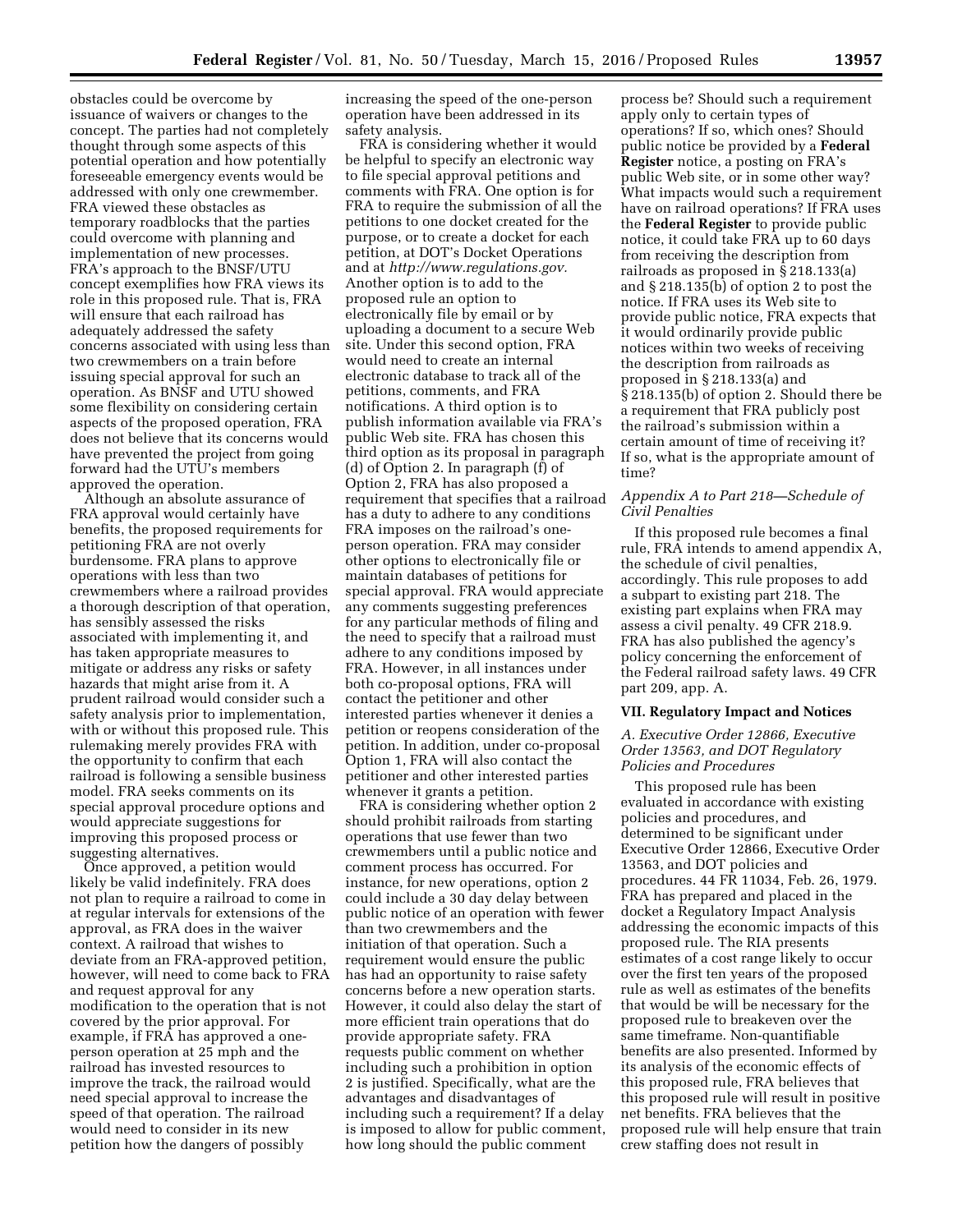obstacles could be overcome by issuance of waivers or changes to the concept. The parties had not completely thought through some aspects of this potential operation and how potentially foreseeable emergency events would be addressed with only one crewmember. FRA viewed these obstacles as temporary roadblocks that the parties could overcome with planning and implementation of new processes. FRA's approach to the BNSF/UTU concept exemplifies how FRA views its role in this proposed rule. That is, FRA will ensure that each railroad has adequately addressed the safety concerns associated with using less than two crewmembers on a train before issuing special approval for such an operation. As BNSF and UTU showed some flexibility on considering certain aspects of the proposed operation, FRA does not believe that its concerns would have prevented the project from going forward had the UTU's members approved the operation.

Although an absolute assurance of FRA approval would certainly have benefits, the proposed requirements for petitioning FRA are not overly burdensome. FRA plans to approve operations with less than two crewmembers where a railroad provides a thorough description of that operation, has sensibly assessed the risks associated with implementing it, and has taken appropriate measures to mitigate or address any risks or safety hazards that might arise from it. A prudent railroad would consider such a safety analysis prior to implementation, with or without this proposed rule. This rulemaking merely provides FRA with the opportunity to confirm that each railroad is following a sensible business model. FRA seeks comments on its special approval procedure options and would appreciate suggestions for improving this proposed process or suggesting alternatives.

Once approved, a petition would likely be valid indefinitely. FRA does not plan to require a railroad to come in at regular intervals for extensions of the approval, as FRA does in the waiver context. A railroad that wishes to deviate from an FRA-approved petition, however, will need to come back to FRA and request approval for any modification to the operation that is not covered by the prior approval. For example, if FRA has approved a one-person operation at 25 mph and the railroad has invested resources to improve the track, the railroad would need special approval to increase the speed of that operation. The railroad would need to consider in its new petition how the dangers of possibly increasing the speed of the one-person operation have been addressed in its safety analysis.

FRA is considering whether it would be helpful to specify an electronic way to file special approval petitions and comments with FRA. One option is for FRA to require the submission of all the petitions to one docket created for the purpose, or to create a docket for each petition, at DOT's Docket Operations and at *http://www.regulations.gov.* Another option is to add to the proposed rule an option to electronically file by email or by uploading a document to a secure Web site. Under this second option, FRA would need to create an internal electronic database to track all of the petitions, comments, and FRA notifications. A third option is to publish information available via FRA's public Web site. FRA has chosen this third option as its proposal in paragraph (d) of Option 2. In paragraph (f) of Option 2, FRA has also proposed a requirement that specifies that a railroad has a duty to adhere to any conditions FRA imposes on the railroad's one-person operation. FRA may consider other options to electronically file or maintain databases of petitions for special approval. FRA would appreciate any comments suggesting preferences for any particular methods of filing and the need to specify that a railroad must adhere to any conditions imposed by FRA. However, in all instances under both co-proposal options, FRA will contact the petitioner and other interested parties whenever it denies a petition or reopens consideration of the petition. In addition, under co-proposal Option 1, FRA will also contact the petitioner and other interested parties whenever it grants a petition.

FRA is considering whether option 2 should prohibit railroads from starting operations that use fewer than two crewmembers until a public notice and comment process has occurred. For instance, for new operations, option 2 could include a 30 day delay between public notice of an operation with fewer than two crewmembers and the initiation of that operation. Such a requirement would ensure the public has had an opportunity to raise safety concerns before a new operation starts. However, it could also delay the start of more efficient train operations that do provide appropriate safety. FRA requests public comment on whether including such a prohibition in option 2 is justified. Specifically, what are the advantages and disadvantages of including such a requirement? If a delay is imposed to allow for public comment, how long should the public comment process be? Should such a requirement apply only to certain types of operations? If so, which ones? Should public notice be provided by a **Federal Register** notice, a posting on FRA's public Web site, or in some other way? What impacts would such a requirement have on railroad operations? If FRA uses the **Federal Register** to provide public notice, it could take FRA up to 60 days from receiving the description from railroads as proposed in § 218.133(a) and § 218.135(b) of option 2 to post the notice. If FRA uses its Web site to provide public notice, FRA expects that it would ordinarily provide public notices within two weeks of receiving the description from railroads as proposed in § 218.133(a) and § 218.135(b) of option 2. Should there be a requirement that FRA publicly post the railroad's submission within a certain amount of time of receiving it? If so, what is the appropriate amount of time?

### *Appendix A to Part 218—Schedule of Civil Penalties*

If this proposed rule becomes a final rule, FRA intends to amend appendix A, the schedule of civil penalties, accordingly. This rule proposes to add a subpart to existing part 218. The existing part explains when FRA may assess a civil penalty. 49 CFR 218.9. FRA has also published the agency's policy concerning the enforcement of the Federal railroad safety laws. 49 CFR part 209, app. A.

## VII. Regulatory Impact and Notices

### *A. Executive Order 12866, Executive Order 13563, and DOT Regulatory Policies and Procedures*

This proposed rule has been evaluated in accordance with existing policies and procedures, and determined to be significant under Executive Order 12866, Executive Order 13563, and DOT policies and procedures. 44 FR 11034, Feb. 26, 1979. FRA has prepared and placed in the docket a Regulatory Impact Analysis addressing the economic impacts of this proposed rule. The RIA presents estimates of a cost range likely to occur over the first ten years of the proposed rule as well as estimates of the benefits that would be will be necessary for the proposed rule to breakeven over the same timeframe. Non-quantifiable benefits are also presented. Informed by its analysis of the economic effects of this proposed rule, FRA believes that this proposed rule will result in positive net benefits. FRA believes that the proposed rule will help ensure that train crew staffing does not result in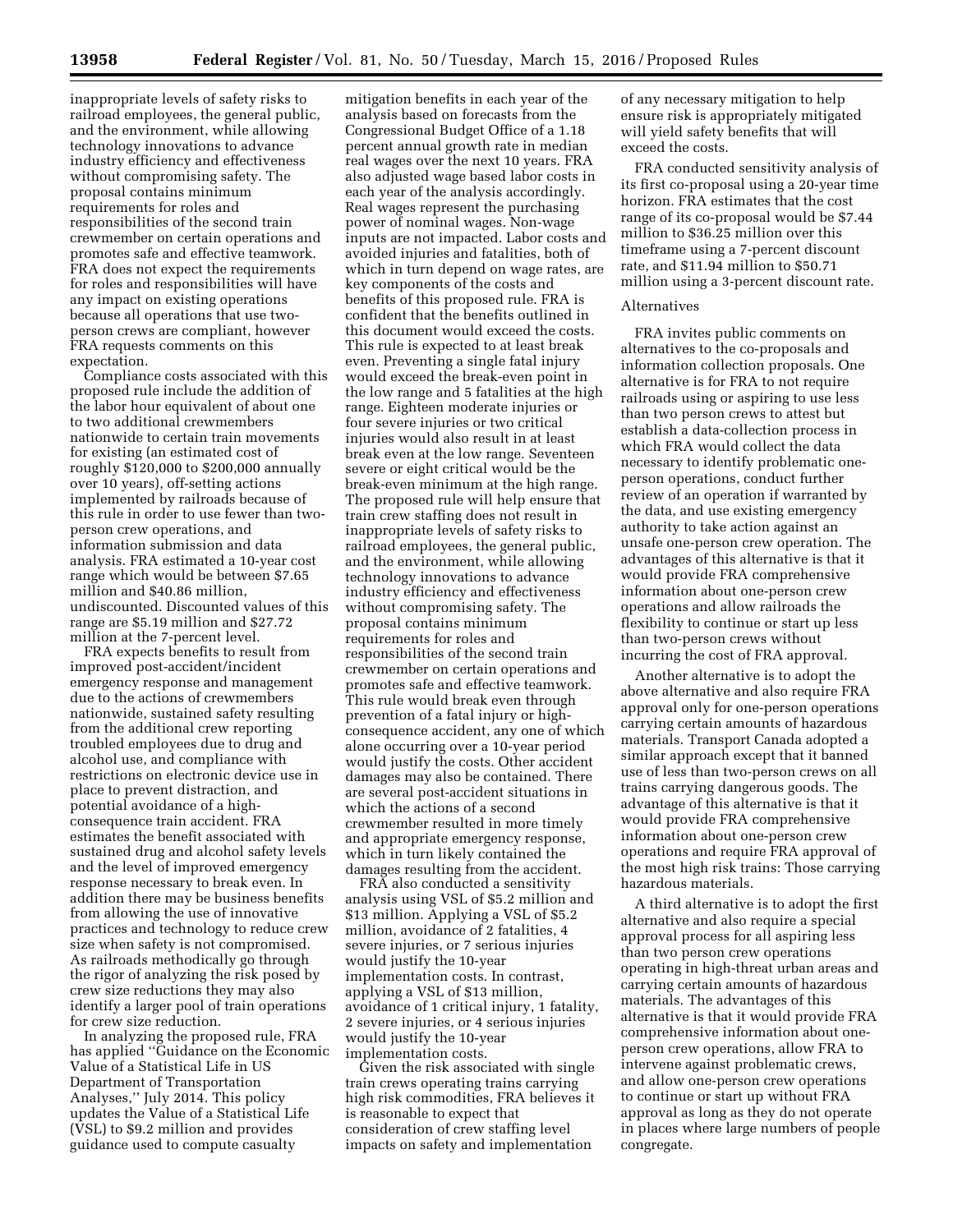inappropriate levels of safety risks to railroad employees, the general public, and the environment, while allowing technology innovations to advance industry efficiency and effectiveness without compromising safety. The proposal contains minimum requirements for roles and responsibilities of the second train crewmember on certain operations and promotes safe and effective teamwork. FRA does not expect the requirements for roles and responsibilities will have any impact on existing operations because all operations that use two-person crews are compliant, however FRA requests comments on this expectation.

Compliance costs associated with this proposed rule include the addition of the labor hour equivalent of about one to two additional crewmembers nationwide to certain train movements for existing (an estimated cost of roughly $120,000 to $200,000 annually over 10 years), off-setting actions implemented by railroads because of this rule in order to use fewer than two-person crew operations, and information submission and data analysis. FRA estimated a 10-year cost range which would be between $7.65 million and $40.86 million, undiscounted. Discounted values of this range are $5.19 million and $27.72 million at the 7-percent level.

FRA expects benefits to result from improved post-accident/incident emergency response and management due to the actions of crewmembers nationwide, sustained safety resulting from the additional crew reporting troubled employees due to drug and alcohol use, and compliance with restrictions on electronic device use in place to prevent distraction, and potential avoidance of a high-consequence train accident. FRA estimates the benefit associated with sustained drug and alcohol safety levels and the level of improved emergency response necessary to break even. In addition there may be business benefits from allowing the use of innovative practices and technology to reduce crew size when safety is not compromised. As railroads methodically go through the rigor of analyzing the risk posed by crew size reductions they may also identify a larger pool of train operations for crew size reduction.

In analyzing the proposed rule, FRA has applied "Guidance on the Economic Value of a Statistical Life in US Department of Transportation Analyses," July 2014. This policy updates the Value of a Statistical Life (VSL) to $9.2 million and provides guidance used to compute casualty mitigation benefits in each year of the analysis based on forecasts from the Congressional Budget Office of a 1.18 percent annual growth rate in median real wages over the next 10 years. FRA also adjusted wage based labor costs in each year of the analysis accordingly. Real wages represent the purchasing power of nominal wages. Non-wage inputs are not impacted. Labor costs and avoided injuries and fatalities, both of which in turn depend on wage rates, are key components of the costs and benefits of this proposed rule. FRA is confident that the benefits outlined in this document would exceed the costs. This rule is expected to at least break even. Preventing a single fatal injury would exceed the break-even point in the low range and 5 fatalities at the high range. Eighteen moderate injuries or four severe injuries or two critical injuries would also result in at least break even at the low range. Seventeen severe or eight critical would be the break-even minimum at the high range. The proposed rule will help ensure that train crew staffing does not result in inappropriate levels of safety risks to railroad employees, the general public, and the environment, while allowing technology innovations to advance industry efficiency and effectiveness without compromising safety. The proposal contains minimum requirements for roles and responsibilities of the second train crewmember on certain operations and promotes safe and effective teamwork. This rule would break even through prevention of a fatal injury or high-consequence accident, any one of which alone occurring over a 10-year period would justify the costs. Other accident damages may also be contained. There are several post-accident situations in which the actions of a second crewmember resulted in more timely and appropriate emergency response, which in turn likely contained the damages resulting from the accident.

FRA also conducted a sensitivity analysis using VSL of $5.2 million and $13 million. Applying a VSL of $5.2 million, avoidance of 2 fatalities, 4 severe injuries, or 7 serious injuries would justify the 10-year implementation costs. In contrast, applying a VSL of $13 million, avoidance of 1 critical injury, 1 fatality, 2 severe injuries, or 4 serious injuries would justify the 10-year implementation costs.

Given the risk associated with single train crews operating trains carrying high risk commodities, FRA believes it is reasonable to expect that consideration of crew staffing level impacts on safety and implementation of any necessary mitigation to help ensure risk is appropriately mitigated will yield safety benefits that will exceed the costs.

FRA conducted sensitivity analysis of its first co-proposal using a 20-year time horizon. FRA estimates that the cost range of its co-proposal would be $7.44 million to $36.25 million over this timeframe using a 7-percent discount rate, and $11.94 million to $50.71 million using a 3-percent discount rate.

Alternatives

FRA invites public comments on alternatives to the co-proposals and information collection proposals. One alternative is for FRA to not require railroads using or aspiring to use less than two person crews to attest but establish a data-collection process in which FRA would collect the data necessary to identify problematic one-person operations, conduct further review of an operation if warranted by the data, and use existing emergency authority to take action against an unsafe one-person crew operation. The advantages of this alternative is that it would provide FRA comprehensive information about one-person crew operations and allow railroads the flexibility to continue or start up less than two-person crews without incurring the cost of FRA approval.

Another alternative is to adopt the above alternative and also require FRA approval only for one-person operations carrying certain amounts of hazardous materials. Transport Canada adopted a similar approach except that it banned use of less than two-person crews on all trains carrying dangerous goods. The advantage of this alternative is that it would provide FRA comprehensive information about one-person crew operations and require FRA approval of the most high risk trains: Those carrying hazardous materials.

A third alternative is to adopt the first alternative and also require a special approval process for all aspiring less than two person crew operations operating in high-threat urban areas and carrying certain amounts of hazardous materials. The advantages of this alternative is that it would provide FRA comprehensive information about one-person crew operations, allow FRA to intervene against problematic crews, and allow one-person crew operations to continue or start up without FRA approval as long as they do not operate in places where large numbers of people congregate.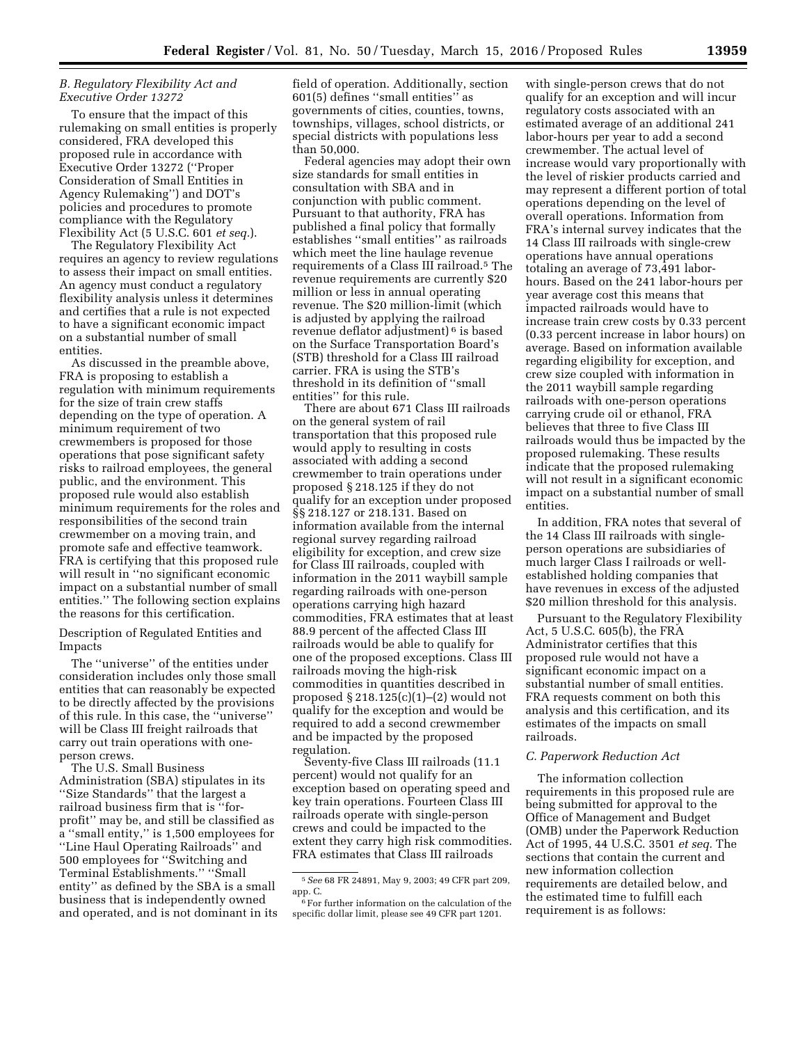### B. Regulatory Flexibility Act and Executive Order 13272

To ensure that the impact of this rulemaking on small entities is properly considered, FRA developed this proposed rule in accordance with Executive Order 13272 (''Proper Consideration of Small Entities in Agency Rulemaking'') and DOT's policies and procedures to promote compliance with the Regulatory Flexibility Act (5 U.S.C. 601 *et seq.*).

The Regulatory Flexibility Act requires an agency to review regulations to assess their impact on small entities. An agency must conduct a regulatory flexibility analysis unless it determines and certifies that a rule is not expected to have a significant economic impact on a substantial number of small entities.

As discussed in the preamble above, FRA is proposing to establish a regulation with minimum requirements for the size of train crew staffs depending on the type of operation. A minimum requirement of two crewmembers is proposed for those operations that pose significant safety risks to railroad employees, the general public, and the environment. This proposed rule would also establish minimum requirements for the roles and responsibilities of the second train crewmember on a moving train, and promote safe and effective teamwork. FRA is certifying that this proposed rule will result in ''no significant economic impact on a substantial number of small entities.'' The following section explains the reasons for this certification.

Description of Regulated Entities and Impacts

The ''universe'' of the entities under consideration includes only those small entities that can reasonably be expected to be directly affected by the provisions of this rule. In this case, the ''universe'' will be Class III freight railroads that carry out train operations with one-person crews.

The U.S. Small Business Administration (SBA) stipulates in its ''Size Standards'' that the largest a railroad business firm that is ''for-profit'' may be, and still be classified as a ''small entity,'' is 1,500 employees for ''Line Haul Operating Railroads'' and 500 employees for ''Switching and Terminal Establishments.'' ''Small entity'' as defined by the SBA is a small business that is independently owned and operated, and is not dominant in its field of operation. Additionally, section 601(5) defines ''small entities'' as governments of cities, counties, towns, townships, villages, school districts, or special districts with populations less than 50,000.

Federal agencies may adopt their own size standards for small entities in consultation with SBA and in conjunction with public comment. Pursuant to that authority, FRA has published a final policy that formally establishes ''small entities'' as railroads which meet the line haulage revenue requirements of a Class III railroad.[5] The revenue requirements are currently $20 million or less in annual operating revenue. The $20 million-limit (which is adjusted by applying the railroad revenue deflator adjustment)[6] is based on the Surface Transportation Board's (STB) threshold for a Class III railroad carrier. FRA is using the STB's threshold in its definition of ''small entities'' for this rule.

There are about 671 Class III railroads on the general system of rail transportation that this proposed rule would apply to resulting in costs associated with adding a second crewmember to train operations under proposed § 218.125 if they do not qualify for an exception under proposed §§ 218.127 or 218.131. Based on information available from the internal regional survey regarding railroad eligibility for exception, and crew size for Class III railroads, coupled with information in the 2011 waybill sample regarding railroads with one-person operations carrying high hazard commodities, FRA estimates that at least 88.9 percent of the affected Class III railroads would be able to qualify for one of the proposed exceptions. Class III railroads moving the high-risk commodities in quantities described in proposed § 218.125(c)(1)–(2) would not qualify for the exception and would be required to add a second crewmember and be impacted by the proposed regulation.

Seventy-five Class III railroads (11.1 percent) would not qualify for an exception based on operating speed and key train operations. Fourteen Class III railroads operate with single-person crews and could be impacted to the extent they carry high risk commodities. FRA estimates that Class III railroads with single-person crews that do not qualify for an exception and will incur regulatory costs associated with an estimated average of an additional 241 labor-hours per year to add a second crewmember. The actual level of increase would vary proportionally with the level of riskier products carried and may represent a different portion of total operations depending on the level of overall operations. Information from FRA's internal survey indicates that the 14 Class III railroads with single-crew operations have annual operations totaling an average of 73,491 labor-hours. Based on the 241 labor-hours per year average cost this means that impacted railroads would have to increase train crew costs by 0.33 percent (0.33 percent increase in labor hours) on average. Based on information available regarding eligibility for exception, and crew size coupled with information in the 2011 waybill sample regarding railroads with one-person operations carrying crude oil or ethanol, FRA believes that three to five Class III railroads would thus be impacted by the proposed rulemaking. These results indicate that the proposed rulemaking will not result in a significant economic impact on a substantial number of small entities.

In addition, FRA notes that several of the 14 Class III railroads with single-person operations are subsidiaries of much larger Class I railroads or well-established holding companies that have revenues in excess of the adjusted $20 million threshold for this analysis.

Pursuant to the Regulatory Flexibility Act, 5 U.S.C. 605(b), the FRA Administrator certifies that this proposed rule would not have a significant economic impact on a substantial number of small entities. FRA requests comment on both this analysis and this certification, and its estimates of the impacts on small railroads.

### C. Paperwork Reduction Act

The information collection requirements in this proposed rule are being submitted for approval to the Office of Management and Budget (OMB) under the Paperwork Reduction Act of 1995, 44 U.S.C. 3501 *et seq.* The sections that contain the current and new information collection requirements are detailed below, and the estimated time to fulfill each requirement is as follows:

---

[5] *See* 68 FR 24891, May 9, 2003; 49 CFR part 209, app. C.

[6] For further information on the calculation of the specific dollar limit, please see 49 CFR part 1201.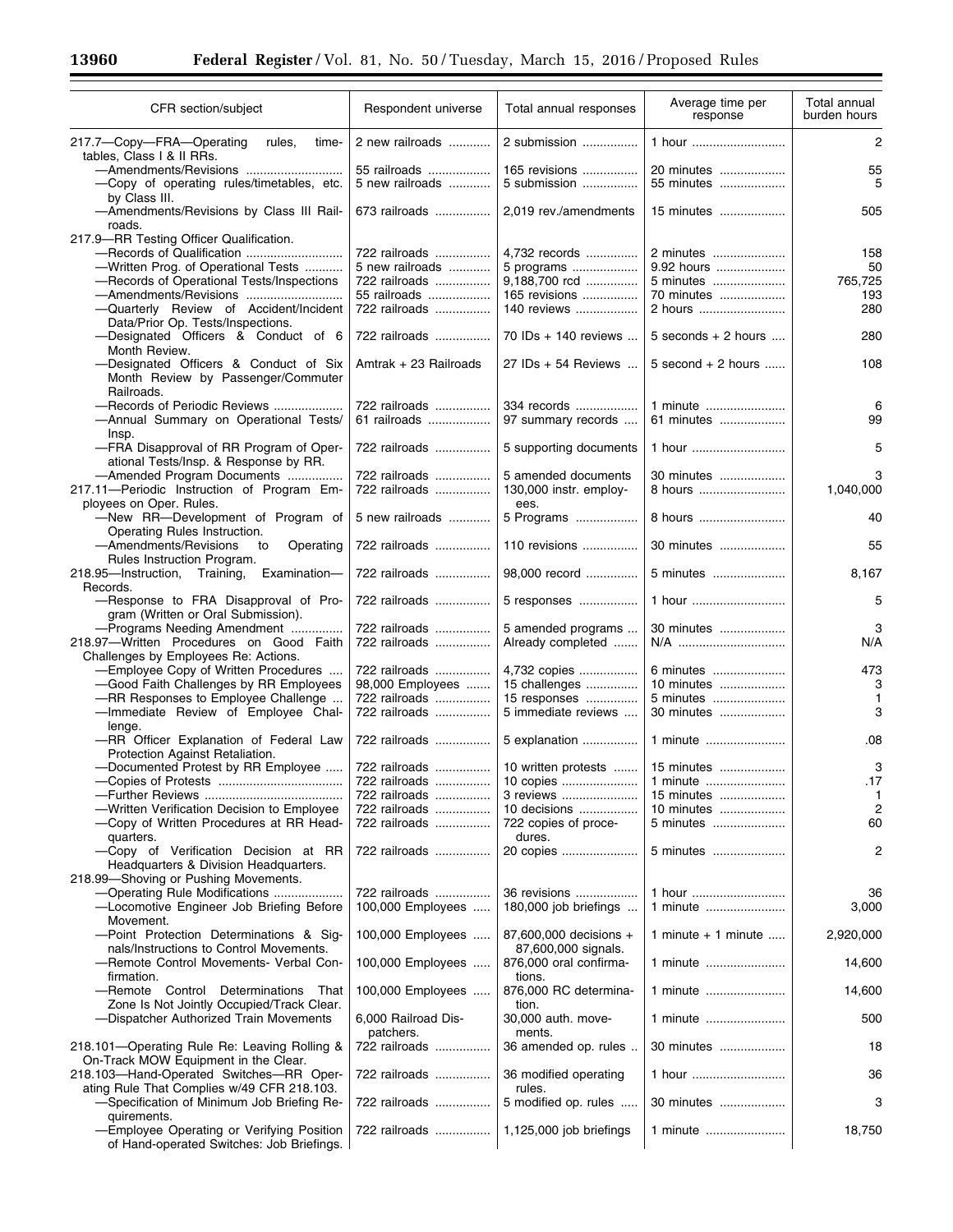| CFR section/subject | Respondent universe | Total annual responses | Average time per response | Total annual burden hours |
|---|---|---|---|---|
| 217.7—Copy—FRA—Operating rules, time-tables, Class I & II RRs. | 2 new railroads | 2 submission | 1 hour | 2 |
| —Amendments/Revisions | 55 railroads | 165 revisions | 20 minutes | 55 |
| —Copy of operating rules/timetables, etc. by Class III. | 5 new railroads | 5 submission | 55 minutes | 5 |
| —Amendments/Revisions by Class III Railroads. | 673 railroads | 2,019 rev./amendments | 15 minutes | 505 |
| 217.9—RR Testing Officer Qualification. | | | | |
| —Records of Qualification | 722 railroads | 4,732 records | 2 minutes | 158 |
| —Written Prog. of Operational Tests | 5 new railroads | 5 programs | 9.92 hours | 50 |
| —Records of Operational Tests/Inspections | 722 railroads | 9,188,700 rcd | 5 minutes | 765,725 |
| —Amendments/Revisions | 55 railroads | 165 revisions | 70 minutes | 193 |
| —Quarterly Review of Accident/Incident Data/Prior Op. Tests/Inspections. | 722 railroads | 140 reviews | 2 hours | 280 |
| —Designated Officers & Conduct of 6 Month Review. | 722 railroads | 70 IDs + 140 reviews | 5 seconds + 2 hours | 280 |
| —Designated Officers & Conduct of Six Month Review by Passenger/Commuter Railroads. | Amtrak + 23 Railroads | 27 IDs + 54 Reviews | 5 second + 2 hours | 108 |
| —Records of Periodic Reviews | 722 railroads | 334 records | 1 minute | 6 |
| —Annual Summary on Operational Tests/Insp. | 61 railroads | 97 summary records | 61 minutes | 99 |
| —FRA Disapproval of RR Program of Operational Tests/Insp. & Response by RR. | 722 railroads | 5 supporting documents | 1 hour | 5 |
| —Amended Program Documents | 722 railroads | 5 amended documents | 30 minutes | 3 |
| 217.11—Periodic Instruction of Program Employees on Oper. Rules. | 722 railroads | 130,000 instr. employees. | 8 hours | 1,040,000 |
| —New RR—Development of Program of Operating Rules Instruction. | 5 new railroads | 5 Programs | 8 hours | 40 |
| —Amendments/Revisions to Operating Rules Instruction Program. | 722 railroads | 110 revisions | 30 minutes | 55 |
| 218.95—Instruction, Training, Examination—Records. | 722 railroads | 98,000 record | 5 minutes | 8,167 |
| —Response to FRA Disapproval of Program (Written or Oral Submission). | 722 railroads | 5 responses | 1 hour | 5 |
| —Programs Needing Amendment | 722 railroads | 5 amended programs | 30 minutes | 3 |
| 218.97—Written Procedures on Good Faith Challenges by Employees Re: Actions. | 722 railroads | Already completed | N/A | N/A |
| —Employee Copy of Written Procedures | 722 railroads | 4,732 copies | 6 minutes | 473 |
| —Good Faith Challenges by RR Employees | 98,000 Employees | 15 challenges | 10 minutes | 3 |
| —RR Responses to Employee Challenge | 722 railroads | 15 responses | 5 minutes | 1 |
| —Immediate Review of Employee Challenge. | 722 railroads | 5 immediate reviews | 30 minutes | 3 |
| —RR Officer Explanation of Federal Law Protection Against Retaliation. | 722 railroads | 5 explanation | 1 minute | .08 |
| —Documented Protest by RR Employee | 722 railroads | 10 written protests | 15 minutes | 3 |
| —Copies of Protests | 722 railroads | 10 copies | 1 minute | .17 |
| —Further Reviews | 722 railroads | 3 reviews | 15 minutes | 1 |
| —Written Verification Decision to Employee | 722 railroads | 10 decisions | 10 minutes | 2 |
| —Copy of Written Procedures at RR Headquarters. | 722 railroads | 722 copies of procedures. | 5 minutes | 60 |
| —Copy of Verification Decision at RR Headquarters & Division Headquarters. | 722 railroads | 20 copies | 5 minutes | 2 |
| 218.99—Shoving or Pushing Movements. | | | | |
| —Operating Rule Modifications | 722 railroads | 36 revisions | 1 hour | 36 |
| —Locomotive Engineer Job Briefing Before Movement. | 100,000 Employees | 180,000 job briefings | 1 minute | 3,000 |
| —Point Protection Determinations & Signals/Instructions to Control Movements. | 100,000 Employees | 87,600,000 decisions + 87,600,000 signals. | 1 minute + 1 minute | 2,920,000 |
| —Remote Control Movements- Verbal Confirmation. | 100,000 Employees | 876,000 oral confirmations. | 1 minute | 14,600 |
| —Remote Control Determinations That Zone Is Not Jointly Occupied/Track Clear. | 100,000 Employees | 876,000 RC determination. | 1 minute | 14,600 |
| —Dispatcher Authorized Train Movements | 6,000 Railroad Dispatchers. | 30,000 auth. movements. | 1 minute | 500 |
| 218.101—Operating Rule Re: Leaving Rolling & On-Track MOW Equipment in the Clear. | 722 railroads | 36 amended op. rules | 30 minutes | 18 |
| 218.103—Hand-Operated Switches—RR Operating Rule That Complies w/49 CFR 218.103. | 722 railroads | 36 modified operating rules. | 1 hour | 36 |
| —Specification of Minimum Job Briefing Requirements. | 722 railroads | 5 modified op. rules | 30 minutes | 3 |
| —Employee Operating or Verifying Position of Hand-operated Switches: Job Briefings. | 722 railroads | 1,125,000 job briefings | 1 minute | 18,750 |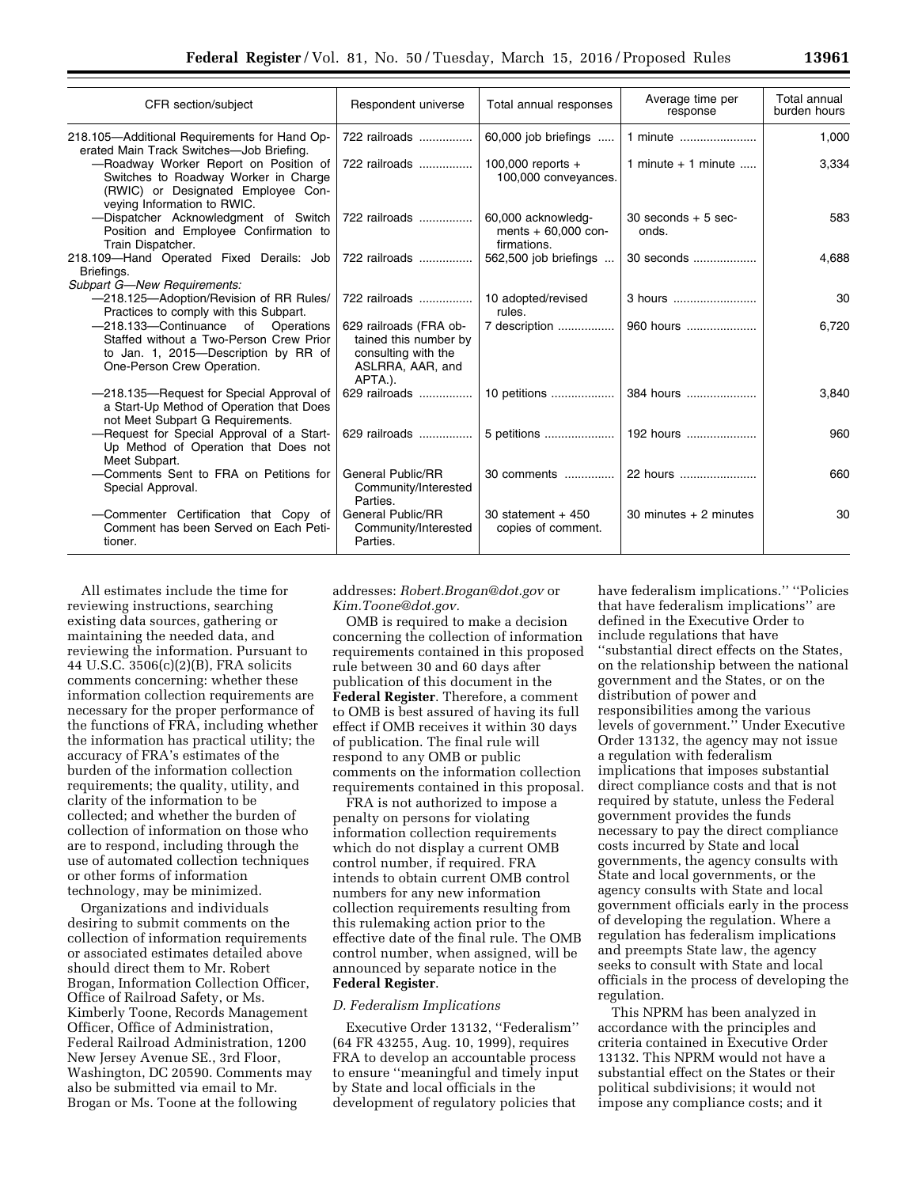| CFR section/subject | Respondent universe | Total annual responses | Average time per response | Total annual burden hours |
|---|---|---|---|---|
| 218.105—Additional Requirements for Hand Operated Main Track Switches—Job Briefing. | 722 railroads | 60,000 job briefings | 1 minute | 1,000 |
| —Roadway Worker Report on Position of Switches to Roadway Worker in Charge (RWIC) or Designated Employee Conveying Information to RWIC. | 722 railroads | 100,000 reports + 100,000 conveyances. | 1 minute + 1 minute | 3,334 |
| —Dispatcher Acknowledgment of Switch Position and Employee Confirmation to Train Dispatcher. | 722 railroads | 60,000 acknowledgments + 60,000 confirmations. | 30 seconds + 5 seconds. | 583 |
| 218.109—Hand Operated Fixed Derails: Job Briefings. | 722 railroads | 562,500 job briefings | 30 seconds | 4,688 |
| *Subpart G—New Requirements:* | | | | |
| —218.125—Adoption/Revision of RR Rules/Practices to comply with this Subpart. | 722 railroads | 10 adopted/revised rules. | 3 hours | 30 |
| —218.133—Continuance of Operations Staffed without a Two-Person Crew Prior to Jan. 1, 2015—Description by RR of One-Person Crew Operation. | 629 railroads (FRA obtained this number by consulting with the ASLRRA, AAR, and APTA.). | 7 description | 960 hours | 6,720 |
| —218.135—Request for Special Approval of a Start-Up Method of Operation that Does not Meet Subpart G Requirements. | 629 railroads | 10 petitions | 384 hours | 3,840 |
| —Request for Special Approval of a Start-Up Method of Operation that Does not Meet Subpart. | 629 railroads | 5 petitions | 192 hours | 960 |
| —Comments Sent to FRA on Petitions for Special Approval. | General Public/RR Community/Interested Parties. | 30 comments | 22 hours | 660 |
| —Commenter Certification that Copy of Comment has been Served on Each Petitioner. | General Public/RR Community/Interested Parties. | 30 statement + 450 copies of comment. | 30 minutes + 2 minutes | 30 |

All estimates include the time for reviewing instructions, searching existing data sources, gathering or maintaining the needed data, and reviewing the information. Pursuant to 44 U.S.C. 3506(c)(2)(B), FRA solicits comments concerning: whether these information collection requirements are necessary for the proper performance of the functions of FRA, including whether the information has practical utility; the accuracy of FRA's estimates of the burden of the information collection requirements; the quality, utility, and clarity of the information to be collected; and whether the burden of collection of information on those who are to respond, including through the use of automated collection techniques or other forms of information technology, may be minimized.

Organizations and individuals desiring to submit comments on the collection of information requirements or associated estimates detailed above should direct them to Mr. Robert Brogan, Information Collection Officer, Office of Railroad Safety, or Ms. Kimberly Toone, Records Management Officer, Office of Administration, Federal Railroad Administration, 1200 New Jersey Avenue SE., 3rd Floor, Washington, DC 20590. Comments may also be submitted via email to Mr. Brogan or Ms. Toone at the following addresses: *Robert.Brogan@dot.gov* or *Kim.Toone@dot.gov.*

OMB is required to make a decision concerning the collection of information requirements contained in this proposed rule between 30 and 60 days after publication of this document in the **Federal Register**. Therefore, a comment to OMB is best assured of having its full effect if OMB receives it within 30 days of publication. The final rule will respond to any OMB or public comments on the information collection requirements contained in this proposal.

FRA is not authorized to impose a penalty on persons for violating information collection requirements which do not display a current OMB control number, if required. FRA intends to obtain current OMB control numbers for any new information collection requirements resulting from this rulemaking action prior to the effective date of the final rule. The OMB control number, when assigned, will be announced by separate notice in the **Federal Register**.

*D. Federalism Implications*

Executive Order 13132, ''Federalism'' (64 FR 43255, Aug. 10, 1999), requires FRA to develop an accountable process to ensure ''meaningful and timely input by State and local officials in the development of regulatory policies that have federalism implications.'' ''Policies that have federalism implications'' are defined in the Executive Order to include regulations that have ''substantial direct effects on the States, on the relationship between the national government and the States, or on the distribution of power and responsibilities among the various levels of government.'' Under Executive Order 13132, the agency may not issue a regulation with federalism implications that imposes substantial direct compliance costs and that is not required by statute, unless the Federal government provides the funds necessary to pay the direct compliance costs incurred by State and local governments, the agency consults with State and local governments, or the agency consults with State and local government officials early in the process of developing the regulation. Where a regulation has federalism implications and preempts State law, the agency seeks to consult with State and local officials in the process of developing the regulation.

This NPRM has been analyzed in accordance with the principles and criteria contained in Executive Order 13132. This NPRM would not have a substantial effect on the States or their political subdivisions; it would not impose any compliance costs; and it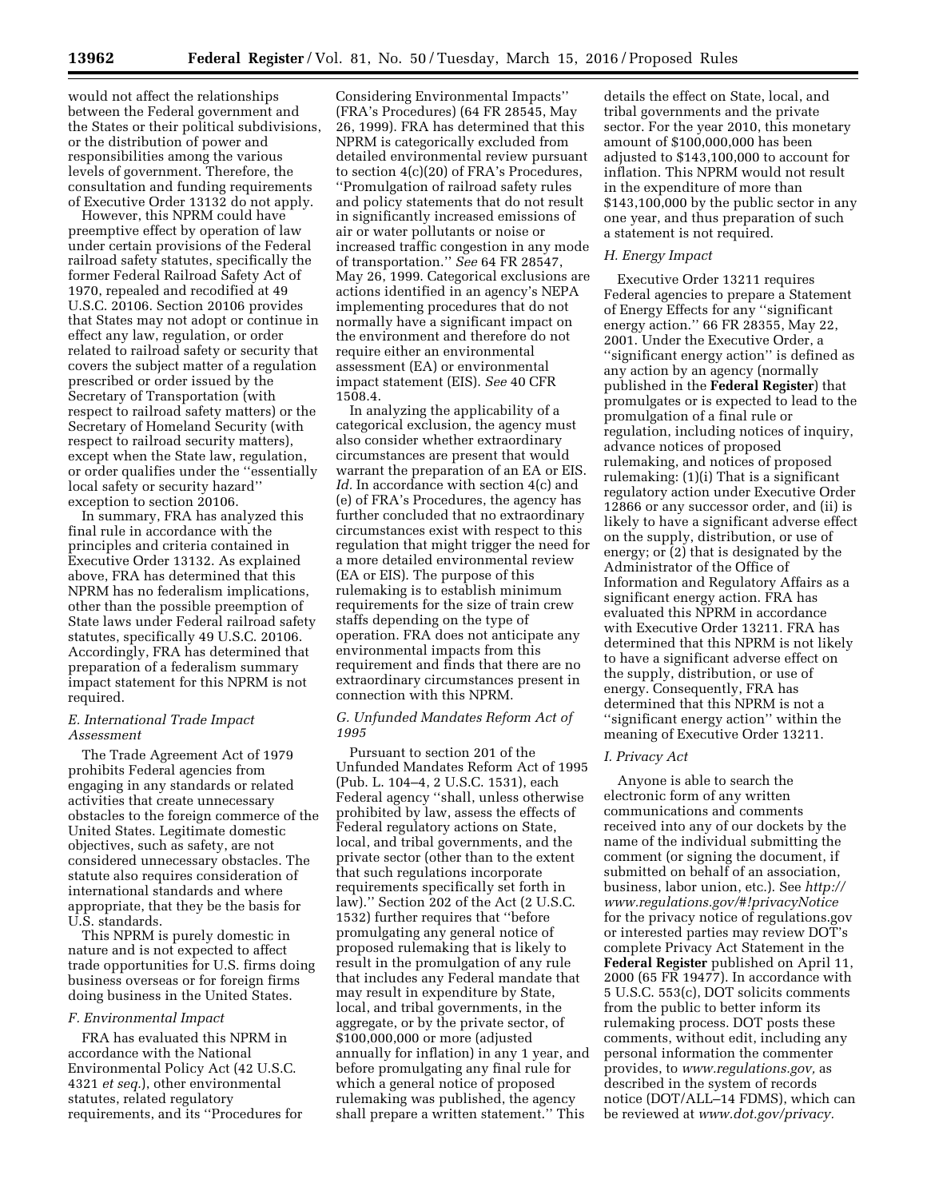would not affect the relationships between the Federal government and the States or their political subdivisions, or the distribution of power and responsibilities among the various levels of government. Therefore, the consultation and funding requirements of Executive Order 13132 do not apply.

However, this NPRM could have preemptive effect by operation of law under certain provisions of the Federal railroad safety statutes, specifically the former Federal Railroad Safety Act of 1970, repealed and recodified at 49 U.S.C. 20106. Section 20106 provides that States may not adopt or continue in effect any law, regulation, or order related to railroad safety or security that covers the subject matter of a regulation prescribed or order issued by the Secretary of Transportation (with respect to railroad safety matters) or the Secretary of Homeland Security (with respect to railroad security matters), except when the State law, regulation, or order qualifies under the ''essentially local safety or security hazard'' exception to section 20106.

In summary, FRA has analyzed this final rule in accordance with the principles and criteria contained in Executive Order 13132. As explained above, FRA has determined that this NPRM has no federalism implications, other than the possible preemption of State laws under Federal railroad safety statutes, specifically 49 U.S.C. 20106. Accordingly, FRA has determined that preparation of a federalism summary impact statement for this NPRM is not required.

### *E. International Trade Impact Assessment*

The Trade Agreement Act of 1979 prohibits Federal agencies from engaging in any standards or related activities that create unnecessary obstacles to the foreign commerce of the United States. Legitimate domestic objectives, such as safety, are not considered unnecessary obstacles. The statute also requires consideration of international standards and where appropriate, that they be the basis for U.S. standards.

This NPRM is purely domestic in nature and is not expected to affect trade opportunities for U.S. firms doing business overseas or for foreign firms doing business in the United States.

### *F. Environmental Impact*

FRA has evaluated this NPRM in accordance with the National Environmental Policy Act (42 U.S.C. 4321 *et seq.*), other environmental statutes, related regulatory requirements, and its ''Procedures for Considering Environmental Impacts'' (FRA's Procedures) (64 FR 28545, May 26, 1999). FRA has determined that this NPRM is categorically excluded from detailed environmental review pursuant to section 4(c)(20) of FRA's Procedures, ''Promulgation of railroad safety rules and policy statements that do not result in significantly increased emissions of air or water pollutants or noise or increased traffic congestion in any mode of transportation.'' *See* 64 FR 28547, May 26, 1999. Categorical exclusions are actions identified in an agency's NEPA implementing procedures that do not normally have a significant impact on the environment and therefore do not require either an environmental assessment (EA) or environmental impact statement (EIS). *See* 40 CFR 1508.4.

In analyzing the applicability of a categorical exclusion, the agency must also consider whether extraordinary circumstances are present that would warrant the preparation of an EA or EIS. *Id.* In accordance with section 4(c) and (e) of FRA's Procedures, the agency has further concluded that no extraordinary circumstances exist with respect to this regulation that might trigger the need for a more detailed environmental review (EA or EIS). The purpose of this rulemaking is to establish minimum requirements for the size of train crew staffs depending on the type of operation. FRA does not anticipate any environmental impacts from this requirement and finds that there are no extraordinary circumstances present in connection with this NPRM.

### *G. Unfunded Mandates Reform Act of 1995*

Pursuant to section 201 of the Unfunded Mandates Reform Act of 1995 (Pub. L. 104–4, 2 U.S.C. 1531), each Federal agency ''shall, unless otherwise prohibited by law, assess the effects of Federal regulatory actions on State, local, and tribal governments, and the private sector (other than to the extent that such regulations incorporate requirements specifically set forth in law).'' Section 202 of the Act (2 U.S.C. 1532) further requires that ''before promulgating any general notice of proposed rulemaking that is likely to result in the promulgation of any rule that includes any Federal mandate that may result in expenditure by State, local, and tribal governments, in the aggregate, or by the private sector, of $100,000,000 or more (adjusted annually for inflation) in any 1 year, and before promulgating any final rule for which a general notice of proposed rulemaking was published, the agency shall prepare a written statement.'' This details the effect on State, local, and tribal governments and the private sector. For the year 2010, this monetary amount of $100,000,000 has been adjusted to $143,100,000 to account for inflation. This NPRM would not result in the expenditure of more than $143,100,000 by the public sector in any one year, and thus preparation of such a statement is not required.

### *H. Energy Impact*

Executive Order 13211 requires Federal agencies to prepare a Statement of Energy Effects for any ''significant energy action.'' 66 FR 28355, May 22, 2001. Under the Executive Order, a ''significant energy action'' is defined as any action by an agency (normally published in the **Federal Register**) that promulgates or is expected to lead to the promulgation of a final rule or regulation, including notices of inquiry, advance notices of proposed rulemaking, and notices of proposed rulemaking: (1)(i) That is a significant regulatory action under Executive Order 12866 or any successor order, and (ii) is likely to have a significant adverse effect on the supply, distribution, or use of energy; or (2) that is designated by the Administrator of the Office of Information and Regulatory Affairs as a significant energy action. FRA has evaluated this NPRM in accordance with Executive Order 13211. FRA has determined that this NPRM is not likely to have a significant adverse effect on the supply, distribution, or use of energy. Consequently, FRA has determined that this NPRM is not a ''significant energy action'' within the meaning of Executive Order 13211.

### *I. Privacy Act*

Anyone is able to search the electronic form of any written communications and comments received into any of our dockets by the name of the individual submitting the comment (or signing the document, if submitted on behalf of an association, business, labor union, etc.). See *http://www.regulations.gov/#!privacyNotice* for the privacy notice of regulations.gov or interested parties may review DOT's complete Privacy Act Statement in the **Federal Register** published on April 11, 2000 (65 FR 19477). In accordance with 5 U.S.C. 553(c), DOT solicits comments from the public to better inform its rulemaking process. DOT posts these comments, without edit, including any personal information the commenter provides, to *www.regulations.gov,* as described in the system of records notice (DOT/ALL–14 FDMS), which can be reviewed at *www.dot.gov/privacy.*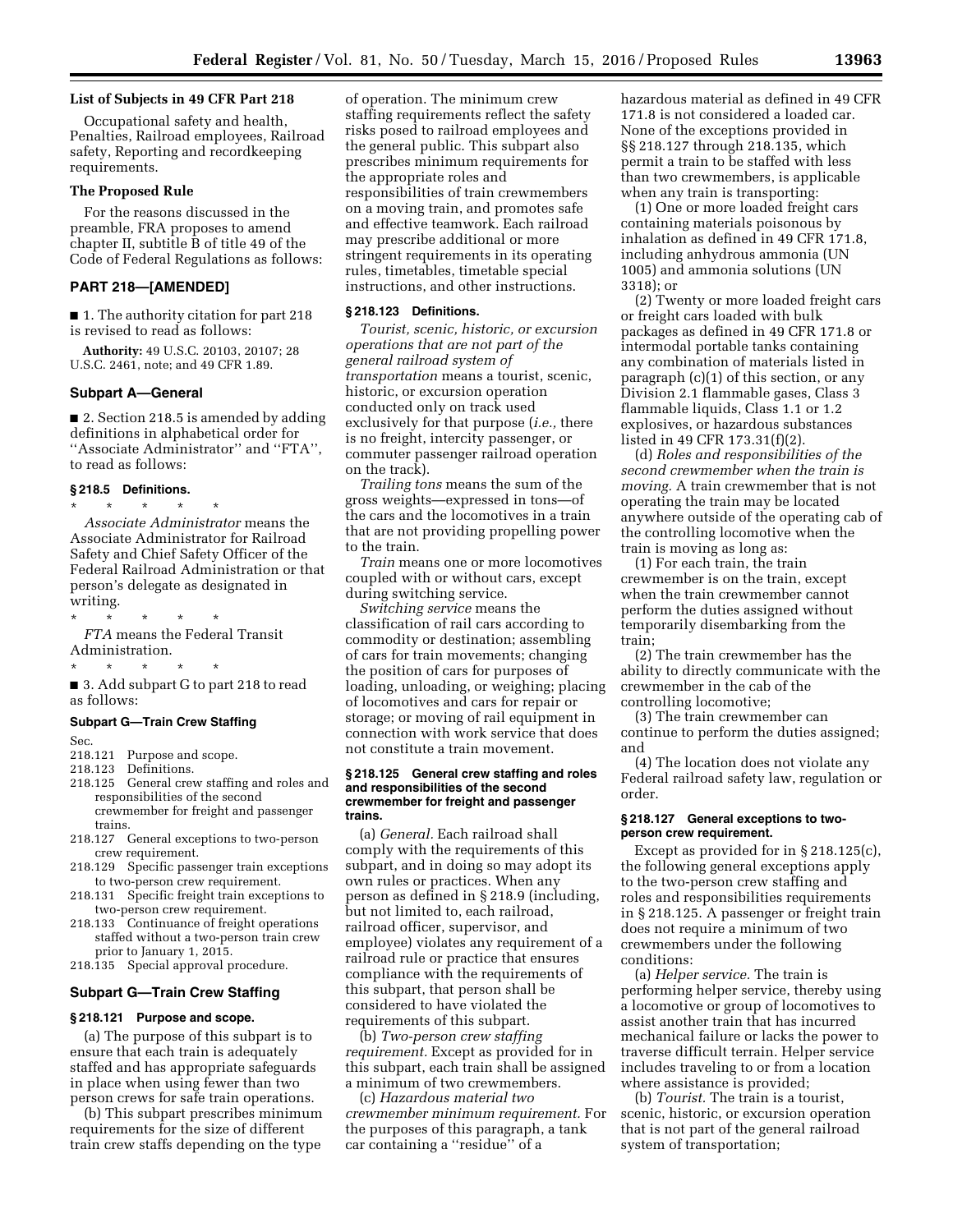**List of Subjects in 49 CFR Part 218**

Occupational safety and health, Penalties, Railroad employees, Railroad safety, Reporting and recordkeeping requirements.

**The Proposed Rule**

For the reasons discussed in the preamble, FRA proposes to amend chapter II, subtitle B of title 49 of the Code of Federal Regulations as follows:

## PART 218—[AMENDED]

■ 1. The authority citation for part 218 is revised to read as follows:

**Authority:** 49 U.S.C. 20103, 20107; 28 U.S.C. 2461, note; and 49 CFR 1.89.

## Subpart A—General

■ 2. Section 218.5 is amended by adding definitions in alphabetical order for ''Associate Administrator'' and ''FTA'', to read as follows:

### § 218.5 Definitions.

\* \* \* \* \*

*Associate Administrator* means the Associate Administrator for Railroad Safety and Chief Safety Officer of the Federal Railroad Administration or that person's delegate as designated in writing.

\* \* \* \* \*

*FTA* means the Federal Transit Administration.

\* \* \* \* \*

■ 3. Add subpart G to part 218 to read as follows:

### Subpart G—Train Crew Staffing

Sec.
218.121 Purpose and scope.
218.123 Definitions.
218.125 General crew staffing and roles and responsibilities of the second crewmember for freight and passenger trains.
218.127 General exceptions to two-person crew requirement.
218.129 Specific passenger train exceptions to two-person crew requirement.
218.131 Specific freight train exceptions to two-person crew requirement.
218.133 Continuance of freight operations staffed without a two-person train crew prior to January 1, 2015.
218.135 Special approval procedure.

## Subpart G—Train Crew Staffing

### § 218.121 Purpose and scope.

(a) The purpose of this subpart is to ensure that each train is adequately staffed and has appropriate safeguards in place when using fewer than two person crews for safe train operations.

(b) This subpart prescribes minimum requirements for the size of different train crew staffs depending on the type of operation. The minimum crew staffing requirements reflect the safety risks posed to railroad employees and the general public. This subpart also prescribes minimum requirements for the appropriate roles and responsibilities of train crewmembers on a moving train, and promotes safe and effective teamwork. Each railroad may prescribe additional or more stringent requirements in its operating rules, timetables, timetable special instructions, and other instructions.

### § 218.123 Definitions.

*Tourist, scenic, historic, or excursion operations that are not part of the general railroad system of transportation* means a tourist, scenic, historic, or excursion operation conducted only on track used exclusively for that purpose (*i.e.,* there is no freight, intercity passenger, or commuter passenger railroad operation on the track).

*Trailing tons* means the sum of the gross weights—expressed in tons—of the cars and the locomotives in a train that are not providing propelling power to the train.

*Train* means one or more locomotives coupled with or without cars, except during switching service.

*Switching service* means the classification of rail cars according to commodity or destination; assembling of cars for train movements; changing the position of cars for purposes of loading, unloading, or weighing; placing of locomotives and cars for repair or storage; or moving of rail equipment in connection with work service that does not constitute a train movement.

### § 218.125 General crew staffing and roles and responsibilities of the second crewmember for freight and passenger trains.

(a) *General.* Each railroad shall comply with the requirements of this subpart, and in doing so may adopt its own rules or practices. When any person as defined in § 218.9 (including, but not limited to, each railroad, railroad officer, supervisor, and employee) violates any requirement of a railroad rule or practice that ensures compliance with the requirements of this subpart, that person shall be considered to have violated the requirements of this subpart.

(b) *Two-person crew staffing requirement.* Except as provided for in this subpart, each train shall be assigned a minimum of two crewmembers.

(c) *Hazardous material two crewmember minimum requirement.* For the purposes of this paragraph, a tank car containing a ''residue'' of a hazardous material as defined in 49 CFR 171.8 is not considered a loaded car. None of the exceptions provided in §§ 218.127 through 218.135, which permit a train to be staffed with less than two crewmembers, is applicable when any train is transporting:

(1) One or more loaded freight cars containing materials poisonous by inhalation as defined in 49 CFR 171.8, including anhydrous ammonia (UN 1005) and ammonia solutions (UN 3318); or

(2) Twenty or more loaded freight cars or freight cars loaded with bulk packages as defined in 49 CFR 171.8 or intermodal portable tanks containing any combination of materials listed in paragraph (c)(1) of this section, or any Division 2.1 flammable gases, Class 3 flammable liquids, Class 1.1 or 1.2 explosives, or hazardous substances listed in 49 CFR 173.31(f)(2).

(d) *Roles and responsibilities of the second crewmember when the train is moving.* A train crewmember that is not operating the train may be located anywhere outside of the operating cab of the controlling locomotive when the train is moving as long as:

(1) For each train, the train crewmember is on the train, except when the train crewmember cannot perform the duties assigned without temporarily disembarking from the train;

(2) The train crewmember has the ability to directly communicate with the crewmember in the cab of the controlling locomotive;

(3) The train crewmember can continue to perform the duties assigned; and

(4) The location does not violate any Federal railroad safety law, regulation or order.

### § 218.127 General exceptions to two-person crew requirement.

Except as provided for in § 218.125(c), the following general exceptions apply to the two-person crew staffing and roles and responsibilities requirements in § 218.125. A passenger or freight train does not require a minimum of two crewmembers under the following conditions:

(a) *Helper service.* The train is performing helper service, thereby using a locomotive or group of locomotives to assist another train that has incurred mechanical failure or lacks the power to traverse difficult terrain. Helper service includes traveling to or from a location where assistance is provided;

(b) *Tourist.* The train is a tourist, scenic, historic, or excursion operation that is not part of the general railroad system of transportation;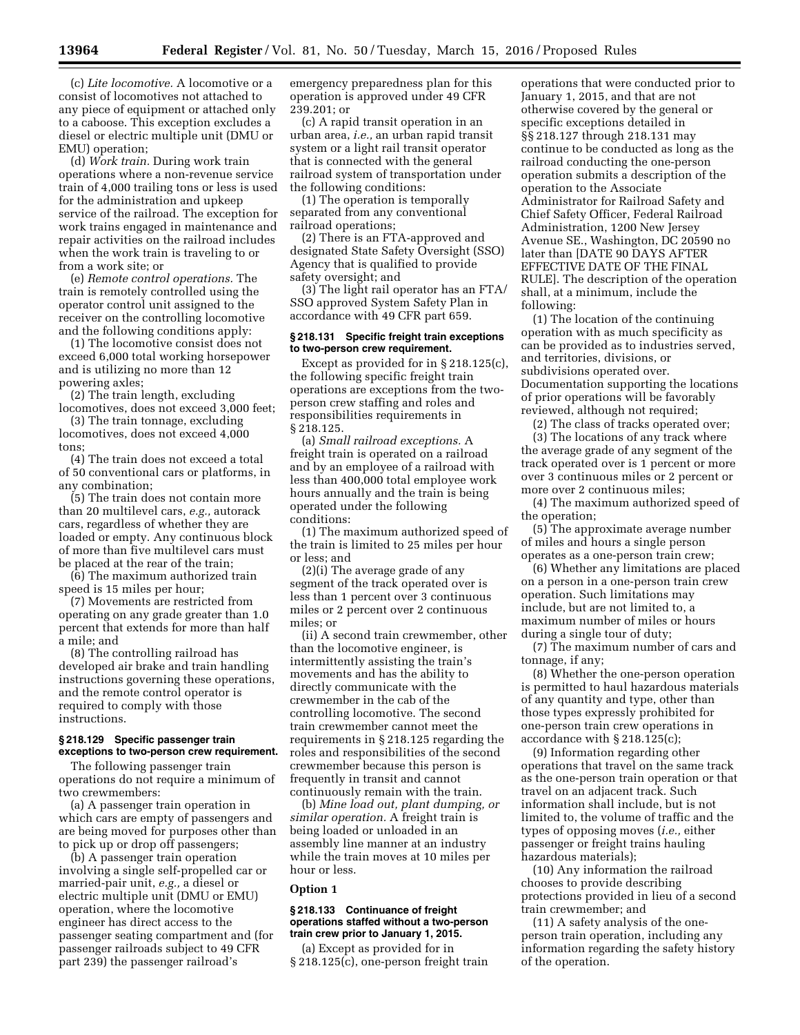(c) *Lite locomotive.* A locomotive or a consist of locomotives not attached to any piece of equipment or attached only to a caboose. This exception excludes a diesel or electric multiple unit (DMU or EMU) operation;

(d) *Work train.* During work train operations where a non-revenue service train of 4,000 trailing tons or less is used for the administration and upkeep service of the railroad. The exception for work trains engaged in maintenance and repair activities on the railroad includes when the work train is traveling to or from a work site; or

(e) *Remote control operations.* The train is remotely controlled using the operator control unit assigned to the receiver on the controlling locomotive and the following conditions apply:

(1) The locomotive consist does not exceed 6,000 total working horsepower and is utilizing no more than 12 powering axles;

(2) The train length, excluding locomotives, does not exceed 3,000 feet;

(3) The train tonnage, excluding locomotives, does not exceed 4,000 tons;

(4) The train does not exceed a total of 50 conventional cars or platforms, in any combination;

(5) The train does not contain more than 20 multilevel cars, *e.g.,* autorack cars, regardless of whether they are loaded or empty. Any continuous block of more than five multilevel cars must be placed at the rear of the train;

(6) The maximum authorized train speed is 15 miles per hour;

(7) Movements are restricted from operating on any grade greater than 1.0 percent that extends for more than half a mile; and

(8) The controlling railroad has developed air brake and train handling instructions governing these operations, and the remote control operator is required to comply with those instructions.

#### § 218.129 Specific passenger train exceptions to two-person crew requirement.

The following passenger train operations do not require a minimum of two crewmembers:

(a) A passenger train operation in which cars are empty of passengers and are being moved for purposes other than to pick up or drop off passengers;

(b) A passenger train operation involving a single self-propelled car or married-pair unit, *e.g.,* a diesel or electric multiple unit (DMU or EMU) operation, where the locomotive engineer has direct access to the passenger seating compartment and (for passenger railroads subject to 49 CFR part 239) the passenger railroad's emergency preparedness plan for this operation is approved under 49 CFR 239.201; or

(c) A rapid transit operation in an urban area, *i.e.,* an urban rapid transit system or a light rail transit operator that is connected with the general railroad system of transportation under the following conditions:

(1) The operation is temporally separated from any conventional railroad operations;

(2) There is an FTA-approved and designated State Safety Oversight (SSO) Agency that is qualified to provide safety oversight; and

(3) The light rail operator has an FTA/SSO approved System Safety Plan in accordance with 49 CFR part 659.

#### § 218.131 Specific freight train exceptions to two-person crew requirement.

Except as provided for in § 218.125(c), the following specific freight train operations are exceptions from the two-person crew staffing and roles and responsibilities requirements in § 218.125.

(a) *Small railroad exceptions.* A freight train is operated on a railroad and by an employee of a railroad with less than 400,000 total employee work hours annually and the train is being operated under the following conditions:

(1) The maximum authorized speed of the train is limited to 25 miles per hour or less; and

(2)(i) The average grade of any segment of the track operated over is less than 1 percent over 3 continuous miles or 2 percent over 2 continuous miles; or

(ii) A second train crewmember, other than the locomotive engineer, is intermittently assisting the train's movements and has the ability to directly communicate with the crewmember in the cab of the controlling locomotive. The second train crewmember cannot meet the requirements in § 218.125 regarding the roles and responsibilities of the second crewmember because this person is frequently in transit and cannot continuously remain with the train.

(b) *Mine load out, plant dumping, or similar operation.* A freight train is being loaded or unloaded in an assembly line manner at an industry while the train moves at 10 miles per hour or less.

### Option 1

#### § 218.133 Continuance of freight operations staffed without a two-person train crew prior to January 1, 2015.

(a) Except as provided for in § 218.125(c), one-person freight train operations that were conducted prior to January 1, 2015, and that are not otherwise covered by the general or specific exceptions detailed in §§ 218.127 through 218.131 may continue to be conducted as long as the railroad conducting the one-person operation submits a description of the operation to the Associate Administrator for Railroad Safety and Chief Safety Officer, Federal Railroad Administration, 1200 New Jersey Avenue SE., Washington, DC 20590 no later than [DATE 90 DAYS AFTER EFFECTIVE DATE OF THE FINAL RULE]. The description of the operation shall, at a minimum, include the following:

(1) The location of the continuing operation with as much specificity as can be provided as to industries served, and territories, divisions, or subdivisions operated over. Documentation supporting the locations of prior operations will be favorably reviewed, although not required;

(2) The class of tracks operated over;

(3) The locations of any track where the average grade of any segment of the track operated over is 1 percent or more over 3 continuous miles or 2 percent or more over 2 continuous miles;

(4) The maximum authorized speed of the operation;

(5) The approximate average number of miles and hours a single person operates as a one-person train crew;

(6) Whether any limitations are placed on a person in a one-person train crew operation. Such limitations may include, but are not limited to, a maximum number of miles or hours during a single tour of duty;

(7) The maximum number of cars and tonnage, if any;

(8) Whether the one-person operation is permitted to haul hazardous materials of any quantity and type, other than those types expressly prohibited for one-person train crew operations in accordance with § 218.125(c);

(9) Information regarding other operations that travel on the same track as the one-person train operation or that travel on an adjacent track. Such information shall include, but is not limited to, the volume of traffic and the types of opposing moves (*i.e.,* either passenger or freight trains hauling hazardous materials);

(10) Any information the railroad chooses to provide describing protections provided in lieu of a second train crewmember; and

(11) A safety analysis of the one-person train operation, including any information regarding the safety history of the operation.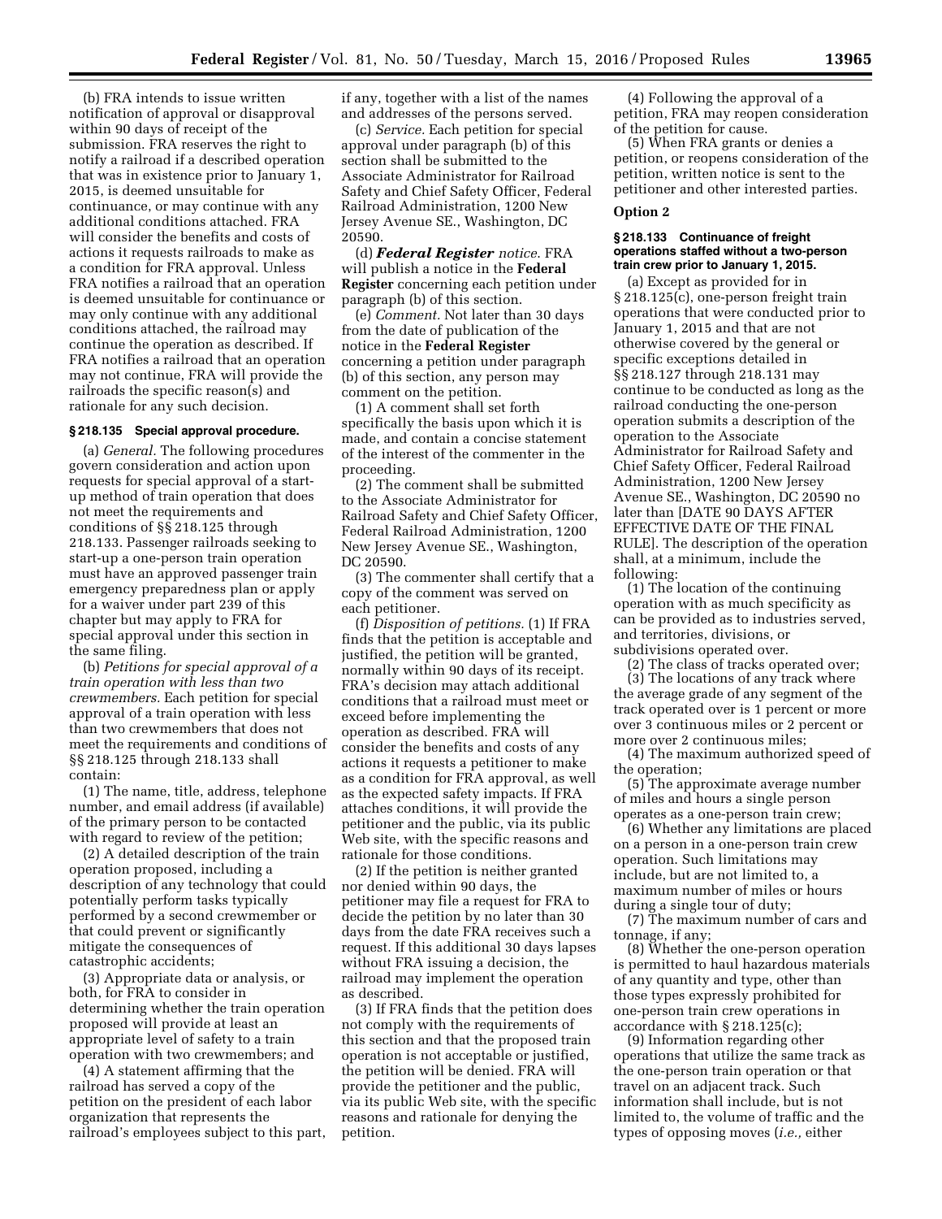(b) FRA intends to issue written notification of approval or disapproval within 90 days of receipt of the submission. FRA reserves the right to notify a railroad if a described operation that was in existence prior to January 1, 2015, is deemed unsuitable for continuance, or may continue with any additional conditions attached. FRA will consider the benefits and costs of actions it requests railroads to make as a condition for FRA approval. Unless FRA notifies a railroad that an operation is deemed unsuitable for continuance or may only continue with any additional conditions attached, the railroad may continue the operation as described. If FRA notifies a railroad that an operation may not continue, FRA will provide the railroads the specific reason(s) and rationale for any such decision.

#### § 218.135 Special approval procedure.

(a) *General.* The following procedures govern consideration and action upon requests for special approval of a start-up method of train operation that does not meet the requirements and conditions of §§ 218.125 through 218.133. Passenger railroads seeking to start-up a one-person train operation must have an approved passenger train emergency preparedness plan or apply for a waiver under part 239 of this chapter but may apply to FRA for special approval under this section in the same filing.

(b) *Petitions for special approval of a train operation with less than two crewmembers.* Each petition for special approval of a train operation with less than two crewmembers that does not meet the requirements and conditions of §§ 218.125 through 218.133 shall contain:

(1) The name, title, address, telephone number, and email address (if available) of the primary person to be contacted with regard to review of the petition;

(2) A detailed description of the train operation proposed, including a description of any technology that could potentially perform tasks typically performed by a second crewmember or that could prevent or significantly mitigate the consequences of catastrophic accidents;

(3) Appropriate data or analysis, or both, for FRA to consider in determining whether the train operation proposed will provide at least an appropriate level of safety to a train operation with two crewmembers; and

(4) A statement affirming that the railroad has served a copy of the petition on the president of each labor organization that represents the railroad's employees subject to this part, if any, together with a list of the names and addresses of the persons served.

(c) *Service.* Each petition for special approval under paragraph (b) of this section shall be submitted to the Associate Administrator for Railroad Safety and Chief Safety Officer, Federal Railroad Administration, 1200 New Jersey Avenue SE., Washington, DC 20590.

(d) ***Federal Register*** *notice.* FRA will publish a notice in the **Federal Register** concerning each petition under paragraph (b) of this section.

(e) *Comment.* Not later than 30 days from the date of publication of the notice in the **Federal Register** concerning a petition under paragraph (b) of this section, any person may comment on the petition.

(1) A comment shall set forth specifically the basis upon which it is made, and contain a concise statement of the interest of the commenter in the proceeding.

(2) The comment shall be submitted to the Associate Administrator for Railroad Safety and Chief Safety Officer, Federal Railroad Administration, 1200 New Jersey Avenue SE., Washington, DC 20590.

(3) The commenter shall certify that a copy of the comment was served on each petitioner.

(f) *Disposition of petitions.* (1) If FRA finds that the petition is acceptable and justified, the petition will be granted, normally within 90 days of its receipt. FRA's decision may attach additional conditions that a railroad must meet or exceed before implementing the operation as described. FRA will consider the benefits and costs of any actions it requests a petitioner to make as a condition for FRA approval, as well as the expected safety impacts. If FRA attaches conditions, it will provide the petitioner and the public, via its public Web site, with the specific reasons and rationale for those conditions.

(2) If the petition is neither granted nor denied within 90 days, the petitioner may file a request for FRA to decide the petition by no later than 30 days from the date FRA receives such a request. If this additional 30 days lapses without FRA issuing a decision, the railroad may implement the operation as described.

(3) If FRA finds that the petition does not comply with the requirements of this section and that the proposed train operation is not acceptable or justified, the petition will be denied. FRA will provide the petitioner and the public, via its public Web site, with the specific reasons and rationale for denying the petition.

(4) Following the approval of a petition, FRA may reopen consideration of the petition for cause.

(5) When FRA grants or denies a petition, or reopens consideration of the petition, written notice is sent to the petitioner and other interested parties.

### Option 2

#### § 218.133 Continuance of freight operations staffed without a two-person train crew prior to January 1, 2015.

(a) Except as provided for in § 218.125(c), one-person freight train operations that were conducted prior to January 1, 2015 and that are not otherwise covered by the general or specific exceptions detailed in §§ 218.127 through 218.131 may continue to be conducted as long as the railroad conducting the one-person operation submits a description of the operation to the Associate Administrator for Railroad Safety and Chief Safety Officer, Federal Railroad Administration, 1200 New Jersey Avenue SE., Washington, DC 20590 no later than [DATE 90 DAYS AFTER EFFECTIVE DATE OF THE FINAL RULE]. The description of the operation shall, at a minimum, include the following:

(1) The location of the continuing operation with as much specificity as can be provided as to industries served, and territories, divisions, or subdivisions operated over.

(2) The class of tracks operated over;

(3) The locations of any track where the average grade of any segment of the track operated over is 1 percent or more over 3 continuous miles or 2 percent or more over 2 continuous miles;

(4) The maximum authorized speed of the operation;

(5) The approximate average number of miles and hours a single person operates as a one-person train crew;

(6) Whether any limitations are placed on a person in a one-person train crew operation. Such limitations may include, but are not limited to, a maximum number of miles or hours during a single tour of duty;

(7) The maximum number of cars and tonnage, if any;

(8) Whether the one-person operation is permitted to haul hazardous materials of any quantity and type, other than those types expressly prohibited for one-person train crew operations in accordance with § 218.125(c);

(9) Information regarding other operations that utilize the same track as the one-person train operation or that travel on an adjacent track. Such information shall include, but is not limited to, the volume of traffic and the types of opposing moves (*i.e.,* either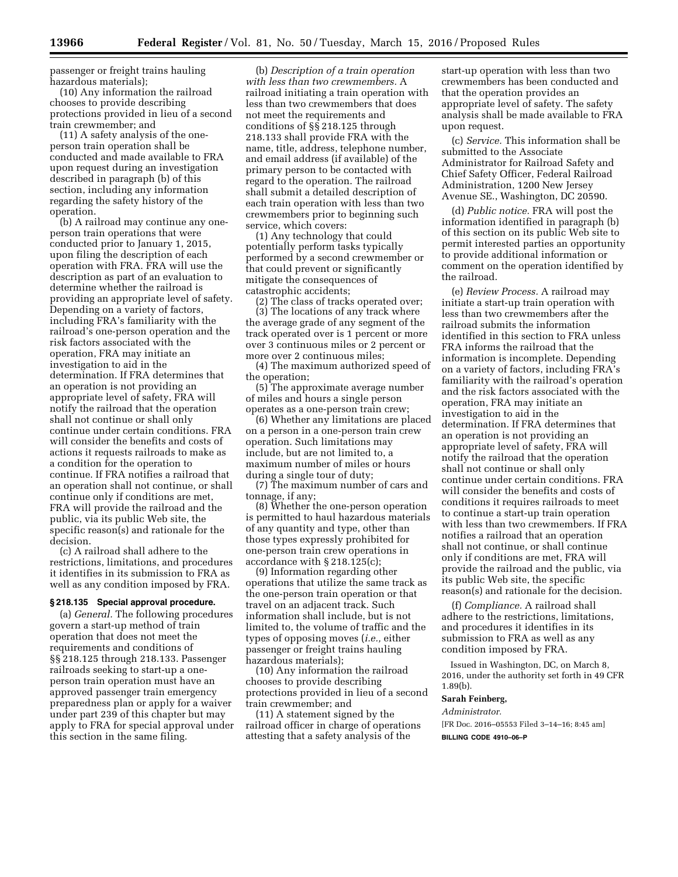passenger or freight trains hauling hazardous materials);

(10) Any information the railroad chooses to provide describing protections provided in lieu of a second train crewmember; and

(11) A safety analysis of the one-person train operation shall be conducted and made available to FRA upon request during an investigation described in paragraph (b) of this section, including any information regarding the safety history of the operation.

(b) A railroad may continue any one-person train operations that were conducted prior to January 1, 2015, upon filing the description of each operation with FRA. FRA will use the description as part of an evaluation to determine whether the railroad is providing an appropriate level of safety. Depending on a variety of factors, including FRA's familiarity with the railroad's one-person operation and the risk factors associated with the operation, FRA may initiate an investigation to aid in the determination. If FRA determines that an operation is not providing an appropriate level of safety, FRA will notify the railroad that the operation shall not continue or shall only continue under certain conditions. FRA will consider the benefits and costs of actions it requests railroads to make as a condition for the operation to continue. If FRA notifies a railroad that an operation shall not continue, or shall continue only if conditions are met, FRA will provide the railroad and the public, via its public Web site, the specific reason(s) and rationale for the decision.

(c) A railroad shall adhere to the restrictions, limitations, and procedures it identifies in its submission to FRA as well as any condition imposed by FRA.

### § 218.135 Special approval procedure.

(a) *General.* The following procedures govern a start-up method of train operation that does not meet the requirements and conditions of §§ 218.125 through 218.133. Passenger railroads seeking to start-up a one-person train operation must have an approved passenger train emergency preparedness plan or apply for a waiver under part 239 of this chapter but may apply to FRA for special approval under this section in the same filing.

(b) *Description of a train operation with less than two crewmembers.* A railroad initiating a train operation with less than two crewmembers that does not meet the requirements and conditions of §§ 218.125 through 218.133 shall provide FRA with the name, title, address, telephone number, and email address (if available) of the primary person to be contacted with regard to the operation. The railroad shall submit a detailed description of each train operation with less than two crewmembers prior to beginning such service, which covers:

(1) Any technology that could potentially perform tasks typically performed by a second crewmember or that could prevent or significantly mitigate the consequences of catastrophic accidents;

(2) The class of tracks operated over;

(3) The locations of any track where the average grade of any segment of the track operated over is 1 percent or more over 3 continuous miles or 2 percent or more over 2 continuous miles;

(4) The maximum authorized speed of the operation;

(5) The approximate average number of miles and hours a single person operates as a one-person train crew;

(6) Whether any limitations are placed on a person in a one-person train crew operation. Such limitations may include, but are not limited to, a maximum number of miles or hours during a single tour of duty;

(7) The maximum number of cars and tonnage, if any;

(8) Whether the one-person operation is permitted to haul hazardous materials of any quantity and type, other than those types expressly prohibited for one-person train crew operations in accordance with § 218.125(c);

(9) Information regarding other operations that utilize the same track as the one-person train operation or that travel on an adjacent track. Such information shall include, but is not limited to, the volume of traffic and the types of opposing moves (*i.e.,* either passenger or freight trains hauling hazardous materials);

(10) Any information the railroad chooses to provide describing protections provided in lieu of a second train crewmember; and

(11) A statement signed by the railroad officer in charge of operations attesting that a safety analysis of the start-up operation with less than two crewmembers has been conducted and that the operation provides an appropriate level of safety. The safety analysis shall be made available to FRA upon request.

(c) *Service.* This information shall be submitted to the Associate Administrator for Railroad Safety and Chief Safety Officer, Federal Railroad Administration, 1200 New Jersey Avenue SE., Washington, DC 20590.

(d) *Public notice.* FRA will post the information identified in paragraph (b) of this section on its public Web site to permit interested parties an opportunity to provide additional information or comment on the operation identified by the railroad.

(e) *Review Process.* A railroad may initiate a start-up train operation with less than two crewmembers after the railroad submits the information identified in this section to FRA unless FRA informs the railroad that the information is incomplete. Depending on a variety of factors, including FRA's familiarity with the railroad's operation and the risk factors associated with the operation, FRA may initiate an investigation to aid in the determination. If FRA determines that an operation is not providing an appropriate level of safety, FRA will notify the railroad that the operation shall not continue or shall only continue under certain conditions. FRA will consider the benefits and costs of conditions it requires railroads to meet to continue a start-up train operation with less than two crewmembers. If FRA notifies a railroad that an operation shall not continue, or shall continue only if conditions are met, FRA will provide the railroad and the public, via its public Web site, the specific reason(s) and rationale for the decision.

(f) *Compliance.* A railroad shall adhere to the restrictions, limitations, and procedures it identifies in its submission to FRA as well as any condition imposed by FRA.

Issued in Washington, DC, on March 8, 2016, under the authority set forth in 49 CFR 1.89(b).

**Sarah Feinberg,**

*Administrator.*

[FR Doc. 2016–05553 Filed 3–14–16; 8:45 am]

**BILLING CODE 4910–06–P**